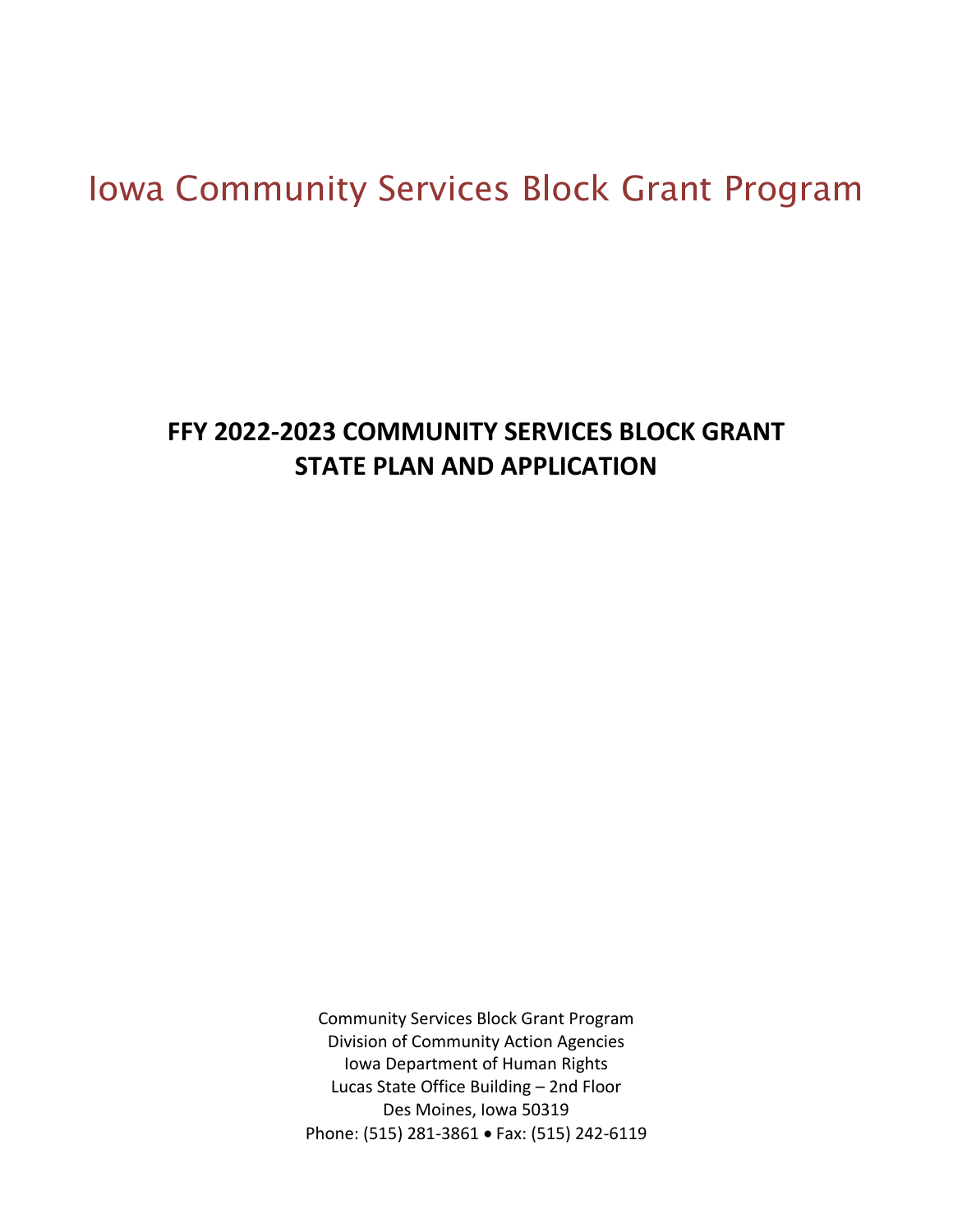# Iowa Community Services Block Grant Program

## FFY 2022-2023 COMMUNITY SERVICES BLOCK GRANT STATE PLAN AND APPLICATION

Community Services Block Grant Program
Division of Community Action Agencies
Iowa Department of Human Rights
Lucas State Office Building – 2nd Floor
Des Moines, Iowa 50319
Phone: (515) 281-3861 • Fax: (515) 242-6119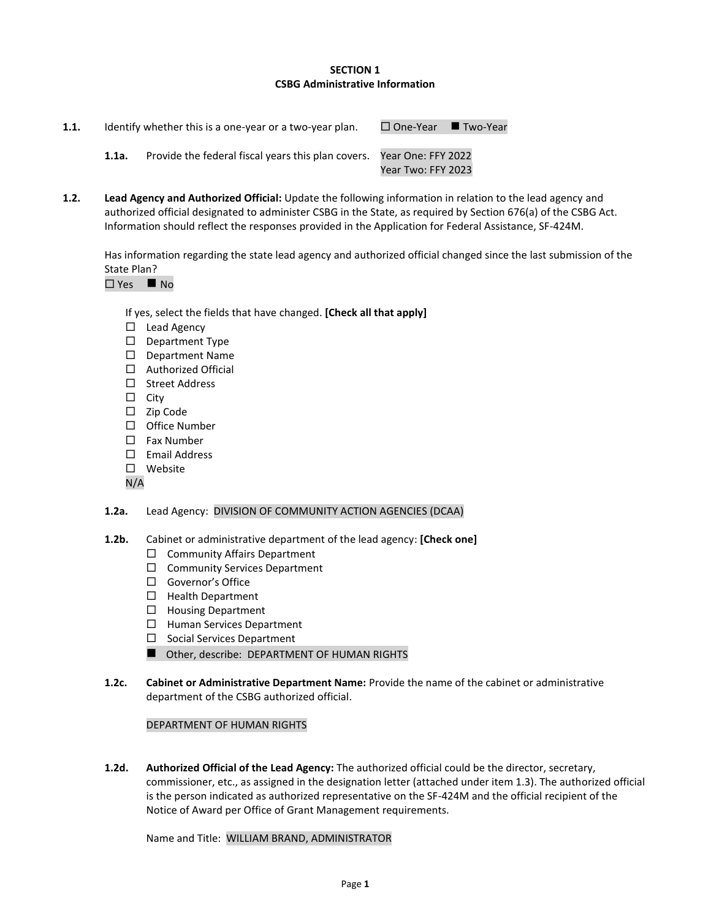**SECTION 1**
**CSBG Administrative Information**

**1.1.** Identify whether this is a one-year or a two-year plan. ☐ One-Year ■ Two-Year

**1.1a.** Provide the federal fiscal years this plan covers. Year One: FFY 2022
Year Two: FFY 2023

**1.2.** **Lead Agency and Authorized Official:** Update the following information in relation to the lead agency and authorized official designated to administer CSBG in the State, as required by Section 676(a) of the CSBG Act. Information should reflect the responses provided in the Application for Federal Assistance, SF-424M.

Has information regarding the state lead agency and authorized official changed since the last submission of the State Plan?
☐ Yes ■ No

If yes, select the fields that have changed. **[Check all that apply]**

- ☐ Lead Agency
- ☐ Department Type
- ☐ Department Name
- ☐ Authorized Official
- ☐ Street Address
- ☐ City
- ☐ Zip Code
- ☐ Office Number
- ☐ Fax Number
- ☐ Email Address
- ☐ Website

N/A

**1.2a.** Lead Agency: DIVISION OF COMMUNITY ACTION AGENCIES (DCAA)

**1.2b.** Cabinet or administrative department of the lead agency: **[Check one]**

- ☐ Community Affairs Department
- ☐ Community Services Department
- ☐ Governor's Office
- ☐ Health Department
- ☐ Housing Department
- ☐ Human Services Department
- ☐ Social Services Department
- ■ Other, describe: DEPARTMENT OF HUMAN RIGHTS

**1.2c.** **Cabinet or Administrative Department Name:** Provide the name of the cabinet or administrative department of the CSBG authorized official.

DEPARTMENT OF HUMAN RIGHTS

**1.2d.** **Authorized Official of the Lead Agency:** The authorized official could be the director, secretary, commissioner, etc., as assigned in the designation letter (attached under item 1.3). The authorized official is the person indicated as authorized representative on the SF-424M and the official recipient of the Notice of Award per Office of Grant Management requirements.

Name and Title: WILLIAM BRAND, ADMINISTRATOR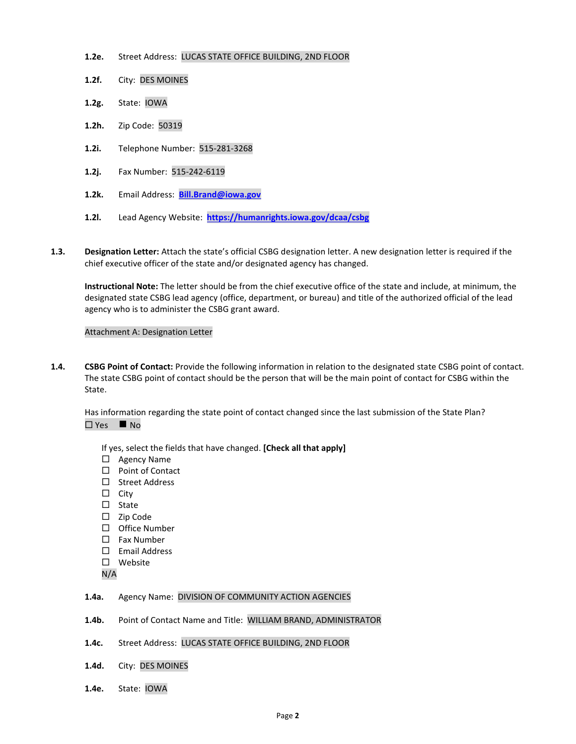**1.2e.** Street Address: LUCAS STATE OFFICE BUILDING, 2ND FLOOR

**1.2f.** City: DES MOINES

**1.2g.** State: IOWA

**1.2h.** Zip Code: 50319

**1.2i.** Telephone Number: 515-281-3268

**1.2j.** Fax Number: 515-242-6119

**1.2k.** Email Address: **Bill.Brand@iowa.gov**

**1.2l.** Lead Agency Website: **https://humanrights.iowa.gov/dcaa/csbg**

**1.3.** **Designation Letter:** Attach the state's official CSBG designation letter. A new designation letter is required if the chief executive officer of the state and/or designated agency has changed.

**Instructional Note:** The letter should be from the chief executive office of the state and include, at minimum, the designated state CSBG lead agency (office, department, or bureau) and title of the authorized official of the lead agency who is to administer the CSBG grant award.

Attachment A: Designation Letter

**1.4.** **CSBG Point of Contact:** Provide the following information in relation to the designated state CSBG point of contact. The state CSBG point of contact should be the person that will be the main point of contact for CSBG within the State.

Has information regarding the state point of contact changed since the last submission of the State Plan?

☐ Yes ■ No

If yes, select the fields that have changed. **[Check all that apply]**

- ☐ Agency Name
- ☐ Point of Contact
- ☐ Street Address
- ☐ City
- ☐ State
- ☐ Zip Code
- ☐ Office Number
- ☐ Fax Number
- ☐ Email Address
- ☐ Website

N/A

**1.4a.** Agency Name: DIVISION OF COMMUNITY ACTION AGENCIES

**1.4b.** Point of Contact Name and Title: WILLIAM BRAND, ADMINISTRATOR

**1.4c.** Street Address: LUCAS STATE OFFICE BUILDING, 2ND FLOOR

**1.4d.** City: DES MOINES

**1.4e.** State: IOWA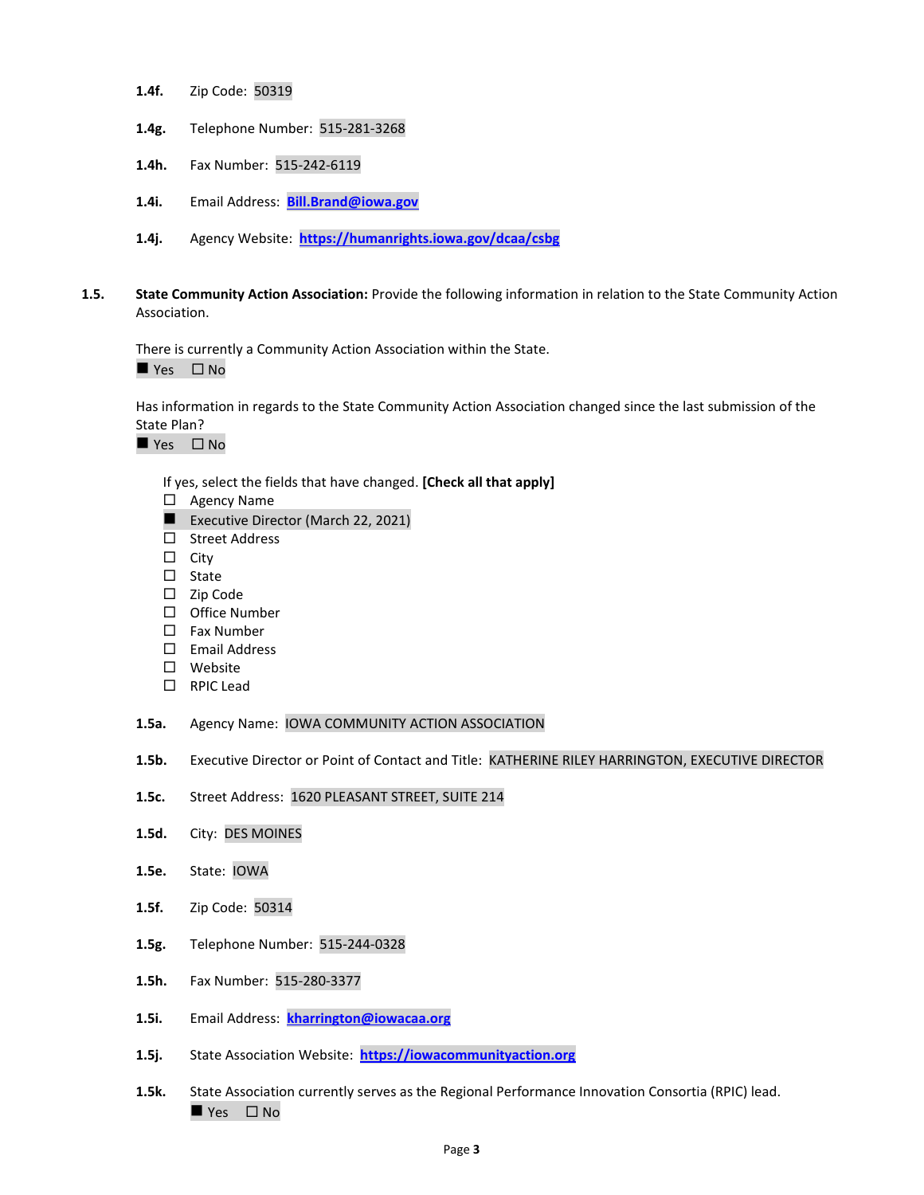**1.4f.** Zip Code: 50319

**1.4g.** Telephone Number: 515-281-3268

**1.4h.** Fax Number: 515-242-6119

**1.4i.** Email Address: **Bill.Brand@iowa.gov**

**1.4j.** Agency Website: **https://humanrights.iowa.gov/dcaa/csbg**

**1.5. State Community Action Association:** Provide the following information in relation to the State Community Action Association.

There is currently a Community Action Association within the State.

■ Yes ☐ No

Has information in regards to the State Community Action Association changed since the last submission of the State Plan?

■ Yes ☐ No

If yes, select the fields that have changed. **[Check all that apply]**

- ☐ Agency Name
- ■ Executive Director (March 22, 2021)
- ☐ Street Address
- ☐ City
- ☐ State
- ☐ Zip Code
- ☐ Office Number
- ☐ Fax Number
- ☐ Email Address
- ☐ Website
- ☐ RPIC Lead

**1.5a.** Agency Name: IOWA COMMUNITY ACTION ASSOCIATION

**1.5b.** Executive Director or Point of Contact and Title: KATHERINE RILEY HARRINGTON, EXECUTIVE DIRECTOR

**1.5c.** Street Address: 1620 PLEASANT STREET, SUITE 214

**1.5d.** City: DES MOINES

**1.5e.** State: IOWA

**1.5f.** Zip Code: 50314

**1.5g.** Telephone Number: 515-244-0328

**1.5h.** Fax Number: 515-280-3377

**1.5i.** Email Address: **kharrington@iowacaa.org**

**1.5j.** State Association Website: **https://iowacommunityaction.org**

**1.5k.** State Association currently serves as the Regional Performance Innovation Consortia (RPIC) lead.

■ Yes ☐ No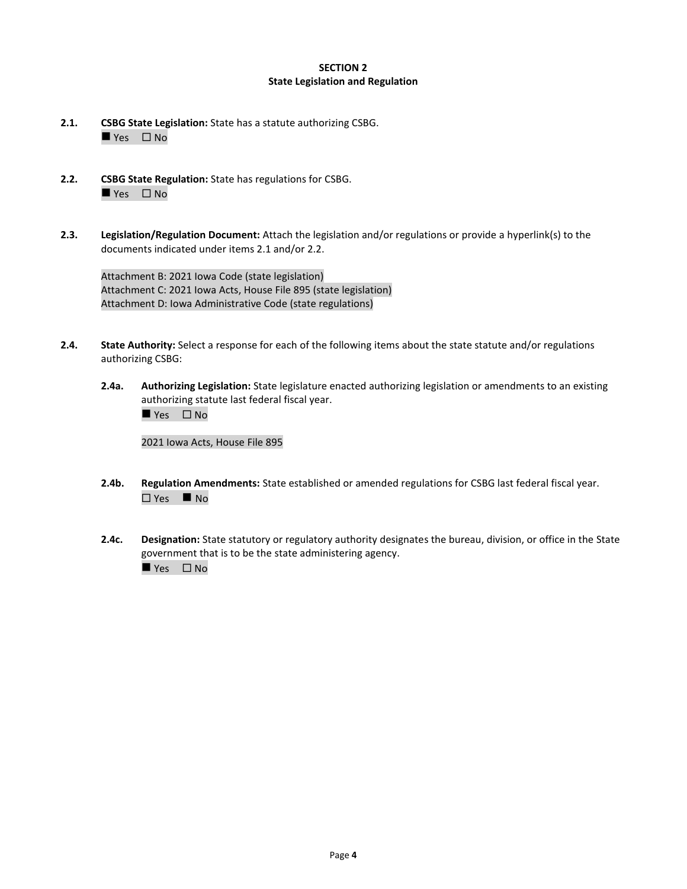# SECTION 2
## State Legislation and Regulation

**2.1. CSBG State Legislation:** State has a statute authorizing CSBG.
■ Yes ☐ No

**2.2. CSBG State Regulation:** State has regulations for CSBG.
■ Yes ☐ No

**2.3. Legislation/Regulation Document:** Attach the legislation and/or regulations or provide a hyperlink(s) to the documents indicated under items 2.1 and/or 2.2.

Attachment B: 2021 Iowa Code (state legislation)
Attachment C: 2021 Iowa Acts, House File 895 (state legislation)
Attachment D: Iowa Administrative Code (state regulations)

**2.4. State Authority:** Select a response for each of the following items about the state statute and/or regulations authorizing CSBG:

**2.4a. Authorizing Legislation:** State legislature enacted authorizing legislation or amendments to an existing authorizing statute last federal fiscal year.
■ Yes ☐ No

2021 Iowa Acts, House File 895

**2.4b. Regulation Amendments:** State established or amended regulations for CSBG last federal fiscal year.
☐ Yes ■ No

**2.4c. Designation:** State statutory or regulatory authority designates the bureau, division, or office in the State government that is to be the state administering agency.
■ Yes ☐ No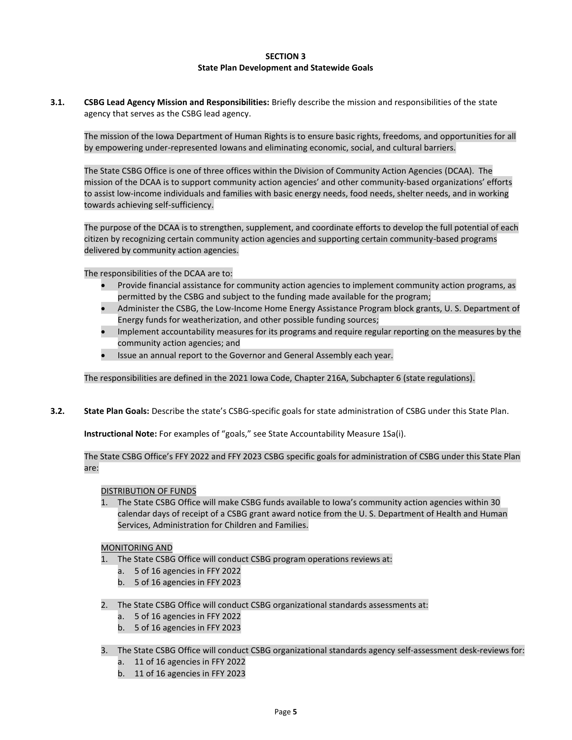## SECTION 3
## State Plan Development and Statewide Goals

**3.1. CSBG Lead Agency Mission and Responsibilities:** Briefly describe the mission and responsibilities of the state agency that serves as the CSBG lead agency.

The mission of the Iowa Department of Human Rights is to ensure basic rights, freedoms, and opportunities for all by empowering under-represented Iowans and eliminating economic, social, and cultural barriers.

The State CSBG Office is one of three offices within the Division of Community Action Agencies (DCAA). The mission of the DCAA is to support community action agencies' and other community-based organizations' efforts to assist low-income individuals and families with basic energy needs, food needs, shelter needs, and in working towards achieving self-sufficiency.

The purpose of the DCAA is to strengthen, supplement, and coordinate efforts to develop the full potential of each citizen by recognizing certain community action agencies and supporting certain community-based programs delivered by community action agencies.

The responsibilities of the DCAA are to:

- Provide financial assistance for community action agencies to implement community action programs, as permitted by the CSBG and subject to the funding made available for the program;
- Administer the CSBG, the Low-Income Home Energy Assistance Program block grants, U. S. Department of Energy funds for weatherization, and other possible funding sources;
- Implement accountability measures for its programs and require regular reporting on the measures by the community action agencies; and
- Issue an annual report to the Governor and General Assembly each year.

The responsibilities are defined in the 2021 Iowa Code, Chapter 216A, Subchapter 6 (state regulations).

**3.2. State Plan Goals:** Describe the state's CSBG-specific goals for state administration of CSBG under this State Plan.

**Instructional Note:** For examples of "goals," see State Accountability Measure 1Sa(i).

The State CSBG Office's FFY 2022 and FFY 2023 CSBG specific goals for administration of CSBG under this State Plan are:

<u>DISTRIBUTION OF FUNDS</u>

1. The State CSBG Office will make CSBG funds available to Iowa's community action agencies within 30 calendar days of receipt of a CSBG grant award notice from the U. S. Department of Health and Human Services, Administration for Children and Families.

<u>MONITORING AND</u>

1. The State CSBG Office will conduct CSBG program operations reviews at:
   a. 5 of 16 agencies in FFY 2022
   b. 5 of 16 agencies in FFY 2023
2. The State CSBG Office will conduct CSBG organizational standards assessments at:
   a. 5 of 16 agencies in FFY 2022
   b. 5 of 16 agencies in FFY 2023
3. The State CSBG Office will conduct CSBG organizational standards agency self-assessment desk-reviews for:
   a. 11 of 16 agencies in FFY 2022
   b. 11 of 16 agencies in FFY 2023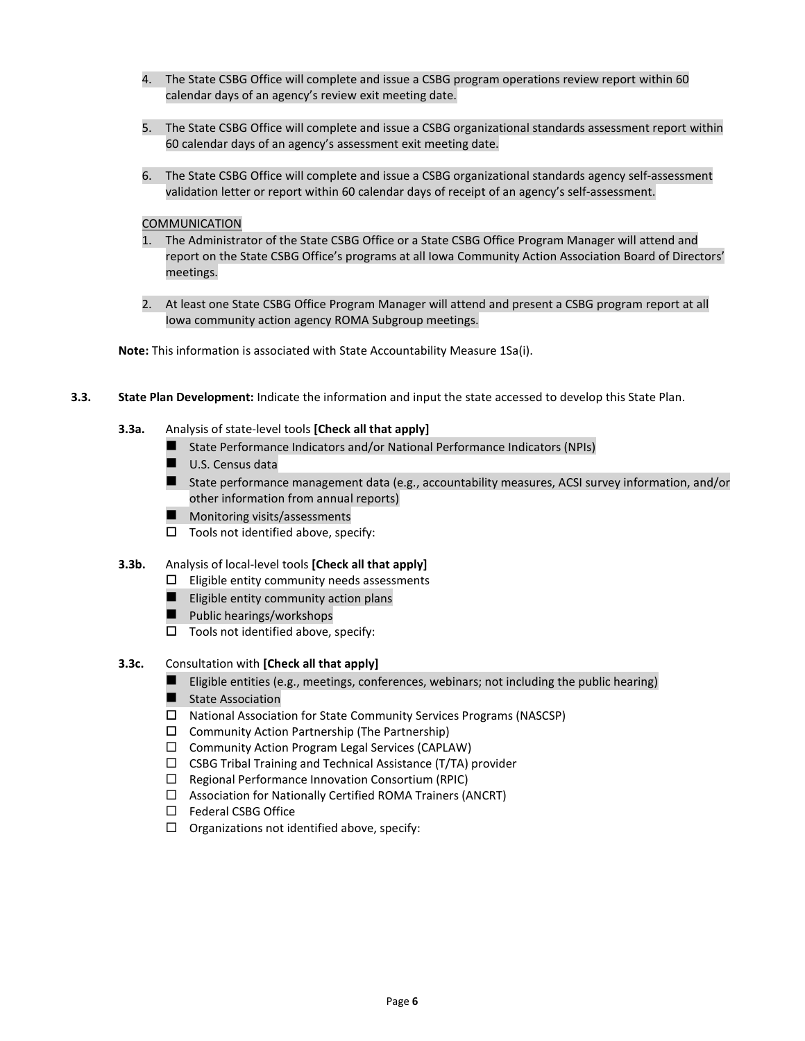4. The State CSBG Office will complete and issue a CSBG program operations review report within 60 calendar days of an agency's review exit meeting date.

5. The State CSBG Office will complete and issue a CSBG organizational standards assessment report within 60 calendar days of an agency's assessment exit meeting date.

6. The State CSBG Office will complete and issue a CSBG organizational standards agency self-assessment validation letter or report within 60 calendar days of receipt of an agency's self-assessment.

COMMUNICATION

1. The Administrator of the State CSBG Office or a State CSBG Office Program Manager will attend and report on the State CSBG Office's programs at all Iowa Community Action Association Board of Directors' meetings.

2. At least one State CSBG Office Program Manager will attend and present a CSBG program report at all Iowa community action agency ROMA Subgroup meetings.

**Note:** This information is associated with State Accountability Measure 1Sa(i).

**3.3. State Plan Development:** Indicate the information and input the state accessed to develop this State Plan.

**3.3a.** Analysis of state-level tools **[Check all that apply]**

- ■ State Performance Indicators and/or National Performance Indicators (NPIs)
- ■ U.S. Census data
- ■ State performance management data (e.g., accountability measures, ACSI survey information, and/or other information from annual reports)
- ■ Monitoring visits/assessments
- ☐ Tools not identified above, specify:

**3.3b.** Analysis of local-level tools **[Check all that apply]**

- ☐ Eligible entity community needs assessments
- ■ Eligible entity community action plans
- ■ Public hearings/workshops
- ☐ Tools not identified above, specify:

**3.3c.** Consultation with **[Check all that apply]**

- ■ Eligible entities (e.g., meetings, conferences, webinars; not including the public hearing)
- ■ State Association
- ☐ National Association for State Community Services Programs (NASCSP)
- ☐ Community Action Partnership (The Partnership)
- ☐ Community Action Program Legal Services (CAPLAW)
- ☐ CSBG Tribal Training and Technical Assistance (T/TA) provider
- ☐ Regional Performance Innovation Consortium (RPIC)
- ☐ Association for Nationally Certified ROMA Trainers (ANCRT)
- ☐ Federal CSBG Office
- ☐ Organizations not identified above, specify: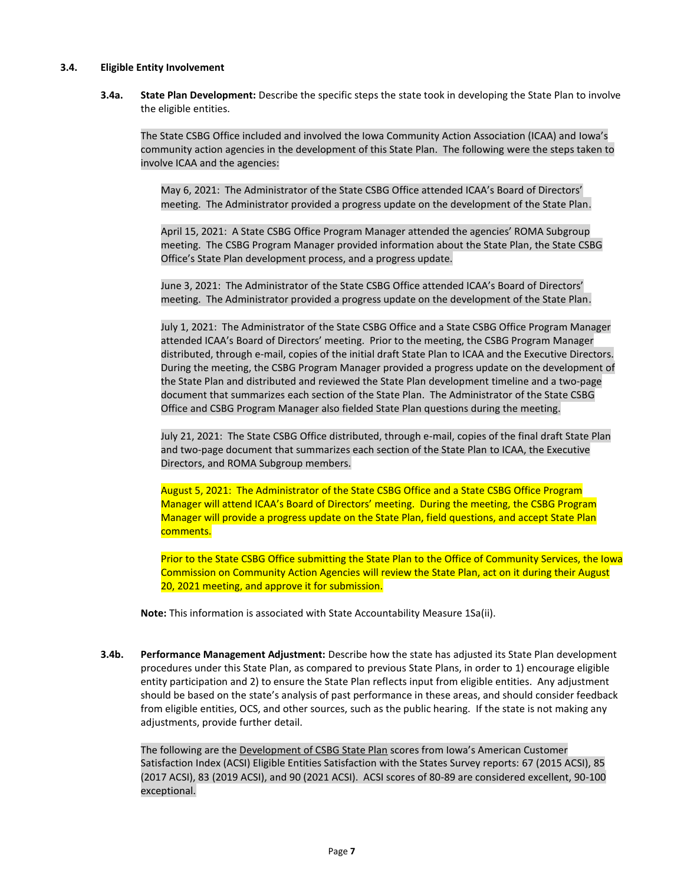### 3.4. Eligible Entity Involvement

**3.4a. State Plan Development:** Describe the specific steps the state took in developing the State Plan to involve the eligible entities.

The State CSBG Office included and involved the Iowa Community Action Association (ICAA) and Iowa's community action agencies in the development of this State Plan. The following were the steps taken to involve ICAA and the agencies:

May 6, 2021: The Administrator of the State CSBG Office attended ICAA's Board of Directors' meeting. The Administrator provided a progress update on the development of the State Plan.

April 15, 2021: A State CSBG Office Program Manager attended the agencies' ROMA Subgroup meeting. The CSBG Program Manager provided information about the State Plan, the State CSBG Office's State Plan development process, and a progress update.

June 3, 2021: The Administrator of the State CSBG Office attended ICAA's Board of Directors' meeting. The Administrator provided a progress update on the development of the State Plan.

July 1, 2021: The Administrator of the State CSBG Office and a State CSBG Office Program Manager attended ICAA's Board of Directors' meeting. Prior to the meeting, the CSBG Program Manager distributed, through e-mail, copies of the initial draft State Plan to ICAA and the Executive Directors. During the meeting, the CSBG Program Manager provided a progress update on the development of the State Plan and distributed and reviewed the State Plan development timeline and a two-page document that summarizes each section of the State Plan. The Administrator of the State CSBG Office and CSBG Program Manager also fielded State Plan questions during the meeting.

July 21, 2021: The State CSBG Office distributed, through e-mail, copies of the final draft State Plan and two-page document that summarizes each section of the State Plan to ICAA, the Executive Directors, and ROMA Subgroup members.

August 5, 2021: The Administrator of the State CSBG Office and a State CSBG Office Program Manager will attend ICAA's Board of Directors' meeting. During the meeting, the CSBG Program Manager will provide a progress update on the State Plan, field questions, and accept State Plan comments.

Prior to the State CSBG Office submitting the State Plan to the Office of Community Services, the Iowa Commission on Community Action Agencies will review the State Plan, act on it during their August 20, 2021 meeting, and approve it for submission.

**Note:** This information is associated with State Accountability Measure 1Sa(ii).

**3.4b. Performance Management Adjustment:** Describe how the state has adjusted its State Plan development procedures under this State Plan, as compared to previous State Plans, in order to 1) encourage eligible entity participation and 2) to ensure the State Plan reflects input from eligible entities. Any adjustment should be based on the state's analysis of past performance in these areas, and should consider feedback from eligible entities, OCS, and other sources, such as the public hearing. If the state is not making any adjustments, provide further detail.

The following are the Development of CSBG State Plan scores from Iowa's American Customer Satisfaction Index (ACSI) Eligible Entities Satisfaction with the States Survey reports: 67 (2015 ACSI), 85 (2017 ACSI), 83 (2019 ACSI), and 90 (2021 ACSI). ACSI scores of 80-89 are considered excellent, 90-100 exceptional.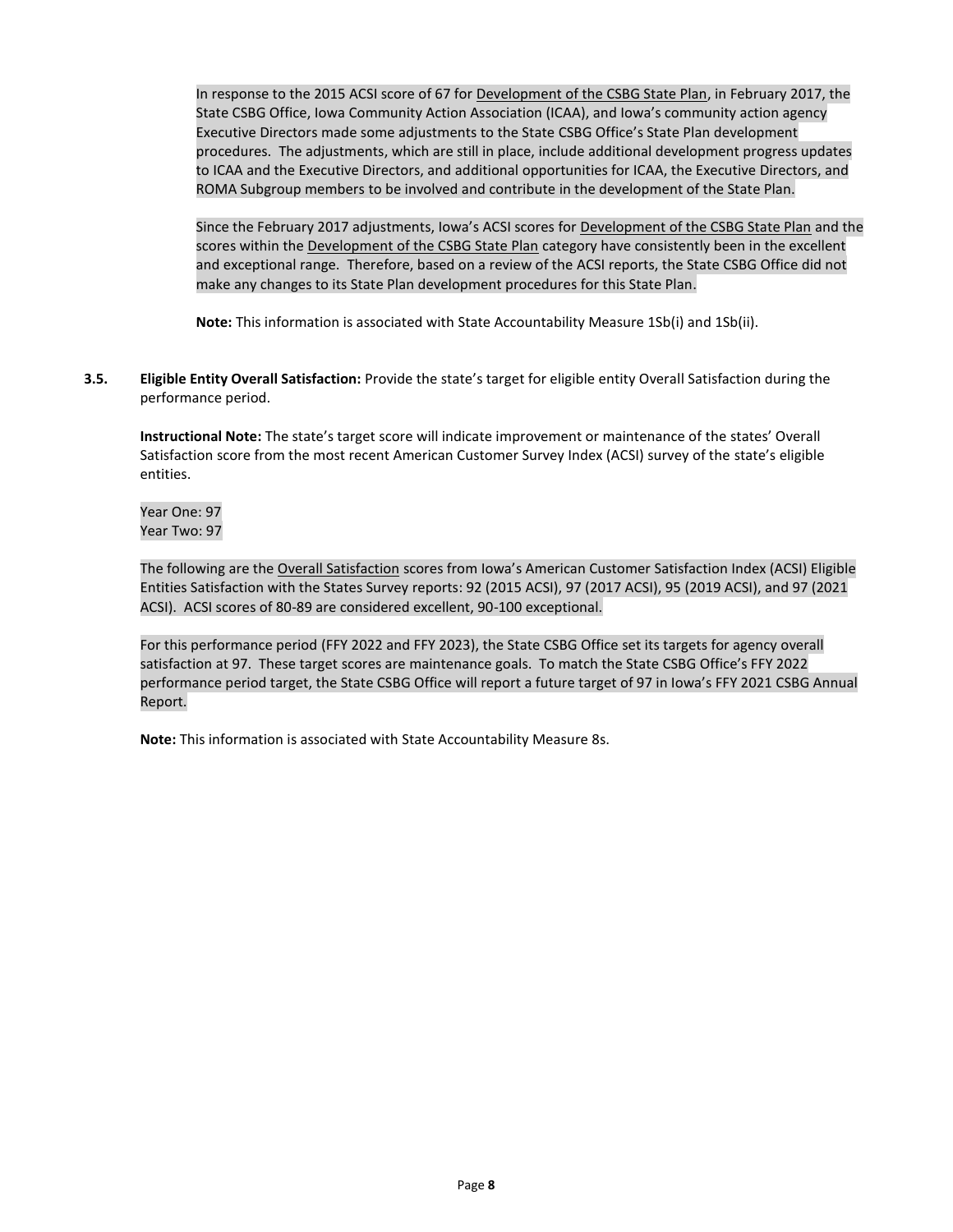In response to the 2015 ACSI score of 67 for Development of the CSBG State Plan, in February 2017, the State CSBG Office, Iowa Community Action Association (ICAA), and Iowa's community action agency Executive Directors made some adjustments to the State CSBG Office's State Plan development procedures. The adjustments, which are still in place, include additional development progress updates to ICAA and the Executive Directors, and additional opportunities for ICAA, the Executive Directors, and ROMA Subgroup members to be involved and contribute in the development of the State Plan.

Since the February 2017 adjustments, Iowa's ACSI scores for Development of the CSBG State Plan and the scores within the Development of the CSBG State Plan category have consistently been in the excellent and exceptional range. Therefore, based on a review of the ACSI reports, the State CSBG Office did not make any changes to its State Plan development procedures for this State Plan.

**Note:** This information is associated with State Accountability Measure 1Sb(i) and 1Sb(ii).

**3.5. Eligible Entity Overall Satisfaction:** Provide the state's target for eligible entity Overall Satisfaction during the performance period.

**Instructional Note:** The state's target score will indicate improvement or maintenance of the states' Overall Satisfaction score from the most recent American Customer Survey Index (ACSI) survey of the state's eligible entities.

Year One: 97
Year Two: 97

The following are the Overall Satisfaction scores from Iowa's American Customer Satisfaction Index (ACSI) Eligible Entities Satisfaction with the States Survey reports: 92 (2015 ACSI), 97 (2017 ACSI), 95 (2019 ACSI), and 97 (2021 ACSI). ACSI scores of 80-89 are considered excellent, 90-100 exceptional.

For this performance period (FFY 2022 and FFY 2023), the State CSBG Office set its targets for agency overall satisfaction at 97. These target scores are maintenance goals. To match the State CSBG Office's FFY 2022 performance period target, the State CSBG Office will report a future target of 97 in Iowa's FFY 2021 CSBG Annual Report.

**Note:** This information is associated with State Accountability Measure 8s.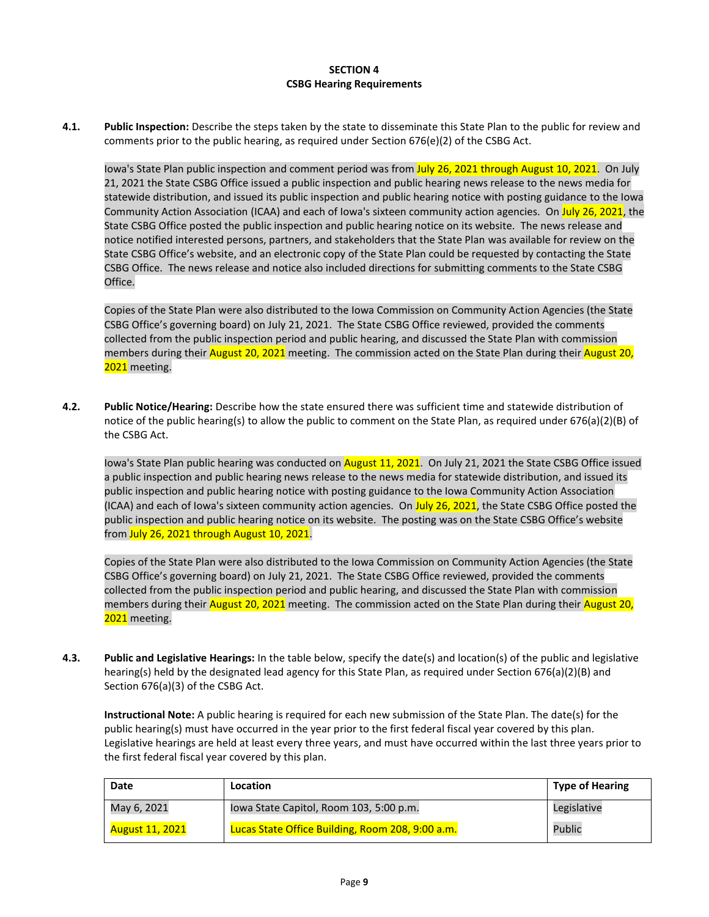## SECTION 4
## CSBG Hearing Requirements

**4.1. Public Inspection:** Describe the steps taken by the state to disseminate this State Plan to the public for review and comments prior to the public hearing, as required under Section 676(e)(2) of the CSBG Act.

Iowa's State Plan public inspection and comment period was from July 26, 2021 through August 10, 2021. On July 21, 2021 the State CSBG Office issued a public inspection and public hearing news release to the news media for statewide distribution, and issued its public inspection and public hearing notice with posting guidance to the Iowa Community Action Association (ICAA) and each of Iowa's sixteen community action agencies. On July 26, 2021, the State CSBG Office posted the public inspection and public hearing notice on its website. The news release and notice notified interested persons, partners, and stakeholders that the State Plan was available for review on the State CSBG Office's website, and an electronic copy of the State Plan could be requested by contacting the State CSBG Office. The news release and notice also included directions for submitting comments to the State CSBG Office.

Copies of the State Plan were also distributed to the Iowa Commission on Community Action Agencies (the State CSBG Office's governing board) on July 21, 2021. The State CSBG Office reviewed, provided the comments collected from the public inspection period and public hearing, and discussed the State Plan with commission members during their August 20, 2021 meeting. The commission acted on the State Plan during their August 20, 2021 meeting.

**4.2. Public Notice/Hearing:** Describe how the state ensured there was sufficient time and statewide distribution of notice of the public hearing(s) to allow the public to comment on the State Plan, as required under 676(a)(2)(B) of the CSBG Act.

Iowa's State Plan public hearing was conducted on August 11, 2021. On July 21, 2021 the State CSBG Office issued a public inspection and public hearing news release to the news media for statewide distribution, and issued its public inspection and public hearing notice with posting guidance to the Iowa Community Action Association (ICAA) and each of Iowa's sixteen community action agencies. On July 26, 2021, the State CSBG Office posted the public inspection and public hearing notice on its website. The posting was on the State CSBG Office's website from July 26, 2021 through August 10, 2021.

Copies of the State Plan were also distributed to the Iowa Commission on Community Action Agencies (the State CSBG Office's governing board) on July 21, 2021. The State CSBG Office reviewed, provided the comments collected from the public inspection period and public hearing, and discussed the State Plan with commission members during their August 20, 2021 meeting. The commission acted on the State Plan during their August 20, 2021 meeting.

**4.3. Public and Legislative Hearings:** In the table below, specify the date(s) and location(s) of the public and legislative hearing(s) held by the designated lead agency for this State Plan, as required under Section 676(a)(2)(B) and Section 676(a)(3) of the CSBG Act.

**Instructional Note:** A public hearing is required for each new submission of the State Plan. The date(s) for the public hearing(s) must have occurred in the year prior to the first federal fiscal year covered by this plan. Legislative hearings are held at least every three years, and must have occurred within the last three years prior to the first federal fiscal year covered by this plan.

| Date | Location | Type of Hearing |
|---|---|---|
| May 6, 2021 | Iowa State Capitol, Room 103, 5:00 p.m. | Legislative |
| August 11, 2021 | Lucas State Office Building, Room 208, 9:00 a.m. | Public |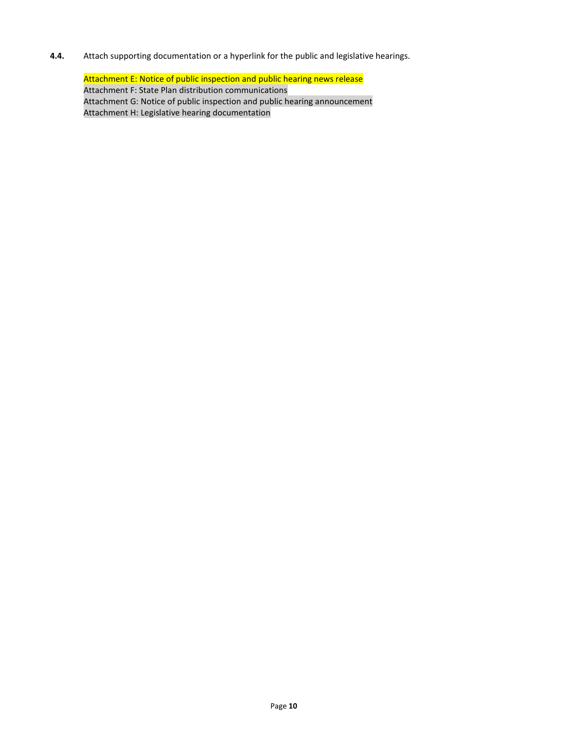**4.4.** Attach supporting documentation or a hyperlink for the public and legislative hearings.

Attachment E: Notice of public inspection and public hearing news release
Attachment F: State Plan distribution communications
Attachment G: Notice of public inspection and public hearing announcement
Attachment H: Legislative hearing documentation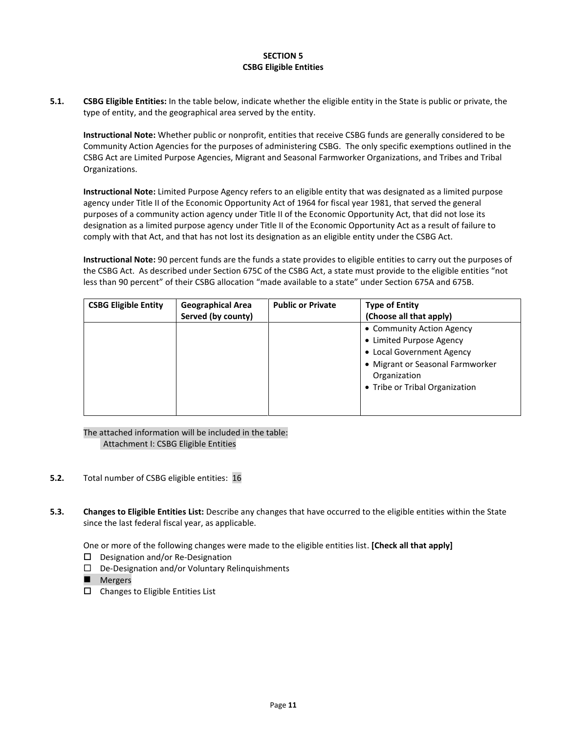## SECTION 5
## CSBG Eligible Entities

**5.1. CSBG Eligible Entities:** In the table below, indicate whether the eligible entity in the State is public or private, the type of entity, and the geographical area served by the entity.

**Instructional Note:** Whether public or nonprofit, entities that receive CSBG funds are generally considered to be Community Action Agencies for the purposes of administering CSBG. The only specific exemptions outlined in the CSBG Act are Limited Purpose Agencies, Migrant and Seasonal Farmworker Organizations, and Tribes and Tribal Organizations.

**Instructional Note:** Limited Purpose Agency refers to an eligible entity that was designated as a limited purpose agency under Title II of the Economic Opportunity Act of 1964 for fiscal year 1981, that served the general purposes of a community action agency under Title II of the Economic Opportunity Act, that did not lose its designation as a limited purpose agency under Title II of the Economic Opportunity Act as a result of failure to comply with that Act, and that has not lost its designation as an eligible entity under the CSBG Act.

**Instructional Note:** 90 percent funds are the funds a state provides to eligible entities to carry out the purposes of the CSBG Act. As described under Section 675C of the CSBG Act, a state must provide to the eligible entities "not less than 90 percent" of their CSBG allocation "made available to a state" under Section 675A and 675B.

| CSBG Eligible Entity | Geographical Area Served (by county) | Public or Private | Type of Entity (Choose all that apply) |
|---|---|---|---|
| | | | • Community Action Agency<br>• Limited Purpose Agency<br>• Local Government Agency<br>• Migrant or Seasonal Farmworker Organization<br>• Tribe or Tribal Organization |

The attached information will be included in the table:
Attachment I: CSBG Eligible Entities

**5.2.** Total number of CSBG eligible entities: 16

**5.3. Changes to Eligible Entities List:** Describe any changes that have occurred to the eligible entities within the State since the last federal fiscal year, as applicable.

One or more of the following changes were made to the eligible entities list. **[Check all that apply]**

- ☐ Designation and/or Re-Designation
- ☐ De-Designation and/or Voluntary Relinquishments
- ■ Mergers
- ☐ Changes to Eligible Entities List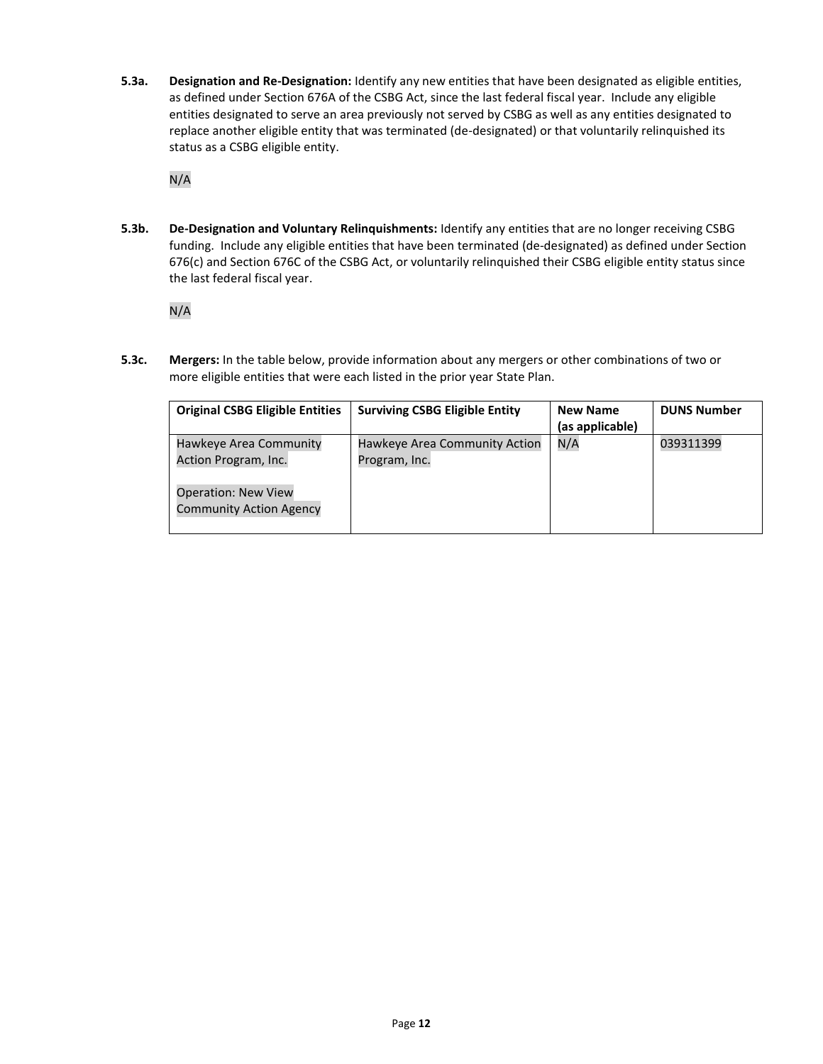**5.3a. Designation and Re-Designation:** Identify any new entities that have been designated as eligible entities, as defined under Section 676A of the CSBG Act, since the last federal fiscal year. Include any eligible entities designated to serve an area previously not served by CSBG as well as any entities designated to replace another eligible entity that was terminated (de-designated) or that voluntarily relinquished its status as a CSBG eligible entity.

N/A

**5.3b. De-Designation and Voluntary Relinquishments:** Identify any entities that are no longer receiving CSBG funding. Include any eligible entities that have been terminated (de-designated) as defined under Section 676(c) and Section 676C of the CSBG Act, or voluntarily relinquished their CSBG eligible entity status since the last federal fiscal year.

N/A

**5.3c. Mergers:** In the table below, provide information about any mergers or other combinations of two or more eligible entities that were each listed in the prior year State Plan.

| Original CSBG Eligible Entities | Surviving CSBG Eligible Entity | New Name (as applicable) | DUNS Number |
|---|---|---|---|
| Hawkeye Area Community Action Program, Inc.<br><br>Operation: New View Community Action Agency | Hawkeye Area Community Action Program, Inc. | N/A | 039311399 |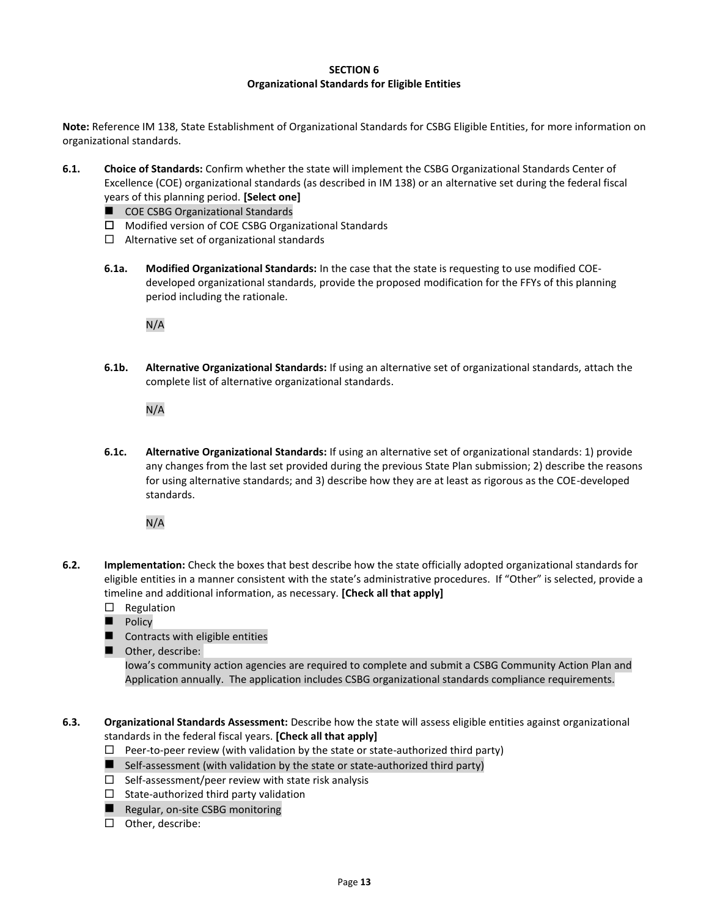## SECTION 6
## Organizational Standards for Eligible Entities

**Note:** Reference IM 138, State Establishment of Organizational Standards for CSBG Eligible Entities, for more information on organizational standards.

**6.1. Choice of Standards:** Confirm whether the state will implement the CSBG Organizational Standards Center of Excellence (COE) organizational standards (as described in IM 138) or an alternative set during the federal fiscal years of this planning period. **[Select one]**

- ■ COE CSBG Organizational Standards
- ☐ Modified version of COE CSBG Organizational Standards
- ☐ Alternative set of organizational standards

**6.1a. Modified Organizational Standards:** In the case that the state is requesting to use modified COE-developed organizational standards, provide the proposed modification for the FFYs of this planning period including the rationale.

N/A

**6.1b. Alternative Organizational Standards:** If using an alternative set of organizational standards, attach the complete list of alternative organizational standards.

N/A

**6.1c. Alternative Organizational Standards:** If using an alternative set of organizational standards: 1) provide any changes from the last set provided during the previous State Plan submission; 2) describe the reasons for using alternative standards; and 3) describe how they are at least as rigorous as the COE-developed standards.

N/A

**6.2. Implementation:** Check the boxes that best describe how the state officially adopted organizational standards for eligible entities in a manner consistent with the state's administrative procedures. If "Other" is selected, provide a timeline and additional information, as necessary. **[Check all that apply]**

- ☐ Regulation
- ■ Policy
- ■ Contracts with eligible entities
- ■ Other, describe:

  Iowa's community action agencies are required to complete and submit a CSBG Community Action Plan and Application annually. The application includes CSBG organizational standards compliance requirements.

**6.3. Organizational Standards Assessment:** Describe how the state will assess eligible entities against organizational standards in the federal fiscal years. **[Check all that apply]**

- ☐ Peer-to-peer review (with validation by the state or state-authorized third party)
- ■ Self-assessment (with validation by the state or state-authorized third party)
- ☐ Self-assessment/peer review with state risk analysis
- ☐ State-authorized third party validation
- ■ Regular, on-site CSBG monitoring
- ☐ Other, describe: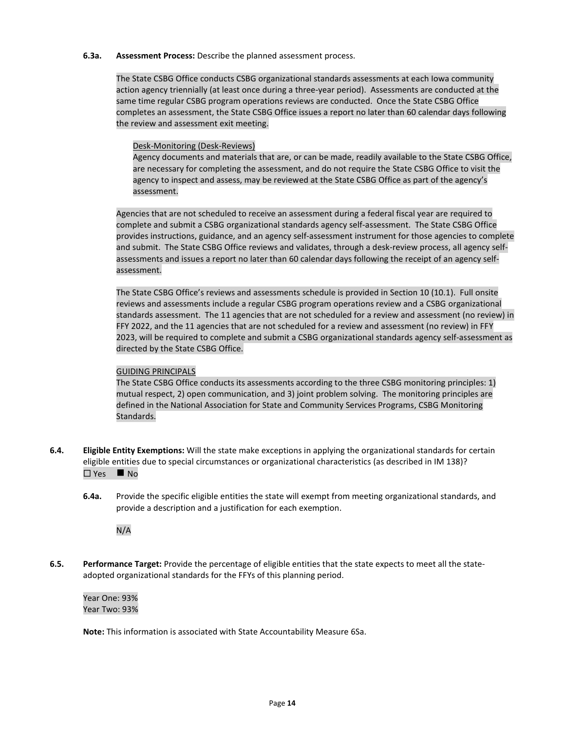**6.3a. Assessment Process:** Describe the planned assessment process.

The State CSBG Office conducts CSBG organizational standards assessments at each Iowa community action agency triennially (at least once during a three-year period). Assessments are conducted at the same time regular CSBG program operations reviews are conducted. Once the State CSBG Office completes an assessment, the State CSBG Office issues a report no later than 60 calendar days following the review and assessment exit meeting.

Desk-Monitoring (Desk-Reviews)
Agency documents and materials that are, or can be made, readily available to the State CSBG Office, are necessary for completing the assessment, and do not require the State CSBG Office to visit the agency to inspect and assess, may be reviewed at the State CSBG Office as part of the agency's assessment.

Agencies that are not scheduled to receive an assessment during a federal fiscal year are required to complete and submit a CSBG organizational standards agency self-assessment. The State CSBG Office provides instructions, guidance, and an agency self-assessment instrument for those agencies to complete and submit. The State CSBG Office reviews and validates, through a desk-review process, all agency self-assessments and issues a report no later than 60 calendar days following the receipt of an agency self-assessment.

The State CSBG Office's reviews and assessments schedule is provided in Section 10 (10.1). Full onsite reviews and assessments include a regular CSBG program operations review and a CSBG organizational standards assessment. The 11 agencies that are not scheduled for a review and assessment (no review) in FFY 2022, and the 11 agencies that are not scheduled for a review and assessment (no review) in FFY 2023, will be required to complete and submit a CSBG organizational standards agency self-assessment as directed by the State CSBG Office.

GUIDING PRINCIPALS
The State CSBG Office conducts its assessments according to the three CSBG monitoring principles: 1) mutual respect, 2) open communication, and 3) joint problem solving. The monitoring principles are defined in the National Association for State and Community Services Programs, CSBG Monitoring Standards.

**6.4. Eligible Entity Exemptions:** Will the state make exceptions in applying the organizational standards for certain eligible entities due to special circumstances or organizational characteristics (as described in IM 138)?
☐ Yes ■ No

**6.4a.** Provide the specific eligible entities the state will exempt from meeting organizational standards, and provide a description and a justification for each exemption.

N/A

**6.5. Performance Target:** Provide the percentage of eligible entities that the state expects to meet all the state-adopted organizational standards for the FFYs of this planning period.

Year One: 93%
Year Two: 93%

**Note:** This information is associated with State Accountability Measure 6Sa.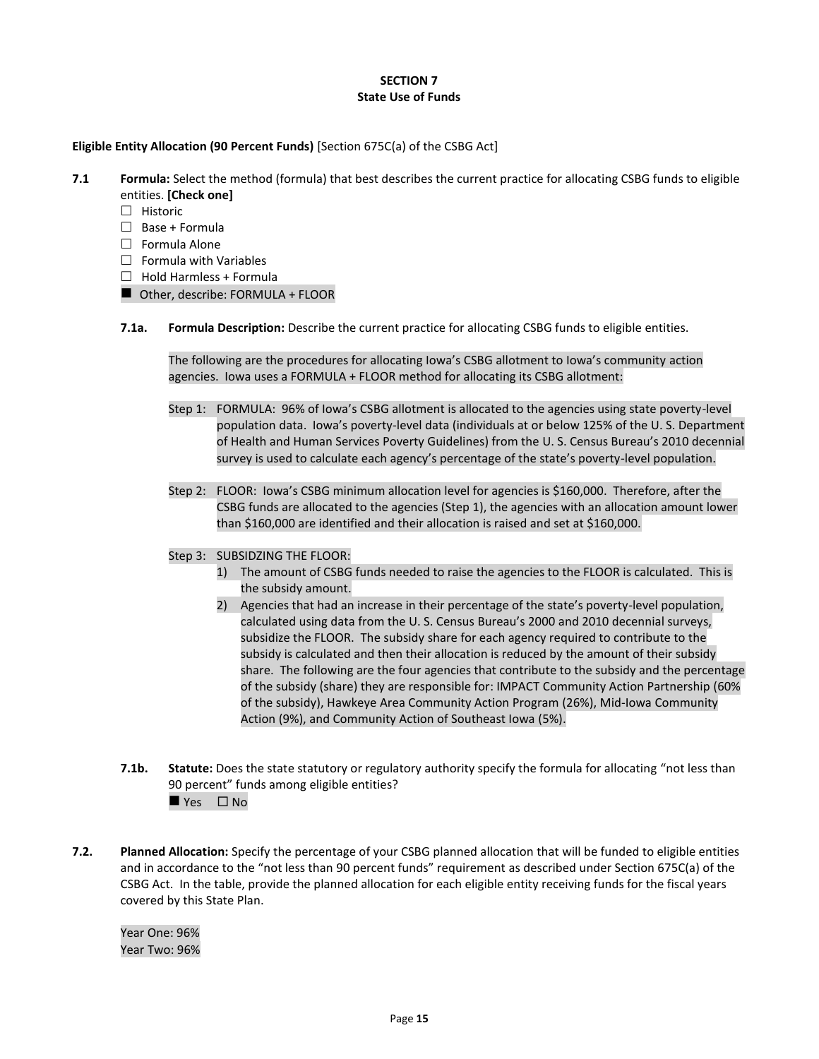## SECTION 7
## State Use of Funds

**Eligible Entity Allocation (90 Percent Funds)** [Section 675C(a) of the CSBG Act]

**7.1** **Formula:** Select the method (formula) that best describes the current practice for allocating CSBG funds to eligible entities. **[Check one]**

☐ Historic
☐ Base + Formula
☐ Formula Alone
☐ Formula with Variables
☐ Hold Harmless + Formula
■ Other, describe: FORMULA + FLOOR

**7.1a.** **Formula Description:** Describe the current practice for allocating CSBG funds to eligible entities.

The following are the procedures for allocating Iowa's CSBG allotment to Iowa's community action agencies. Iowa uses a FORMULA + FLOOR method for allocating its CSBG allotment:

Step 1: FORMULA: 96% of Iowa's CSBG allotment is allocated to the agencies using state poverty-level population data. Iowa's poverty-level data (individuals at or below 125% of the U. S. Department of Health and Human Services Poverty Guidelines) from the U. S. Census Bureau's 2010 decennial survey is used to calculate each agency's percentage of the state's poverty-level population.

Step 2: FLOOR: Iowa's CSBG minimum allocation level for agencies is $160,000. Therefore, after the CSBG funds are allocated to the agencies (Step 1), the agencies with an allocation amount lower than $160,000 are identified and their allocation is raised and set at $160,000.

Step 3: SUBSIDZING THE FLOOR:

1) The amount of CSBG funds needed to raise the agencies to the FLOOR is calculated. This is the subsidy amount.
2) Agencies that had an increase in their percentage of the state's poverty-level population, calculated using data from the U. S. Census Bureau's 2000 and 2010 decennial surveys, subsidize the FLOOR. The subsidy share for each agency required to contribute to the subsidy is calculated and then their allocation is reduced by the amount of their subsidy share. The following are the four agencies that contribute to the subsidy and the percentage of the subsidy (share) they are responsible for: IMPACT Community Action Partnership (60% of the subsidy), Hawkeye Area Community Action Program (26%), Mid-Iowa Community Action (9%), and Community Action of Southeast Iowa (5%).

**7.1b.** **Statute:** Does the state statutory or regulatory authority specify the formula for allocating "not less than 90 percent" funds among eligible entities?

■ Yes ☐ No

**7.2.** **Planned Allocation:** Specify the percentage of your CSBG planned allocation that will be funded to eligible entities and in accordance to the "not less than 90 percent funds" requirement as described under Section 675C(a) of the CSBG Act. In the table, provide the planned allocation for each eligible entity receiving funds for the fiscal years covered by this State Plan.

Year One: 96%
Year Two: 96%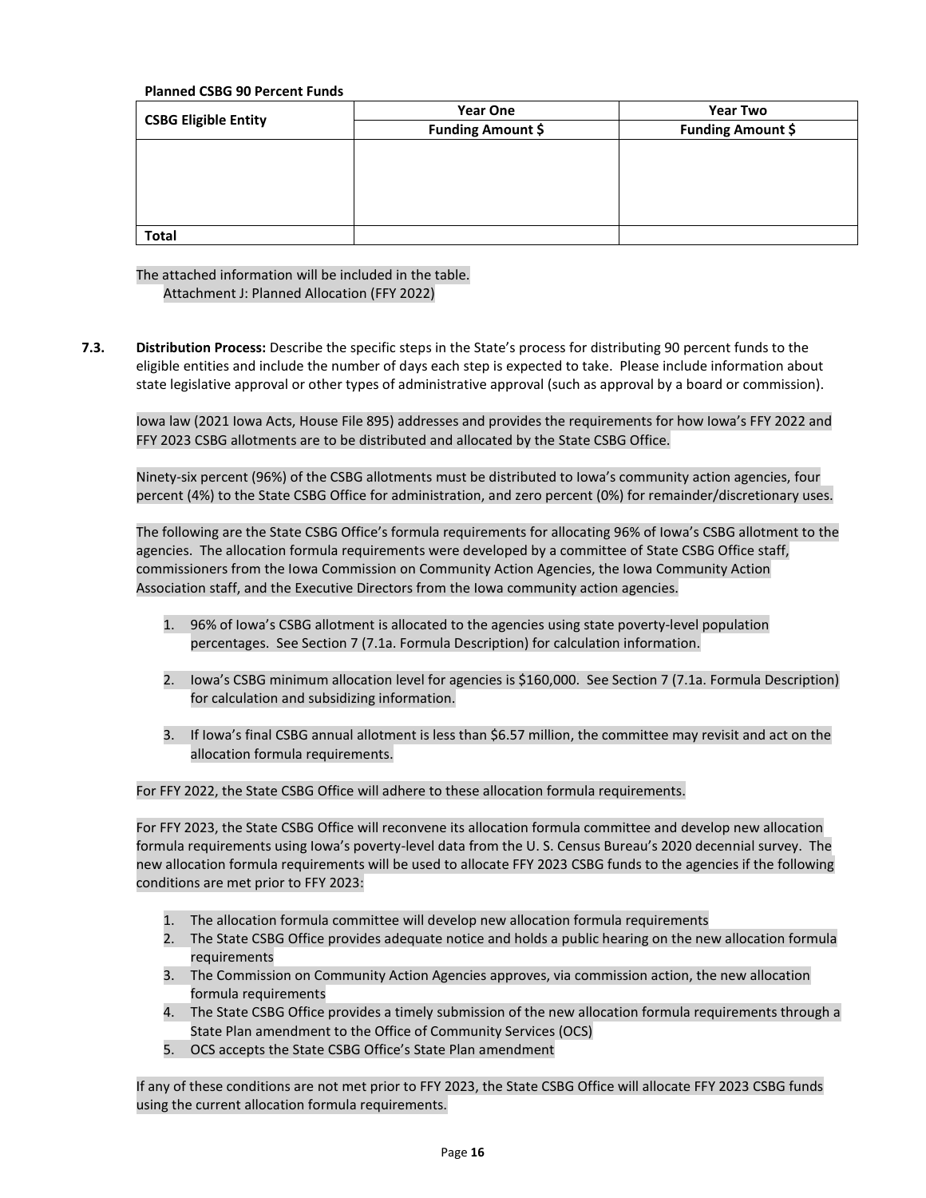**Planned CSBG 90 Percent Funds**

| CSBG Eligible Entity | Year One | Year Two |
|---|---|---|
| | Funding Amount $ | Funding Amount $ |
| | | |
| Total | | |

The attached information will be included in the table.
Attachment J: Planned Allocation (FFY 2022)

**7.3. Distribution Process:** Describe the specific steps in the State's process for distributing 90 percent funds to the eligible entities and include the number of days each step is expected to take. Please include information about state legislative approval or other types of administrative approval (such as approval by a board or commission).

Iowa law (2021 Iowa Acts, House File 895) addresses and provides the requirements for how Iowa's FFY 2022 and FFY 2023 CSBG allotments are to be distributed and allocated by the State CSBG Office.

Ninety-six percent (96%) of the CSBG allotments must be distributed to Iowa's community action agencies, four percent (4%) to the State CSBG Office for administration, and zero percent (0%) for remainder/discretionary uses.

The following are the State CSBG Office's formula requirements for allocating 96% of Iowa's CSBG allotment to the agencies. The allocation formula requirements were developed by a committee of State CSBG Office staff, commissioners from the Iowa Commission on Community Action Agencies, the Iowa Community Action Association staff, and the Executive Directors from the Iowa community action agencies.

1. 96% of Iowa's CSBG allotment is allocated to the agencies using state poverty-level population percentages. See Section 7 (7.1a. Formula Description) for calculation information.
2. Iowa's CSBG minimum allocation level for agencies is $160,000. See Section 7 (7.1a. Formula Description) for calculation and subsidizing information.
3. If Iowa's final CSBG annual allotment is less than $6.57 million, the committee may revisit and act on the allocation formula requirements.

For FFY 2022, the State CSBG Office will adhere to these allocation formula requirements.

For FFY 2023, the State CSBG Office will reconvene its allocation formula committee and develop new allocation formula requirements using Iowa's poverty-level data from the U. S. Census Bureau's 2020 decennial survey. The new allocation formula requirements will be used to allocate FFY 2023 CSBG funds to the agencies if the following conditions are met prior to FFY 2023:

1. The allocation formula committee will develop new allocation formula requirements
2. The State CSBG Office provides adequate notice and holds a public hearing on the new allocation formula requirements
3. The Commission on Community Action Agencies approves, via commission action, the new allocation formula requirements
4. The State CSBG Office provides a timely submission of the new allocation formula requirements through a State Plan amendment to the Office of Community Services (OCS)
5. OCS accepts the State CSBG Office's State Plan amendment

If any of these conditions are not met prior to FFY 2023, the State CSBG Office will allocate FFY 2023 CSBG funds using the current allocation formula requirements.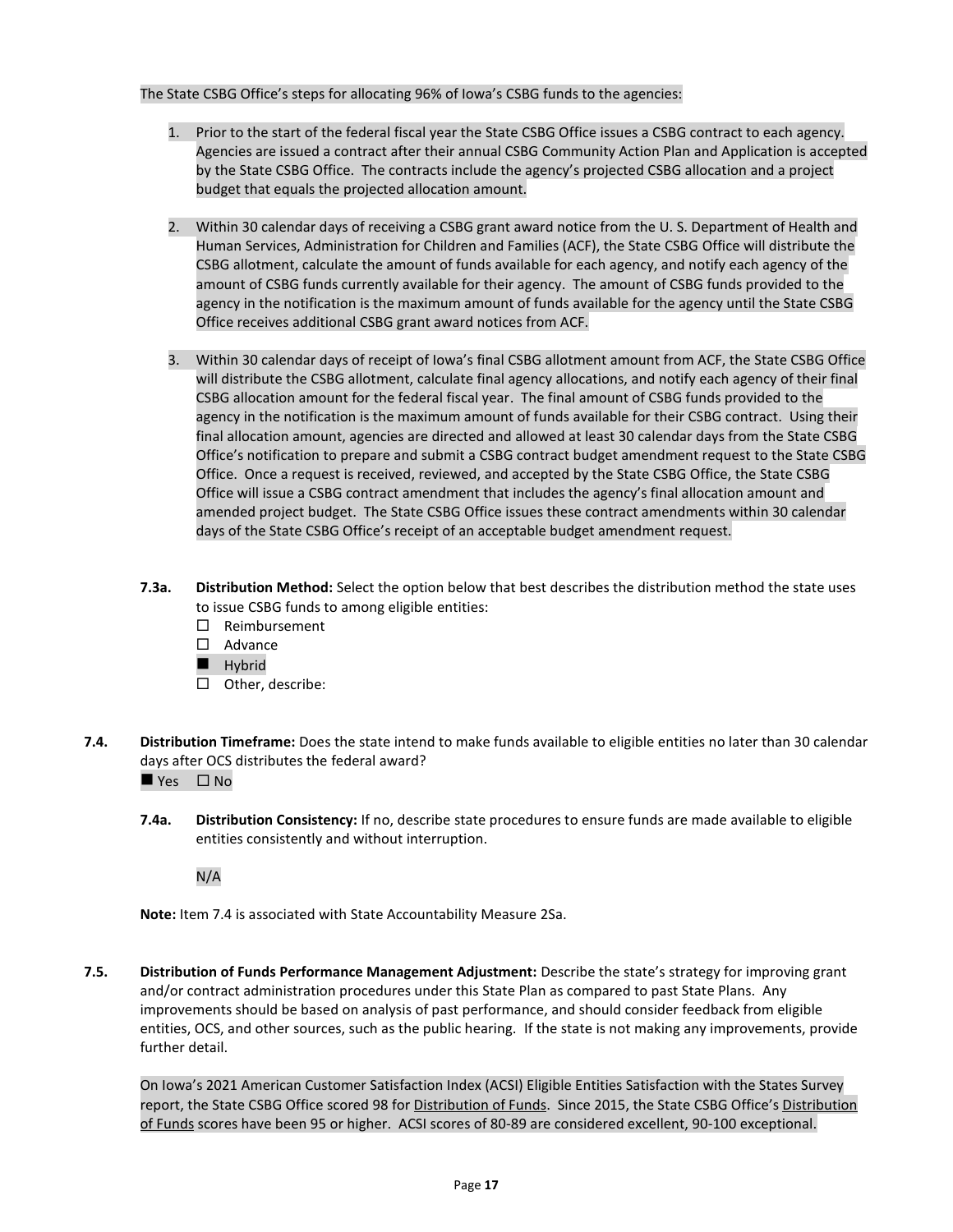The State CSBG Office's steps for allocating 96% of Iowa's CSBG funds to the agencies:

1. Prior to the start of the federal fiscal year the State CSBG Office issues a CSBG contract to each agency. Agencies are issued a contract after their annual CSBG Community Action Plan and Application is accepted by the State CSBG Office. The contracts include the agency's projected CSBG allocation and a project budget that equals the projected allocation amount.

2. Within 30 calendar days of receiving a CSBG grant award notice from the U. S. Department of Health and Human Services, Administration for Children and Families (ACF), the State CSBG Office will distribute the CSBG allotment, calculate the amount of funds available for each agency, and notify each agency of the amount of CSBG funds currently available for their agency. The amount of CSBG funds provided to the agency in the notification is the maximum amount of funds available for the agency until the State CSBG Office receives additional CSBG grant award notices from ACF.

3. Within 30 calendar days of receipt of Iowa's final CSBG allotment amount from ACF, the State CSBG Office will distribute the CSBG allotment, calculate final agency allocations, and notify each agency of their final CSBG allocation amount for the federal fiscal year. The final amount of CSBG funds provided to the agency in the notification is the maximum amount of funds available for their CSBG contract. Using their final allocation amount, agencies are directed and allowed at least 30 calendar days from the State CSBG Office's notification to prepare and submit a CSBG contract budget amendment request to the State CSBG Office. Once a request is received, reviewed, and accepted by the State CSBG Office, the State CSBG Office will issue a CSBG contract amendment that includes the agency's final allocation amount and amended project budget. The State CSBG Office issues these contract amendments within 30 calendar days of the State CSBG Office's receipt of an acceptable budget amendment request.

**7.3a. Distribution Method:** Select the option below that best describes the distribution method the state uses to issue CSBG funds to among eligible entities:

- ☐ Reimbursement
- ☐ Advance
- ■ Hybrid
- ☐ Other, describe:

**7.4. Distribution Timeframe:** Does the state intend to make funds available to eligible entities no later than 30 calendar days after OCS distributes the federal award?

■ Yes ☐ No

**7.4a. Distribution Consistency:** If no, describe state procedures to ensure funds are made available to eligible entities consistently and without interruption.

N/A

**Note:** Item 7.4 is associated with State Accountability Measure 2Sa.

**7.5. Distribution of Funds Performance Management Adjustment:** Describe the state's strategy for improving grant and/or contract administration procedures under this State Plan as compared to past State Plans. Any improvements should be based on analysis of past performance, and should consider feedback from eligible entities, OCS, and other sources, such as the public hearing. If the state is not making any improvements, provide further detail.

On Iowa's 2021 American Customer Satisfaction Index (ACSI) Eligible Entities Satisfaction with the States Survey report, the State CSBG Office scored 98 for Distribution of Funds. Since 2015, the State CSBG Office's Distribution of Funds scores have been 95 or higher. ACSI scores of 80-89 are considered excellent, 90-100 exceptional.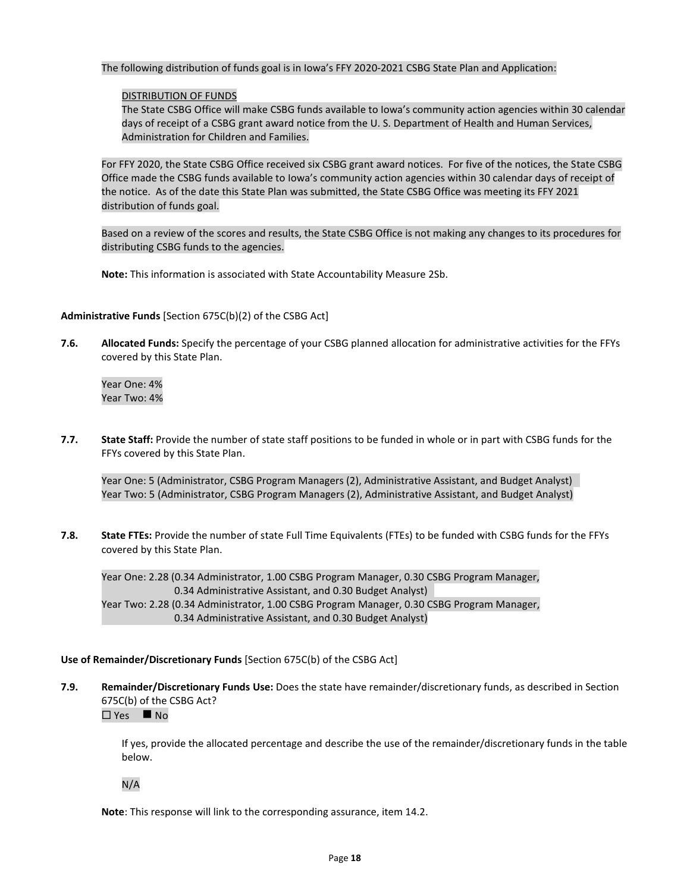The following distribution of funds goal is in Iowa's FFY 2020-2021 CSBG State Plan and Application:

> DISTRIBUTION OF FUNDS
> The State CSBG Office will make CSBG funds available to Iowa's community action agencies within 30 calendar days of receipt of a CSBG grant award notice from the U. S. Department of Health and Human Services, Administration for Children and Families.

For FFY 2020, the State CSBG Office received six CSBG grant award notices. For five of the notices, the State CSBG Office made the CSBG funds available to Iowa's community action agencies within 30 calendar days of receipt of the notice. As of the date this State Plan was submitted, the State CSBG Office was meeting its FFY 2021 distribution of funds goal.

Based on a review of the scores and results, the State CSBG Office is not making any changes to its procedures for distributing CSBG funds to the agencies.

**Note:** This information is associated with State Accountability Measure 2Sb.

**Administrative Funds** [Section 675C(b)(2) of the CSBG Act]

**7.6. Allocated Funds:** Specify the percentage of your CSBG planned allocation for administrative activities for the FFYs covered by this State Plan.

Year One: 4%
Year Two: 4%

**7.7. State Staff:** Provide the number of state staff positions to be funded in whole or in part with CSBG funds for the FFYs covered by this State Plan.

Year One: 5 (Administrator, CSBG Program Managers (2), Administrative Assistant, and Budget Analyst)
Year Two: 5 (Administrator, CSBG Program Managers (2), Administrative Assistant, and Budget Analyst)

**7.8. State FTEs:** Provide the number of state Full Time Equivalents (FTEs) to be funded with CSBG funds for the FFYs covered by this State Plan.

Year One: 2.28 (0.34 Administrator, 1.00 CSBG Program Manager, 0.30 CSBG Program Manager, 0.34 Administrative Assistant, and 0.30 Budget Analyst)
Year Two: 2.28 (0.34 Administrator, 1.00 CSBG Program Manager, 0.30 CSBG Program Manager, 0.34 Administrative Assistant, and 0.30 Budget Analyst)

**Use of Remainder/Discretionary Funds** [Section 675C(b) of the CSBG Act]

**7.9. Remainder/Discretionary Funds Use:** Does the state have remainder/discretionary funds, as described in Section 675C(b) of the CSBG Act?
☐ Yes ■ No

If yes, provide the allocated percentage and describe the use of the remainder/discretionary funds in the table below.

N/A

**Note**: This response will link to the corresponding assurance, item 14.2.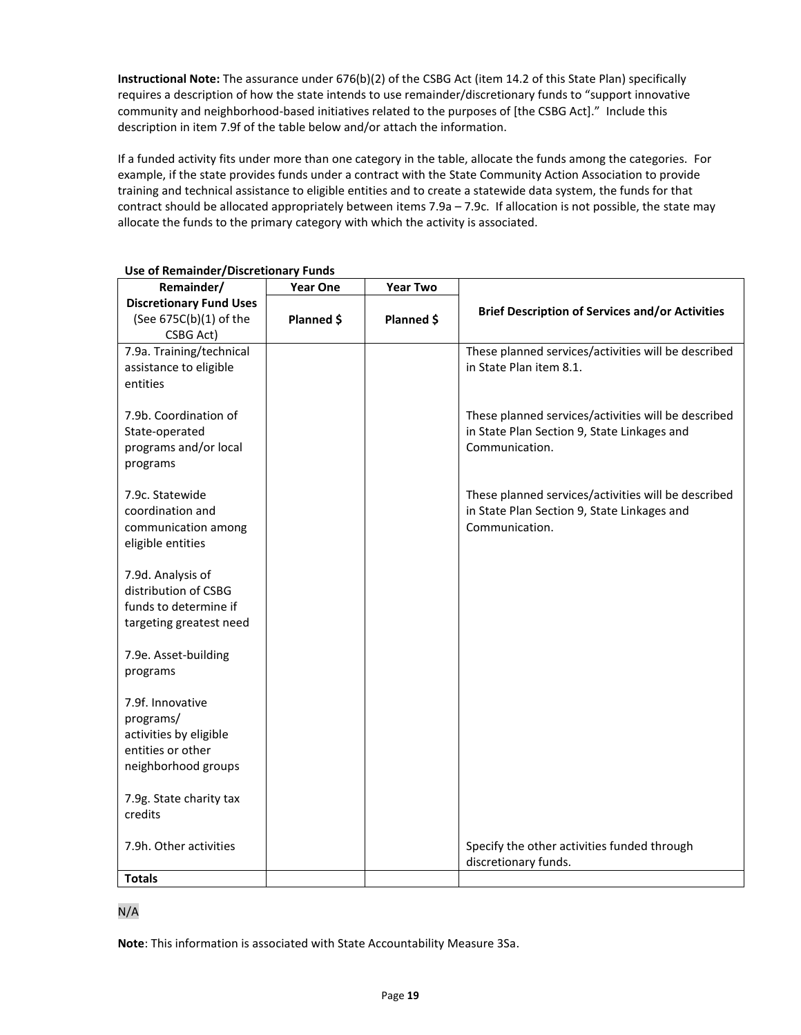**Instructional Note:** The assurance under 676(b)(2) of the CSBG Act (item 14.2 of this State Plan) specifically requires a description of how the state intends to use remainder/discretionary funds to "support innovative community and neighborhood-based initiatives related to the purposes of [the CSBG Act]." Include this description in item 7.9f of the table below and/or attach the information.

If a funded activity fits under more than one category in the table, allocate the funds among the categories. For example, if the state provides funds under a contract with the State Community Action Association to provide training and technical assistance to eligible entities and to create a statewide data system, the funds for that contract should be allocated appropriately between items 7.9a – 7.9c. If allocation is not possible, the state may allocate the funds to the primary category with which the activity is associated.

**Use of Remainder/Discretionary Funds**

| Remainder/ Discretionary Fund Uses (See 675C(b)(1) of the CSBG Act) | Year One | Year Two | Brief Description of Services and/or Activities |
|---|---|---|---|
| | Planned $ | Planned $ | |
| 7.9a. Training/technical assistance to eligible entities | | | These planned services/activities will be described in State Plan item 8.1. |
| 7.9b. Coordination of State-operated programs and/or local programs | | | These planned services/activities will be described in State Plan Section 9, State Linkages and Communication. |
| 7.9c. Statewide coordination and communication among eligible entities | | | These planned services/activities will be described in State Plan Section 9, State Linkages and Communication. |
| 7.9d. Analysis of distribution of CSBG funds to determine if targeting greatest need | | | |
| 7.9e. Asset-building programs | | | |
| 7.9f. Innovative programs/ activities by eligible entities or other neighborhood groups | | | |
| 7.9g. State charity tax credits | | | |
| 7.9h. Other activities | | | Specify the other activities funded through discretionary funds. |
| **Totals** | | | |

N/A

**Note**: This information is associated with State Accountability Measure 3Sa.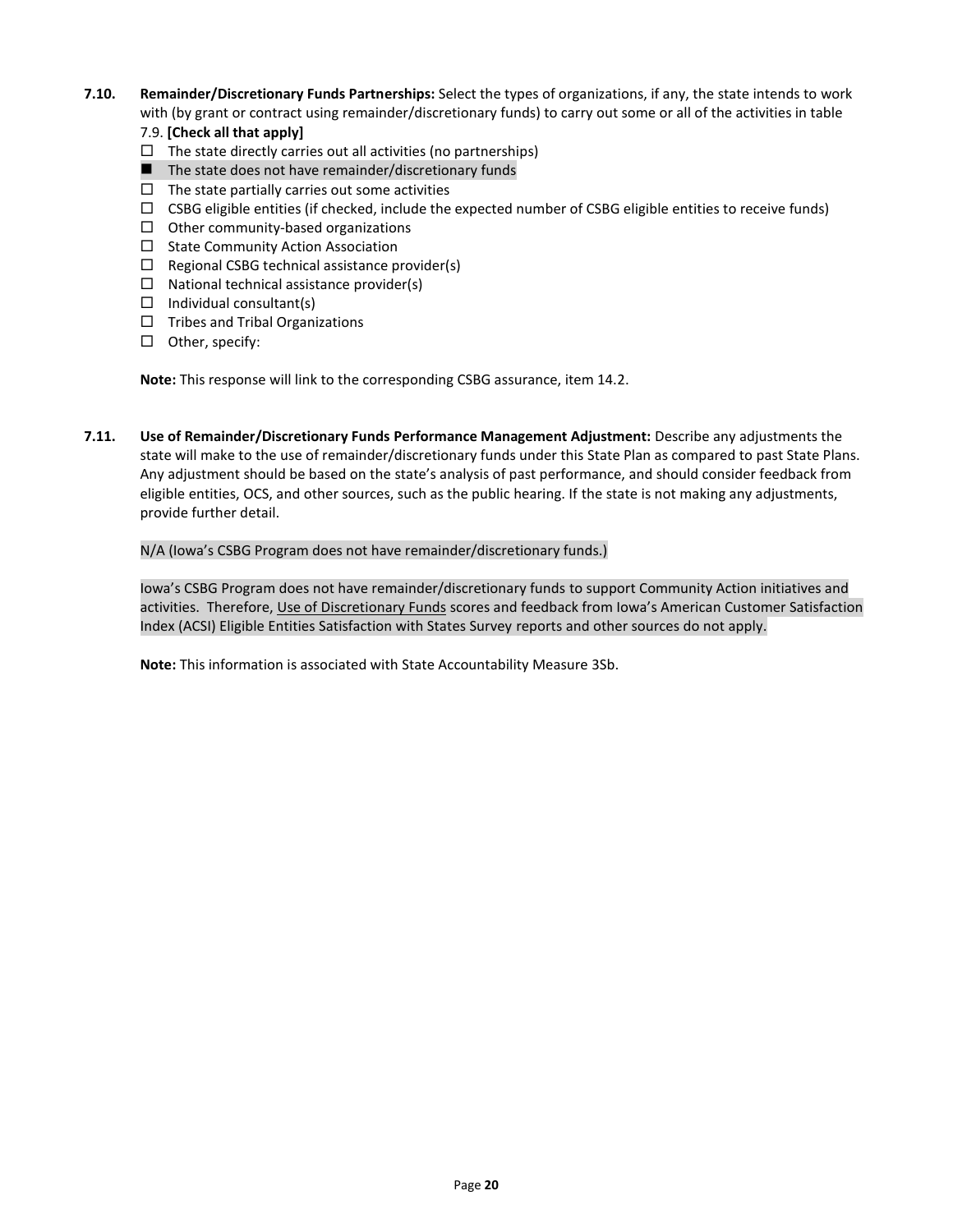**7.10. Remainder/Discretionary Funds Partnerships:** Select the types of organizations, if any, the state intends to work with (by grant or contract using remainder/discretionary funds) to carry out some or all of the activities in table 7.9. **[Check all that apply]**

- ☐ The state directly carries out all activities (no partnerships)
- ■ The state does not have remainder/discretionary funds
- ☐ The state partially carries out some activities
- ☐ CSBG eligible entities (if checked, include the expected number of CSBG eligible entities to receive funds)
- ☐ Other community-based organizations
- ☐ State Community Action Association
- ☐ Regional CSBG technical assistance provider(s)
- ☐ National technical assistance provider(s)
- ☐ Individual consultant(s)
- ☐ Tribes and Tribal Organizations
- ☐ Other, specify:

**Note:** This response will link to the corresponding CSBG assurance, item 14.2.

**7.11. Use of Remainder/Discretionary Funds Performance Management Adjustment:** Describe any adjustments the state will make to the use of remainder/discretionary funds under this State Plan as compared to past State Plans. Any adjustment should be based on the state's analysis of past performance, and should consider feedback from eligible entities, OCS, and other sources, such as the public hearing. If the state is not making any adjustments, provide further detail.

N/A (Iowa's CSBG Program does not have remainder/discretionary funds.)

Iowa's CSBG Program does not have remainder/discretionary funds to support Community Action initiatives and activities. Therefore, Use of Discretionary Funds scores and feedback from Iowa's American Customer Satisfaction Index (ACSI) Eligible Entities Satisfaction with States Survey reports and other sources do not apply.

**Note:** This information is associated with State Accountability Measure 3Sb.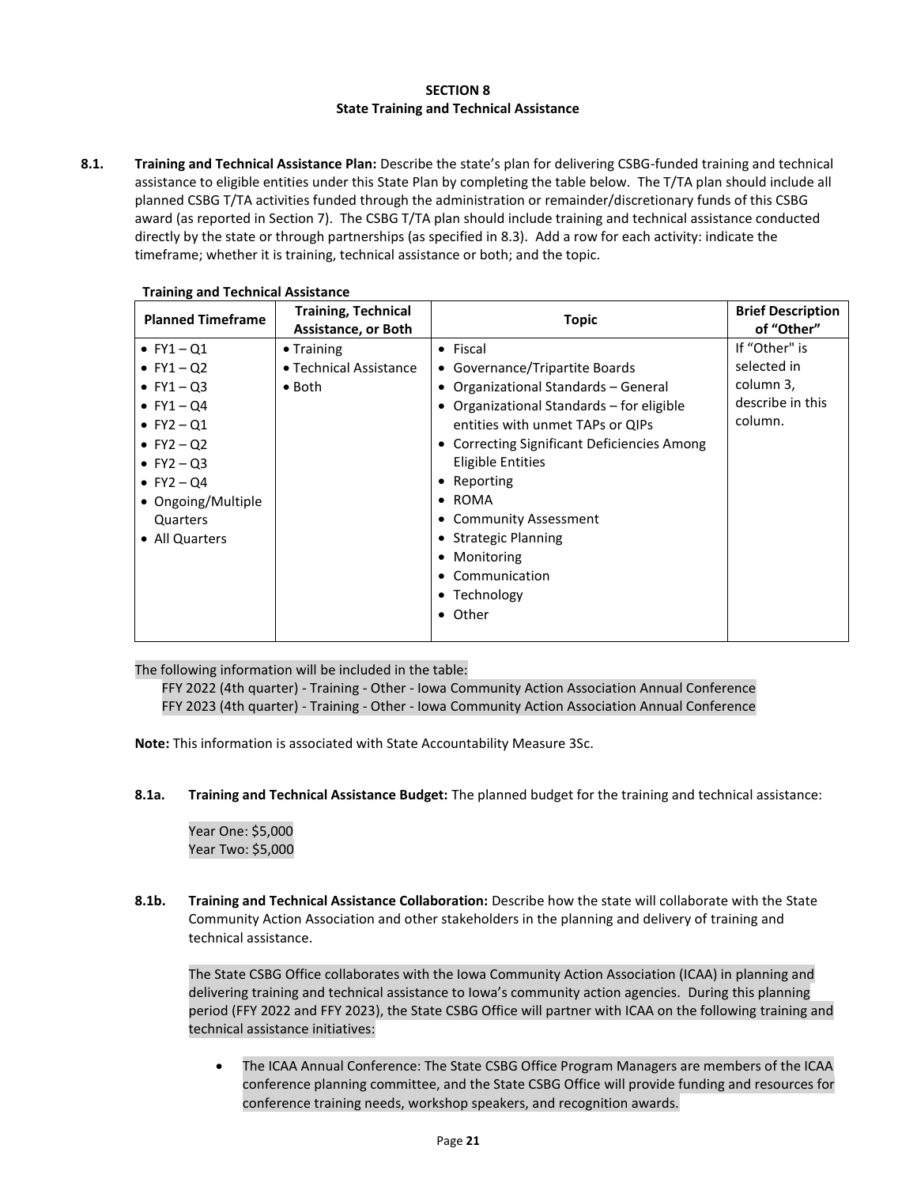**SECTION 8**
**State Training and Technical Assistance**

**8.1. Training and Technical Assistance Plan:** Describe the state's plan for delivering CSBG-funded training and technical assistance to eligible entities under this State Plan by completing the table below. The T/TA plan should include all planned CSBG T/TA activities funded through the administration or remainder/discretionary funds of this CSBG award (as reported in Section 7). The CSBG T/TA plan should include training and technical assistance conducted directly by the state or through partnerships (as specified in 8.3). Add a row for each activity: indicate the timeframe; whether it is training, technical assistance or both; and the topic.

**Training and Technical Assistance**

| Planned Timeframe | Training, Technical Assistance, or Both | Topic | Brief Description of "Other" |
|---|---|---|---|
| • FY1 – Q1<br>• FY1 – Q2<br>• FY1 – Q3<br>• FY1 – Q4<br>• FY2 – Q1<br>• FY2 – Q2<br>• FY2 – Q3<br>• FY2 – Q4<br>• Ongoing/Multiple Quarters<br>• All Quarters | • Training<br>• Technical Assistance<br>• Both | • Fiscal<br>• Governance/Tripartite Boards<br>• Organizational Standards – General<br>• Organizational Standards – for eligible entities with unmet TAPs or QIPs<br>• Correcting Significant Deficiencies Among Eligible Entities<br>• Reporting<br>• ROMA<br>• Community Assessment<br>• Strategic Planning<br>• Monitoring<br>• Communication<br>• Technology<br>• Other | If "Other" is selected in column 3, describe in this column. |

The following information will be included in the table:

FFY 2022 (4th quarter) - Training - Other - Iowa Community Action Association Annual Conference
FFY 2023 (4th quarter) - Training - Other - Iowa Community Action Association Annual Conference

**Note:** This information is associated with State Accountability Measure 3Sc.

**8.1a. Training and Technical Assistance Budget:** The planned budget for the training and technical assistance:

Year One: $5,000
Year Two: $5,000

**8.1b. Training and Technical Assistance Collaboration:** Describe how the state will collaborate with the State Community Action Association and other stakeholders in the planning and delivery of training and technical assistance.

The State CSBG Office collaborates with the Iowa Community Action Association (ICAA) in planning and delivering training and technical assistance to Iowa's community action agencies. During this planning period (FFY 2022 and FFY 2023), the State CSBG Office will partner with ICAA on the following training and technical assistance initiatives:

- The ICAA Annual Conference: The State CSBG Office Program Managers are members of the ICAA conference planning committee, and the State CSBG Office will provide funding and resources for conference training needs, workshop speakers, and recognition awards.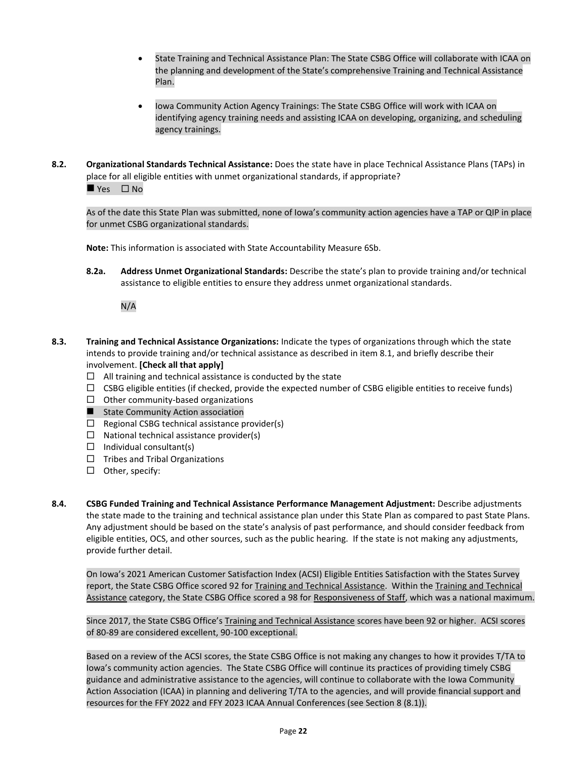- State Training and Technical Assistance Plan: The State CSBG Office will collaborate with ICAA on the planning and development of the State's comprehensive Training and Technical Assistance Plan.

- Iowa Community Action Agency Trainings: The State CSBG Office will work with ICAA on identifying agency training needs and assisting ICAA on developing, organizing, and scheduling agency trainings.

**8.2. Organizational Standards Technical Assistance:** Does the state have in place Technical Assistance Plans (TAPs) in place for all eligible entities with unmet organizational standards, if appropriate?

■ Yes ☐ No

As of the date this State Plan was submitted, none of Iowa's community action agencies have a TAP or QIP in place for unmet CSBG organizational standards.

**Note:** This information is associated with State Accountability Measure 6Sb.

**8.2a. Address Unmet Organizational Standards:** Describe the state's plan to provide training and/or technical assistance to eligible entities to ensure they address unmet organizational standards.

N/A

**8.3. Training and Technical Assistance Organizations:** Indicate the types of organizations through which the state intends to provide training and/or technical assistance as described in item 8.1, and briefly describe their involvement. **[Check all that apply]**

☐ All training and technical assistance is conducted by the state
☐ CSBG eligible entities (if checked, provide the expected number of CSBG eligible entities to receive funds)
☐ Other community-based organizations
■ State Community Action association
☐ Regional CSBG technical assistance provider(s)
☐ National technical assistance provider(s)
☐ Individual consultant(s)
☐ Tribes and Tribal Organizations
☐ Other, specify:

**8.4. CSBG Funded Training and Technical Assistance Performance Management Adjustment:** Describe adjustments the state made to the training and technical assistance plan under this State Plan as compared to past State Plans. Any adjustment should be based on the state's analysis of past performance, and should consider feedback from eligible entities, OCS, and other sources, such as the public hearing. If the state is not making any adjustments, provide further detail.

On Iowa's 2021 American Customer Satisfaction Index (ACSI) Eligible Entities Satisfaction with the States Survey report, the State CSBG Office scored 92 for Training and Technical Assistance. Within the Training and Technical Assistance category, the State CSBG Office scored a 98 for Responsiveness of Staff, which was a national maximum.

Since 2017, the State CSBG Office's Training and Technical Assistance scores have been 92 or higher. ACSI scores of 80-89 are considered excellent, 90-100 exceptional.

Based on a review of the ACSI scores, the State CSBG Office is not making any changes to how it provides T/TA to Iowa's community action agencies. The State CSBG Office will continue its practices of providing timely CSBG guidance and administrative assistance to the agencies, will continue to collaborate with the Iowa Community Action Association (ICAA) in planning and delivering T/TA to the agencies, and will provide financial support and resources for the FFY 2022 and FFY 2023 ICAA Annual Conferences (see Section 8 (8.1)).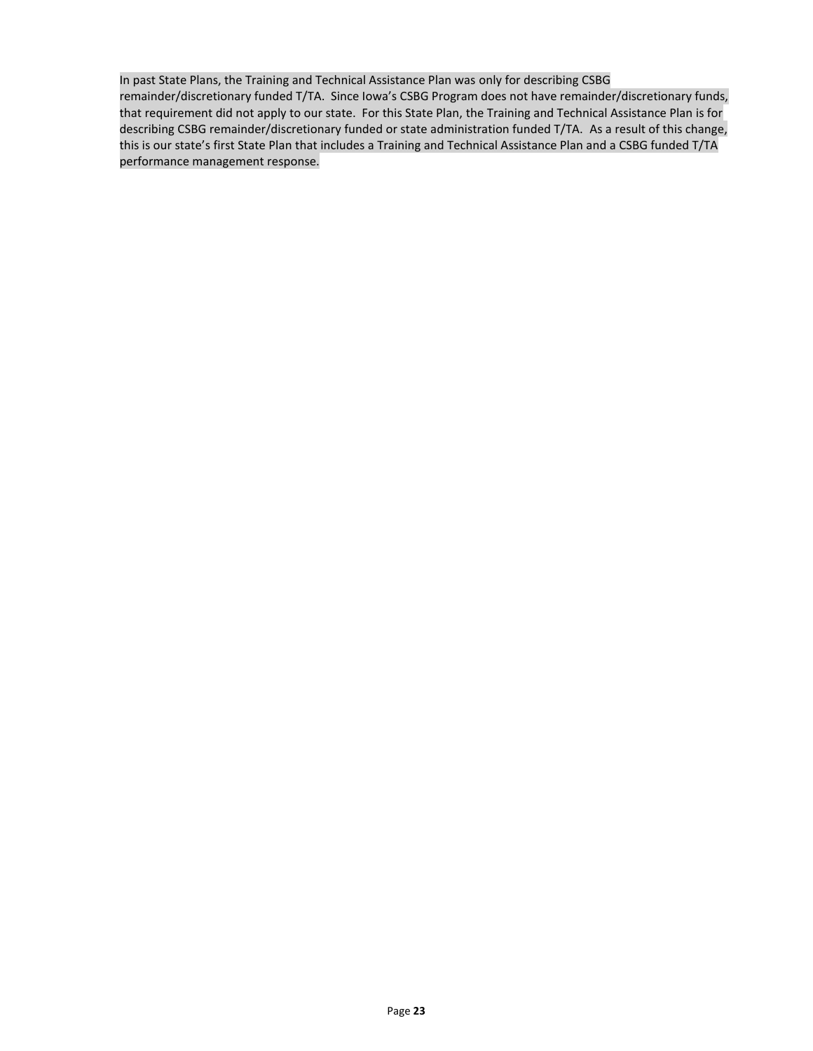In past State Plans, the Training and Technical Assistance Plan was only for describing CSBG remainder/discretionary funded T/TA. Since Iowa's CSBG Program does not have remainder/discretionary funds, that requirement did not apply to our state. For this State Plan, the Training and Technical Assistance Plan is for describing CSBG remainder/discretionary funded or state administration funded T/TA. As a result of this change, this is our state's first State Plan that includes a Training and Technical Assistance Plan and a CSBG funded T/TA performance management response.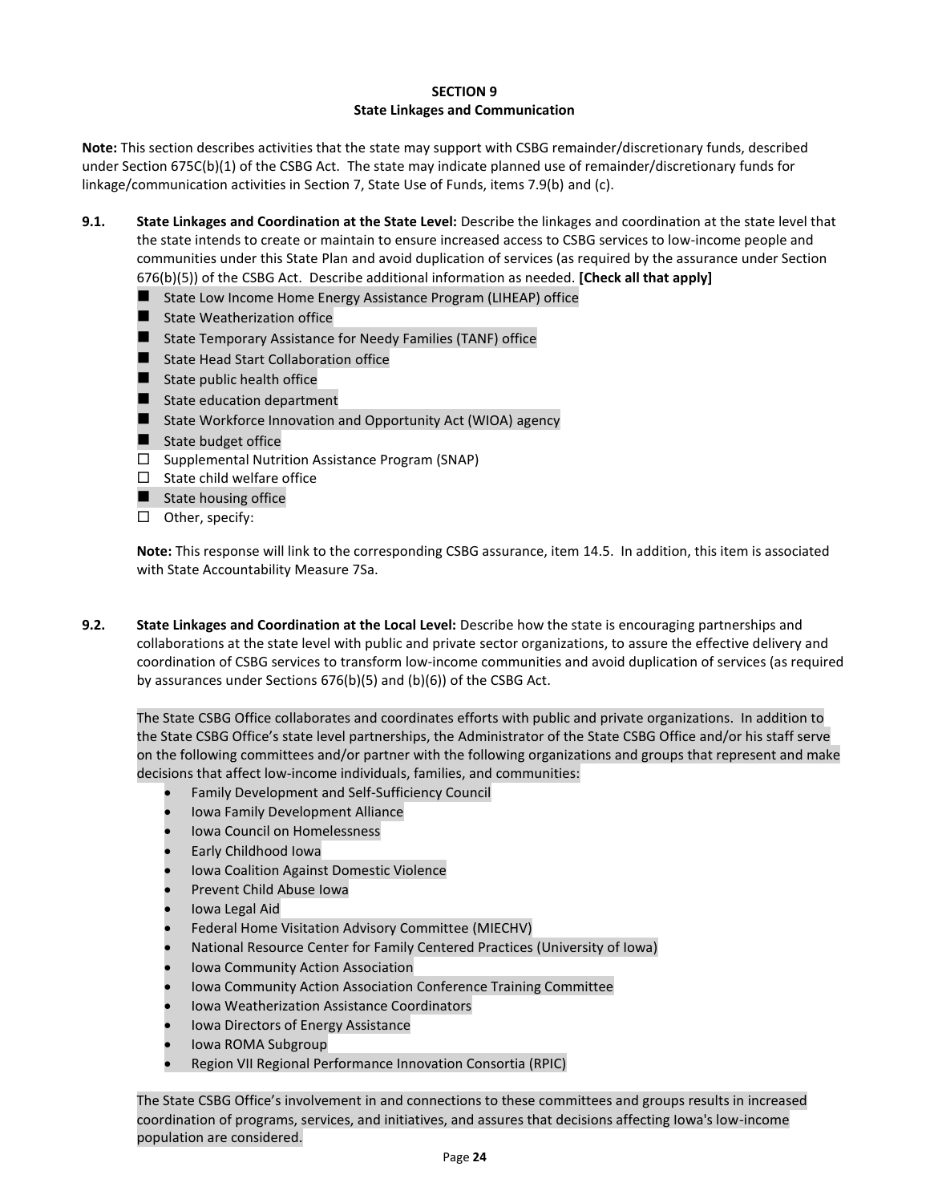**SECTION 9**
**State Linkages and Communication**

**Note:** This section describes activities that the state may support with CSBG remainder/discretionary funds, described under Section 675C(b)(1) of the CSBG Act. The state may indicate planned use of remainder/discretionary funds for linkage/communication activities in Section 7, State Use of Funds, items 7.9(b) and (c).

**9.1. State Linkages and Coordination at the State Level:** Describe the linkages and coordination at the state level that the state intends to create or maintain to ensure increased access to CSBG services to low-income people and communities under this State Plan and avoid duplication of services (as required by the assurance under Section 676(b)(5)) of the CSBG Act. Describe additional information as needed. **[Check all that apply]**

- ■ State Low Income Home Energy Assistance Program (LIHEAP) office
- ■ State Weatherization office
- ■ State Temporary Assistance for Needy Families (TANF) office
- ■ State Head Start Collaboration office
- ■ State public health office
- ■ State education department
- ■ State Workforce Innovation and Opportunity Act (WIOA) agency
- ■ State budget office
- ☐ Supplemental Nutrition Assistance Program (SNAP)
- ☐ State child welfare office
- ■ State housing office
- ☐ Other, specify:

**Note:** This response will link to the corresponding CSBG assurance, item 14.5. In addition, this item is associated with State Accountability Measure 7Sa.

**9.2. State Linkages and Coordination at the Local Level:** Describe how the state is encouraging partnerships and collaborations at the state level with public and private sector organizations, to assure the effective delivery and coordination of CSBG services to transform low-income communities and avoid duplication of services (as required by assurances under Sections 676(b)(5) and (b)(6)) of the CSBG Act.

The State CSBG Office collaborates and coordinates efforts with public and private organizations. In addition to the State CSBG Office's state level partnerships, the Administrator of the State CSBG Office and/or his staff serve on the following committees and/or partner with the following organizations and groups that represent and make decisions that affect low-income individuals, families, and communities:

- Family Development and Self-Sufficiency Council
- Iowa Family Development Alliance
- Iowa Council on Homelessness
- Early Childhood Iowa
- Iowa Coalition Against Domestic Violence
- Prevent Child Abuse Iowa
- Iowa Legal Aid
- Federal Home Visitation Advisory Committee (MIECHV)
- National Resource Center for Family Centered Practices (University of Iowa)
- Iowa Community Action Association
- Iowa Community Action Association Conference Training Committee
- Iowa Weatherization Assistance Coordinators
- Iowa Directors of Energy Assistance
- Iowa ROMA Subgroup
- Region VII Regional Performance Innovation Consortia (RPIC)

The State CSBG Office's involvement in and connections to these committees and groups results in increased coordination of programs, services, and initiatives, and assures that decisions affecting Iowa's low-income population are considered.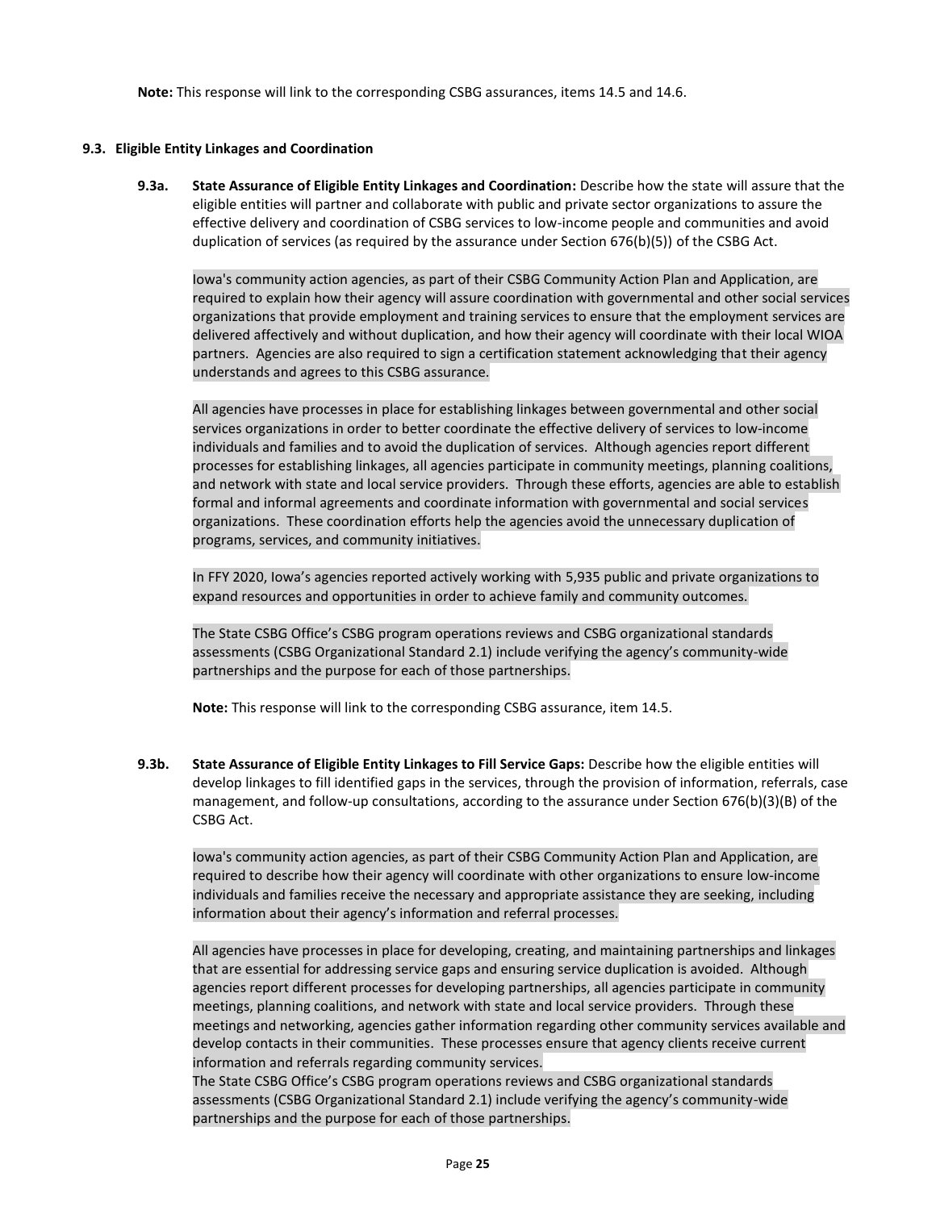**Note:** This response will link to the corresponding CSBG assurances, items 14.5 and 14.6.

### 9.3. Eligible Entity Linkages and Coordination

**9.3a. State Assurance of Eligible Entity Linkages and Coordination:** Describe how the state will assure that the eligible entities will partner and collaborate with public and private sector organizations to assure the effective delivery and coordination of CSBG services to low-income people and communities and avoid duplication of services (as required by the assurance under Section 676(b)(5)) of the CSBG Act.

Iowa's community action agencies, as part of their CSBG Community Action Plan and Application, are required to explain how their agency will assure coordination with governmental and other social services organizations that provide employment and training services to ensure that the employment services are delivered affectively and without duplication, and how their agency will coordinate with their local WIOA partners. Agencies are also required to sign a certification statement acknowledging that their agency understands and agrees to this CSBG assurance.

All agencies have processes in place for establishing linkages between governmental and other social services organizations in order to better coordinate the effective delivery of services to low-income individuals and families and to avoid the duplication of services. Although agencies report different processes for establishing linkages, all agencies participate in community meetings, planning coalitions, and network with state and local service providers. Through these efforts, agencies are able to establish formal and informal agreements and coordinate information with governmental and social services organizations. These coordination efforts help the agencies avoid the unnecessary duplication of programs, services, and community initiatives.

In FFY 2020, Iowa's agencies reported actively working with 5,935 public and private organizations to expand resources and opportunities in order to achieve family and community outcomes.

The State CSBG Office's CSBG program operations reviews and CSBG organizational standards assessments (CSBG Organizational Standard 2.1) include verifying the agency's community-wide partnerships and the purpose for each of those partnerships.

**Note:** This response will link to the corresponding CSBG assurance, item 14.5.

**9.3b. State Assurance of Eligible Entity Linkages to Fill Service Gaps:** Describe how the eligible entities will develop linkages to fill identified gaps in the services, through the provision of information, referrals, case management, and follow-up consultations, according to the assurance under Section 676(b)(3)(B) of the CSBG Act.

Iowa's community action agencies, as part of their CSBG Community Action Plan and Application, are required to describe how their agency will coordinate with other organizations to ensure low-income individuals and families receive the necessary and appropriate assistance they are seeking, including information about their agency's information and referral processes.

All agencies have processes in place for developing, creating, and maintaining partnerships and linkages that are essential for addressing service gaps and ensuring service duplication is avoided. Although agencies report different processes for developing partnerships, all agencies participate in community meetings, planning coalitions, and network with state and local service providers. Through these meetings and networking, agencies gather information regarding other community services available and develop contacts in their communities. These processes ensure that agency clients receive current information and referrals regarding community services.

The State CSBG Office's CSBG program operations reviews and CSBG organizational standards assessments (CSBG Organizational Standard 2.1) include verifying the agency's community-wide partnerships and the purpose for each of those partnerships.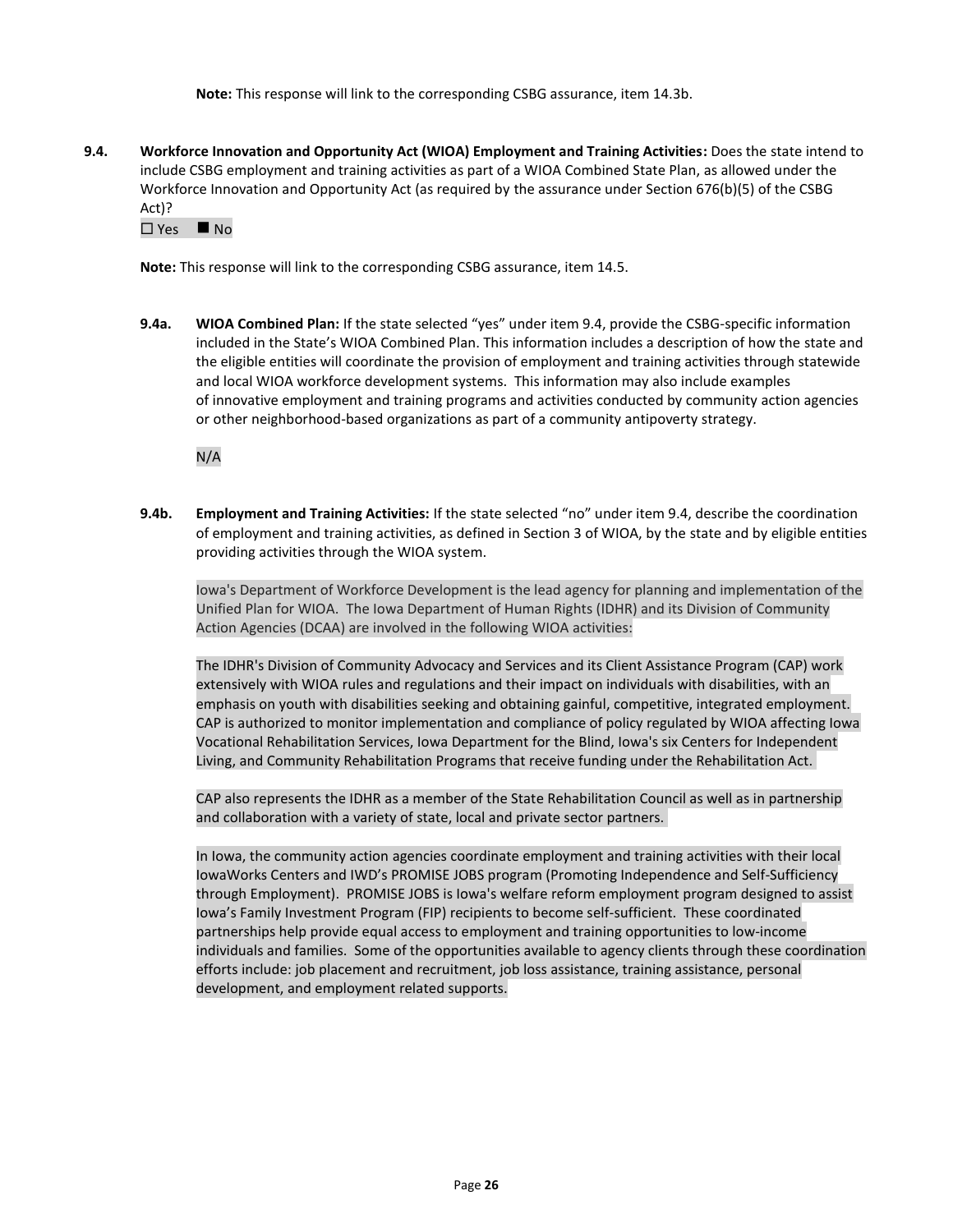**Note:** This response will link to the corresponding CSBG assurance, item 14.3b.

**9.4. Workforce Innovation and Opportunity Act (WIOA) Employment and Training Activities:** Does the state intend to include CSBG employment and training activities as part of a WIOA Combined State Plan, as allowed under the Workforce Innovation and Opportunity Act (as required by the assurance under Section 676(b)(5) of the CSBG Act)?

☐ Yes ■ No

**Note:** This response will link to the corresponding CSBG assurance, item 14.5.

**9.4a. WIOA Combined Plan:** If the state selected "yes" under item 9.4, provide the CSBG-specific information included in the State's WIOA Combined Plan. This information includes a description of how the state and the eligible entities will coordinate the provision of employment and training activities through statewide and local WIOA workforce development systems. This information may also include examples of innovative employment and training programs and activities conducted by community action agencies or other neighborhood-based organizations as part of a community antipoverty strategy.

N/A

**9.4b. Employment and Training Activities:** If the state selected "no" under item 9.4, describe the coordination of employment and training activities, as defined in Section 3 of WIOA, by the state and by eligible entities providing activities through the WIOA system.

Iowa's Department of Workforce Development is the lead agency for planning and implementation of the Unified Plan for WIOA. The Iowa Department of Human Rights (IDHR) and its Division of Community Action Agencies (DCAA) are involved in the following WIOA activities:

The IDHR's Division of Community Advocacy and Services and its Client Assistance Program (CAP) work extensively with WIOA rules and regulations and their impact on individuals with disabilities, with an emphasis on youth with disabilities seeking and obtaining gainful, competitive, integrated employment. CAP is authorized to monitor implementation and compliance of policy regulated by WIOA affecting Iowa Vocational Rehabilitation Services, Iowa Department for the Blind, Iowa's six Centers for Independent Living, and Community Rehabilitation Programs that receive funding under the Rehabilitation Act.

CAP also represents the IDHR as a member of the State Rehabilitation Council as well as in partnership and collaboration with a variety of state, local and private sector partners.

In Iowa, the community action agencies coordinate employment and training activities with their local IowaWorks Centers and IWD's PROMISE JOBS program (Promoting Independence and Self-Sufficiency through Employment). PROMISE JOBS is Iowa's welfare reform employment program designed to assist Iowa's Family Investment Program (FIP) recipients to become self-sufficient. These coordinated partnerships help provide equal access to employment and training opportunities to low-income individuals and families. Some of the opportunities available to agency clients through these coordination efforts include: job placement and recruitment, job loss assistance, training assistance, personal development, and employment related supports.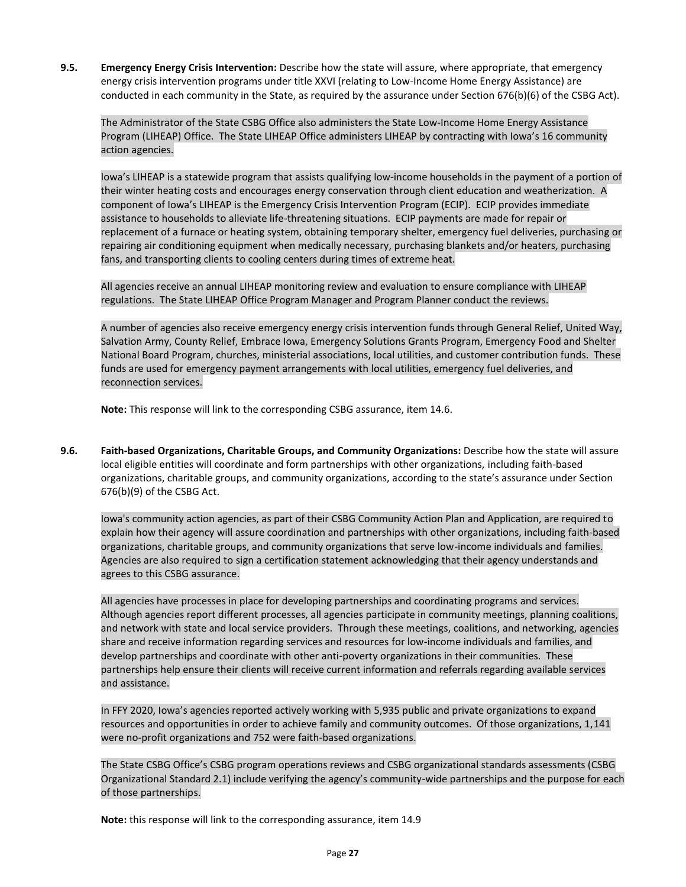**9.5. Emergency Energy Crisis Intervention:** Describe how the state will assure, where appropriate, that emergency energy crisis intervention programs under title XXVI (relating to Low-Income Home Energy Assistance) are conducted in each community in the State, as required by the assurance under Section 676(b)(6) of the CSBG Act).

The Administrator of the State CSBG Office also administers the State Low-Income Home Energy Assistance Program (LIHEAP) Office. The State LIHEAP Office administers LIHEAP by contracting with Iowa's 16 community action agencies.

Iowa's LIHEAP is a statewide program that assists qualifying low-income households in the payment of a portion of their winter heating costs and encourages energy conservation through client education and weatherization. A component of Iowa's LIHEAP is the Emergency Crisis Intervention Program (ECIP). ECIP provides immediate assistance to households to alleviate life-threatening situations. ECIP payments are made for repair or replacement of a furnace or heating system, obtaining temporary shelter, emergency fuel deliveries, purchasing or repairing air conditioning equipment when medically necessary, purchasing blankets and/or heaters, purchasing fans, and transporting clients to cooling centers during times of extreme heat.

All agencies receive an annual LIHEAP monitoring review and evaluation to ensure compliance with LIHEAP regulations. The State LIHEAP Office Program Manager and Program Planner conduct the reviews.

A number of agencies also receive emergency energy crisis intervention funds through General Relief, United Way, Salvation Army, County Relief, Embrace Iowa, Emergency Solutions Grants Program, Emergency Food and Shelter National Board Program, churches, ministerial associations, local utilities, and customer contribution funds. These funds are used for emergency payment arrangements with local utilities, emergency fuel deliveries, and reconnection services.

**Note:** This response will link to the corresponding CSBG assurance, item 14.6.

**9.6. Faith-based Organizations, Charitable Groups, and Community Organizations:** Describe how the state will assure local eligible entities will coordinate and form partnerships with other organizations, including faith-based organizations, charitable groups, and community organizations, according to the state's assurance under Section 676(b)(9) of the CSBG Act.

Iowa's community action agencies, as part of their CSBG Community Action Plan and Application, are required to explain how their agency will assure coordination and partnerships with other organizations, including faith-based organizations, charitable groups, and community organizations that serve low-income individuals and families. Agencies are also required to sign a certification statement acknowledging that their agency understands and agrees to this CSBG assurance.

All agencies have processes in place for developing partnerships and coordinating programs and services. Although agencies report different processes, all agencies participate in community meetings, planning coalitions, and network with state and local service providers. Through these meetings, coalitions, and networking, agencies share and receive information regarding services and resources for low-income individuals and families, and develop partnerships and coordinate with other anti-poverty organizations in their communities. These partnerships help ensure their clients will receive current information and referrals regarding available services and assistance.

In FFY 2020, Iowa's agencies reported actively working with 5,935 public and private organizations to expand resources and opportunities in order to achieve family and community outcomes. Of those organizations, 1,141 were no-profit organizations and 752 were faith-based organizations.

The State CSBG Office's CSBG program operations reviews and CSBG organizational standards assessments (CSBG Organizational Standard 2.1) include verifying the agency's community-wide partnerships and the purpose for each of those partnerships.

**Note:** this response will link to the corresponding assurance, item 14.9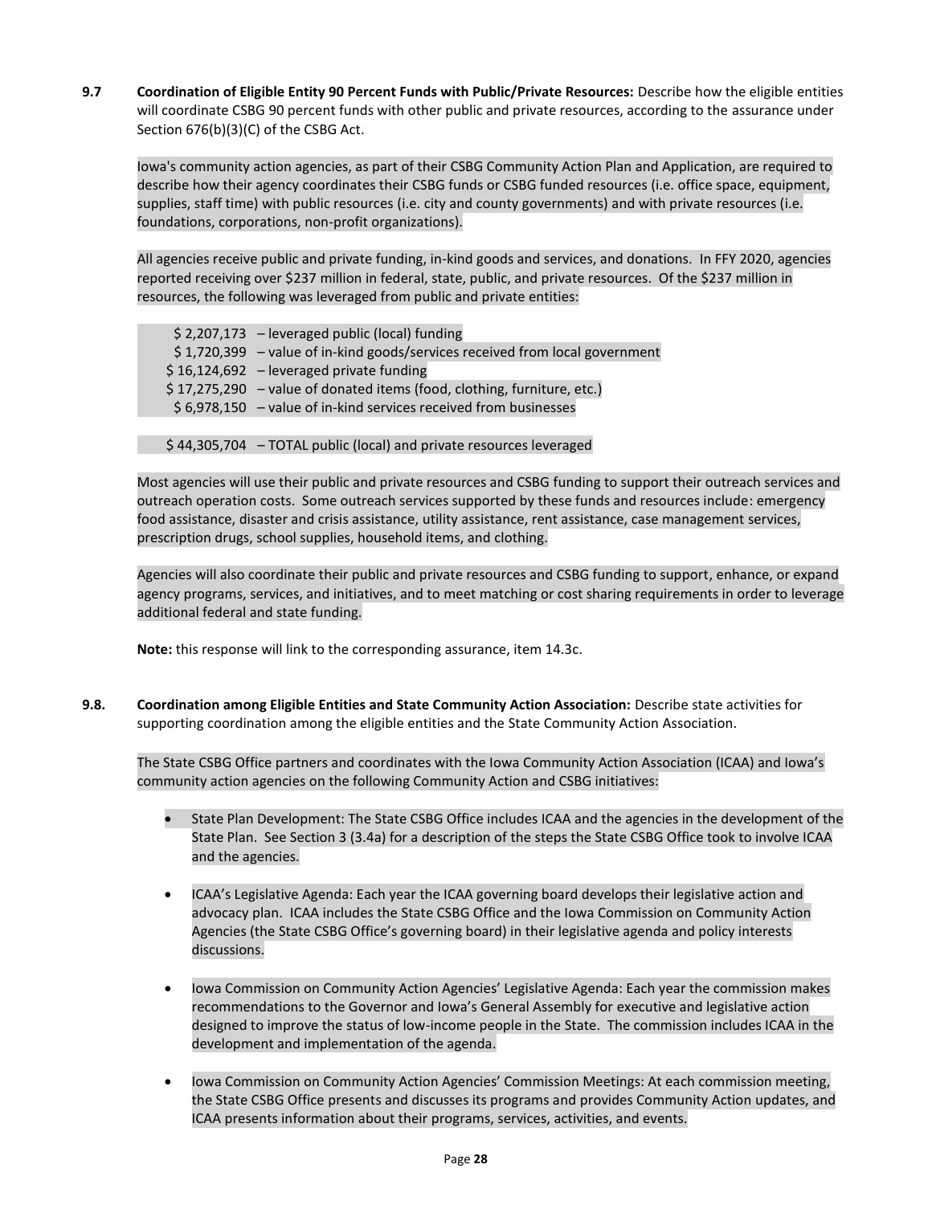**9.7 Coordination of Eligible Entity 90 Percent Funds with Public/Private Resources:** Describe how the eligible entities will coordinate CSBG 90 percent funds with other public and private resources, according to the assurance under Section 676(b)(3)(C) of the CSBG Act.

Iowa's community action agencies, as part of their CSBG Community Action Plan and Application, are required to describe how their agency coordinates their CSBG funds or CSBG funded resources (i.e. office space, equipment, supplies, staff time) with public resources (i.e. city and county governments) and with private resources (i.e. foundations, corporations, non-profit organizations).

All agencies receive public and private funding, in-kind goods and services, and donations. In FFY 2020, agencies reported receiving over $237 million in federal, state, public, and private resources. Of the $237 million in resources, the following was leveraged from public and private entities:

$ 2,207,173 – leveraged public (local) funding
$ 1,720,399 – value of in-kind goods/services received from local government
$ 16,124,692 – leveraged private funding
$ 17,275,290 – value of donated items (food, clothing, furniture, etc.)
$ 6,978,150 – value of in-kind services received from businesses

$ 44,305,704 – TOTAL public (local) and private resources leveraged

Most agencies will use their public and private resources and CSBG funding to support their outreach services and outreach operation costs. Some outreach services supported by these funds and resources include: emergency food assistance, disaster and crisis assistance, utility assistance, rent assistance, case management services, prescription drugs, school supplies, household items, and clothing.

Agencies will also coordinate their public and private resources and CSBG funding to support, enhance, or expand agency programs, services, and initiatives, and to meet matching or cost sharing requirements in order to leverage additional federal and state funding.

**Note:** this response will link to the corresponding assurance, item 14.3c.

**9.8. Coordination among Eligible Entities and State Community Action Association:** Describe state activities for supporting coordination among the eligible entities and the State Community Action Association.

The State CSBG Office partners and coordinates with the Iowa Community Action Association (ICAA) and Iowa's community action agencies on the following Community Action and CSBG initiatives:

- State Plan Development: The State CSBG Office includes ICAA and the agencies in the development of the State Plan. See Section 3 (3.4a) for a description of the steps the State CSBG Office took to involve ICAA and the agencies.
- ICAA's Legislative Agenda: Each year the ICAA governing board develops their legislative action and advocacy plan. ICAA includes the State CSBG Office and the Iowa Commission on Community Action Agencies (the State CSBG Office's governing board) in their legislative agenda and policy interests discussions.
- Iowa Commission on Community Action Agencies' Legislative Agenda: Each year the commission makes recommendations to the Governor and Iowa's General Assembly for executive and legislative action designed to improve the status of low-income people in the State. The commission includes ICAA in the development and implementation of the agenda.
- Iowa Commission on Community Action Agencies' Commission Meetings: At each commission meeting, the State CSBG Office presents and discusses its programs and provides Community Action updates, and ICAA presents information about their programs, services, activities, and events.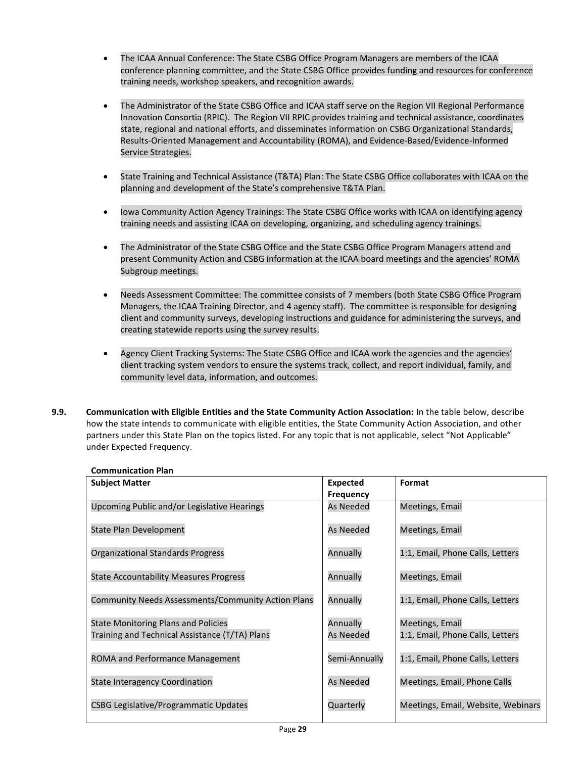- The ICAA Annual Conference: The State CSBG Office Program Managers are members of the ICAA conference planning committee, and the State CSBG Office provides funding and resources for conference training needs, workshop speakers, and recognition awards.

- The Administrator of the State CSBG Office and ICAA staff serve on the Region VII Regional Performance Innovation Consortia (RPIC). The Region VII RPIC provides training and technical assistance, coordinates state, regional and national efforts, and disseminates information on CSBG Organizational Standards, Results-Oriented Management and Accountability (ROMA), and Evidence-Based/Evidence-Informed Service Strategies.

- State Training and Technical Assistance (T&TA) Plan: The State CSBG Office collaborates with ICAA on the planning and development of the State's comprehensive T&TA Plan.

- Iowa Community Action Agency Trainings: The State CSBG Office works with ICAA on identifying agency training needs and assisting ICAA on developing, organizing, and scheduling agency trainings.

- The Administrator of the State CSBG Office and the State CSBG Office Program Managers attend and present Community Action and CSBG information at the ICAA board meetings and the agencies' ROMA Subgroup meetings.

- Needs Assessment Committee: The committee consists of 7 members (both State CSBG Office Program Managers, the ICAA Training Director, and 4 agency staff). The committee is responsible for designing client and community surveys, developing instructions and guidance for administering the surveys, and creating statewide reports using the survey results.

- Agency Client Tracking Systems: The State CSBG Office and ICAA work the agencies and the agencies' client tracking system vendors to ensure the systems track, collect, and report individual, family, and community level data, information, and outcomes.

**9.9. Communication with Eligible Entities and the State Community Action Association:** In the table below, describe how the state intends to communicate with eligible entities, the State Community Action Association, and other partners under this State Plan on the topics listed. For any topic that is not applicable, select "Not Applicable" under Expected Frequency.

**Communication Plan**

| Subject Matter | Expected Frequency | Format |
|---|---|---|
| Upcoming Public and/or Legislative Hearings | As Needed | Meetings, Email |
| State Plan Development | As Needed | Meetings, Email |
| Organizational Standards Progress | Annually | 1:1, Email, Phone Calls, Letters |
| State Accountability Measures Progress | Annually | Meetings, Email |
| Community Needs Assessments/Community Action Plans | Annually | 1:1, Email, Phone Calls, Letters |
| State Monitoring Plans and Policies | Annually | Meetings, Email |
| Training and Technical Assistance (T/TA) Plans | As Needed | 1:1, Email, Phone Calls, Letters |
| ROMA and Performance Management | Semi-Annually | 1:1, Email, Phone Calls, Letters |
| State Interagency Coordination | As Needed | Meetings, Email, Phone Calls |
| CSBG Legislative/Programmatic Updates | Quarterly | Meetings, Email, Website, Webinars |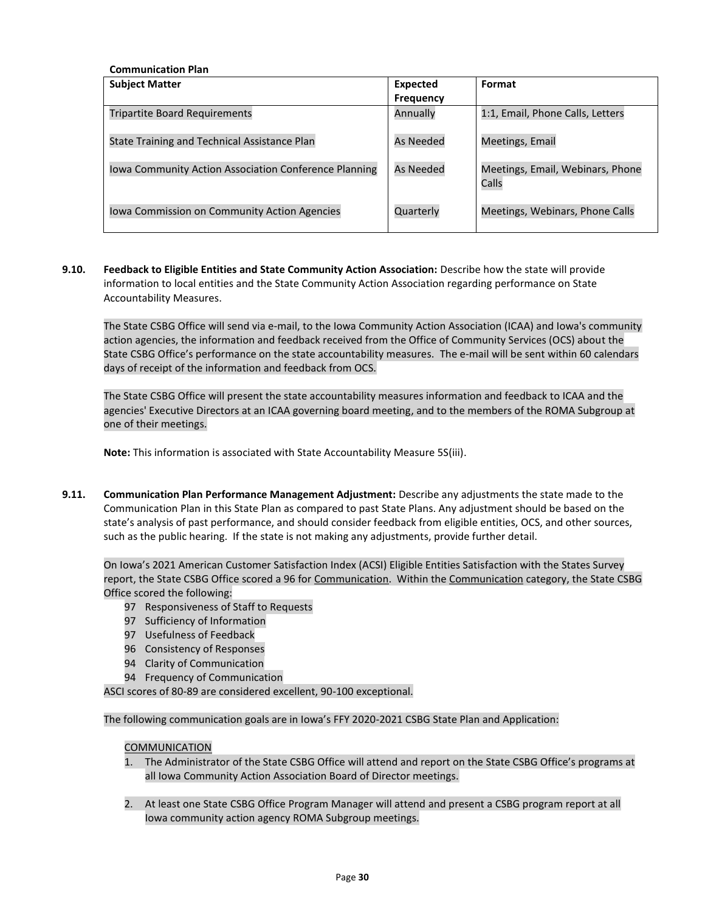**Communication Plan**

| Subject Matter | Expected Frequency | Format |
|---|---|---|
| Tripartite Board Requirements | Annually | 1:1, Email, Phone Calls, Letters |
| State Training and Technical Assistance Plan | As Needed | Meetings, Email |
| Iowa Community Action Association Conference Planning | As Needed | Meetings, Email, Webinars, Phone Calls |
| Iowa Commission on Community Action Agencies | Quarterly | Meetings, Webinars, Phone Calls |

**9.10. Feedback to Eligible Entities and State Community Action Association:** Describe how the state will provide information to local entities and the State Community Action Association regarding performance on State Accountability Measures.

The State CSBG Office will send via e-mail, to the Iowa Community Action Association (ICAA) and Iowa's community action agencies, the information and feedback received from the Office of Community Services (OCS) about the State CSBG Office's performance on the state accountability measures. The e-mail will be sent within 60 calendars days of receipt of the information and feedback from OCS.

The State CSBG Office will present the state accountability measures information and feedback to ICAA and the agencies' Executive Directors at an ICAA governing board meeting, and to the members of the ROMA Subgroup at one of their meetings.

**Note:** This information is associated with State Accountability Measure 5S(iii).

**9.11. Communication Plan Performance Management Adjustment:** Describe any adjustments the state made to the Communication Plan in this State Plan as compared to past State Plans. Any adjustment should be based on the state's analysis of past performance, and should consider feedback from eligible entities, OCS, and other sources, such as the public hearing. If the state is not making any adjustments, provide further detail.

On Iowa's 2021 American Customer Satisfaction Index (ACSI) Eligible Entities Satisfaction with the States Survey report, the State CSBG Office scored a 96 for Communication. Within the Communication category, the State CSBG Office scored the following:

- 97 Responsiveness of Staff to Requests
- 97 Sufficiency of Information
- 97 Usefulness of Feedback
- 96 Consistency of Responses
- 94 Clarity of Communication
- 94 Frequency of Communication

ASCI scores of 80-89 are considered excellent, 90-100 exceptional.

The following communication goals are in Iowa's FFY 2020-2021 CSBG State Plan and Application:

COMMUNICATION

1. The Administrator of the State CSBG Office will attend and report on the State CSBG Office's programs at all Iowa Community Action Association Board of Director meetings.

2. At least one State CSBG Office Program Manager will attend and present a CSBG program report at all Iowa community action agency ROMA Subgroup meetings.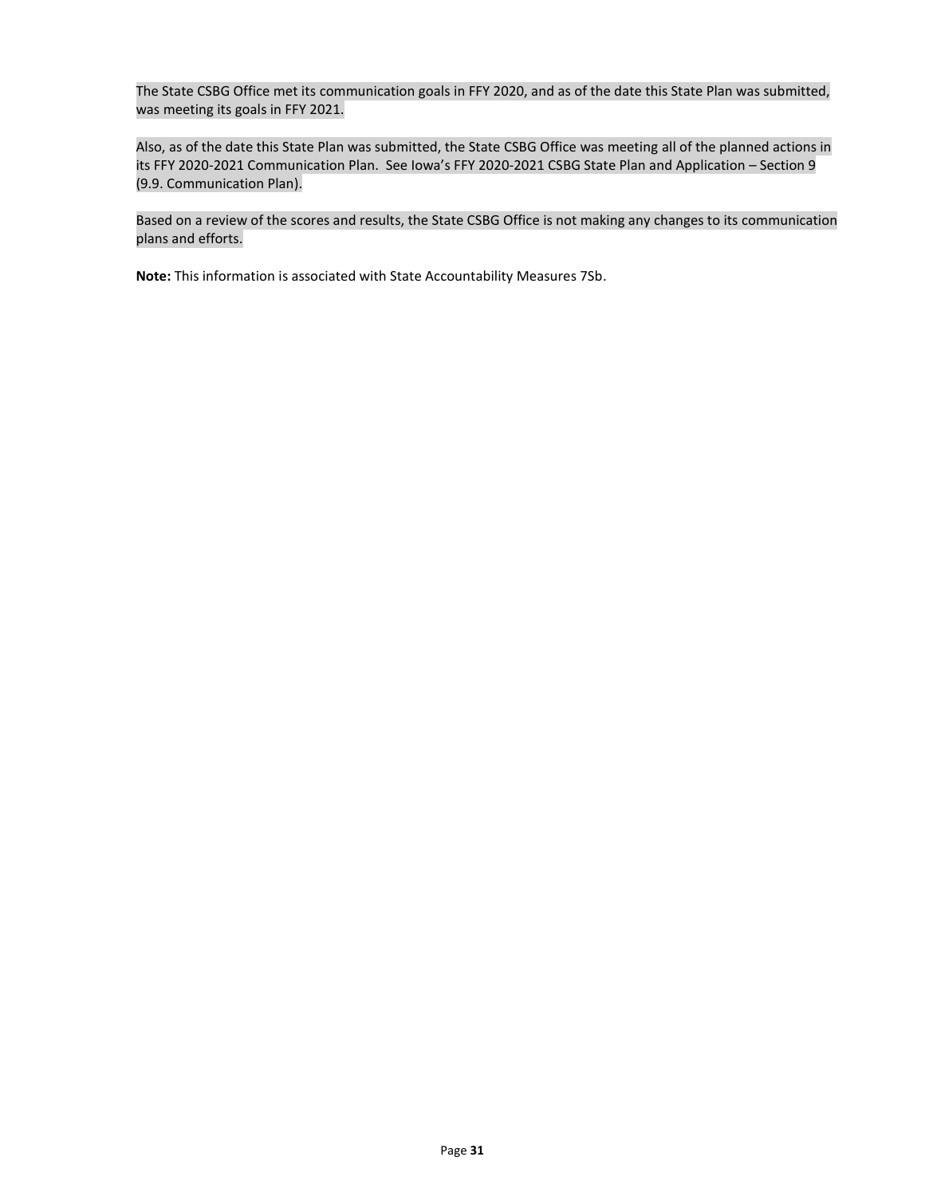The State CSBG Office met its communication goals in FFY 2020, and as of the date this State Plan was submitted, was meeting its goals in FFY 2021.

Also, as of the date this State Plan was submitted, the State CSBG Office was meeting all of the planned actions in its FFY 2020-2021 Communication Plan. See Iowa's FFY 2020-2021 CSBG State Plan and Application – Section 9 (9.9. Communication Plan).

Based on a review of the scores and results, the State CSBG Office is not making any changes to its communication plans and efforts.

**Note:** This information is associated with State Accountability Measures 7Sb.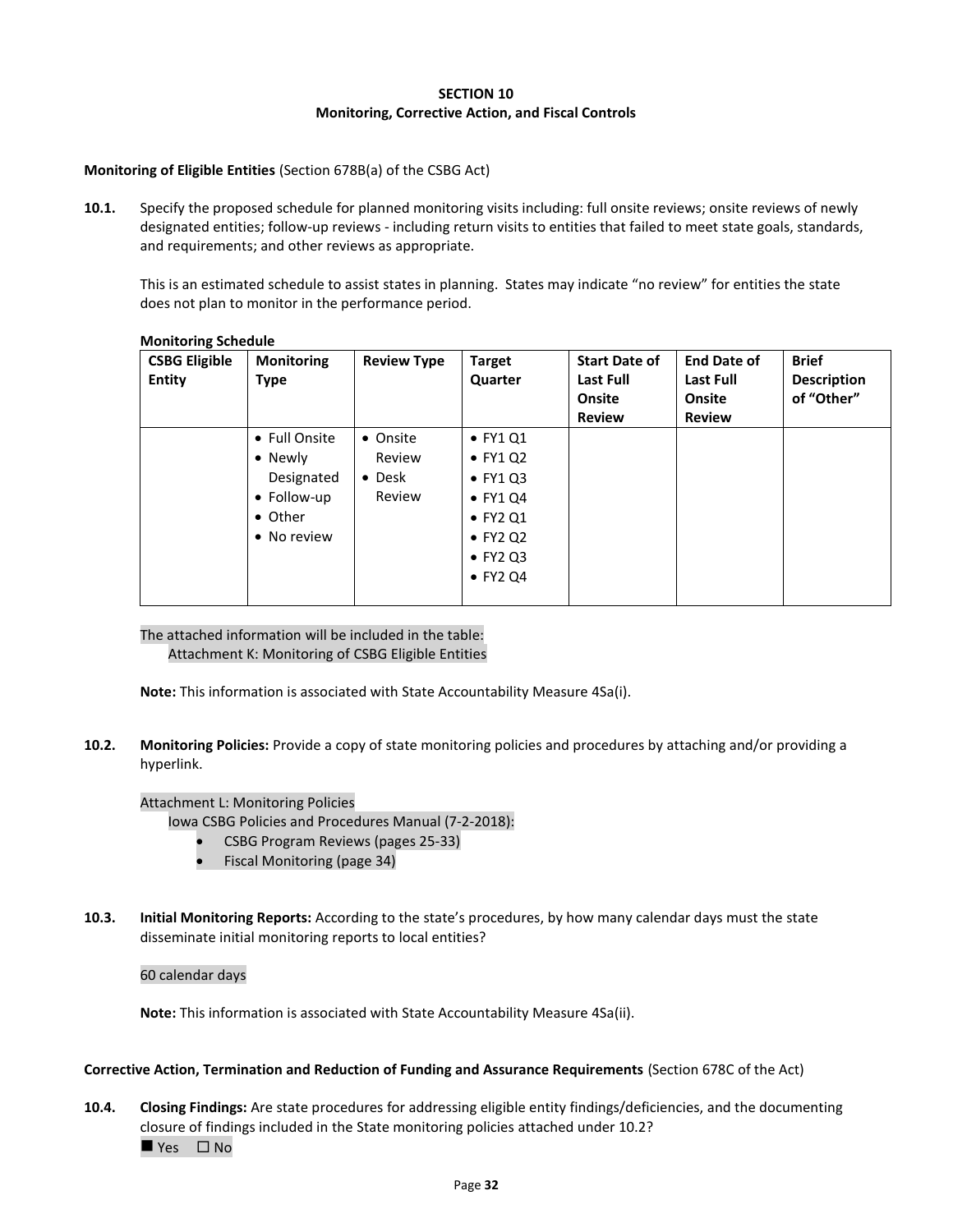**SECTION 10**
**Monitoring, Corrective Action, and Fiscal Controls**

**Monitoring of Eligible Entities** (Section 678B(a) of the CSBG Act)

**10.1.** Specify the proposed schedule for planned monitoring visits including: full onsite reviews; onsite reviews of newly designated entities; follow-up reviews - including return visits to entities that failed to meet state goals, standards, and requirements; and other reviews as appropriate.

This is an estimated schedule to assist states in planning. States may indicate "no review" for entities the state does not plan to monitor in the performance period.

**Monitoring Schedule**

| CSBG Eligible Entity | Monitoring Type | Review Type | Target Quarter | Start Date of Last Full Onsite Review | End Date of Last Full Onsite Review | Brief Description of "Other" |
|---|---|---|---|---|---|---|
| | • Full Onsite<br>• Newly Designated<br>• Follow-up<br>• Other<br>• No review | • Onsite Review<br>• Desk Review | • FY1 Q1<br>• FY1 Q2<br>• FY1 Q3<br>• FY1 Q4<br>• FY2 Q1<br>• FY2 Q2<br>• FY2 Q3<br>• FY2 Q4 | | | |

The attached information will be included in the table:
Attachment K: Monitoring of CSBG Eligible Entities

**Note:** This information is associated with State Accountability Measure 4Sa(i).

**10.2.** **Monitoring Policies:** Provide a copy of state monitoring policies and procedures by attaching and/or providing a hyperlink.

Attachment L: Monitoring Policies
Iowa CSBG Policies and Procedures Manual (7-2-2018):

- CSBG Program Reviews (pages 25-33)
- Fiscal Monitoring (page 34)

**10.3.** **Initial Monitoring Reports:** According to the state's procedures, by how many calendar days must the state disseminate initial monitoring reports to local entities?

60 calendar days

**Note:** This information is associated with State Accountability Measure 4Sa(ii).

**Corrective Action, Termination and Reduction of Funding and Assurance Requirements** (Section 678C of the Act)

**10.4.** **Closing Findings:** Are state procedures for addressing eligible entity findings/deficiencies, and the documenting closure of findings included in the State monitoring policies attached under 10.2?
■ Yes ☐ No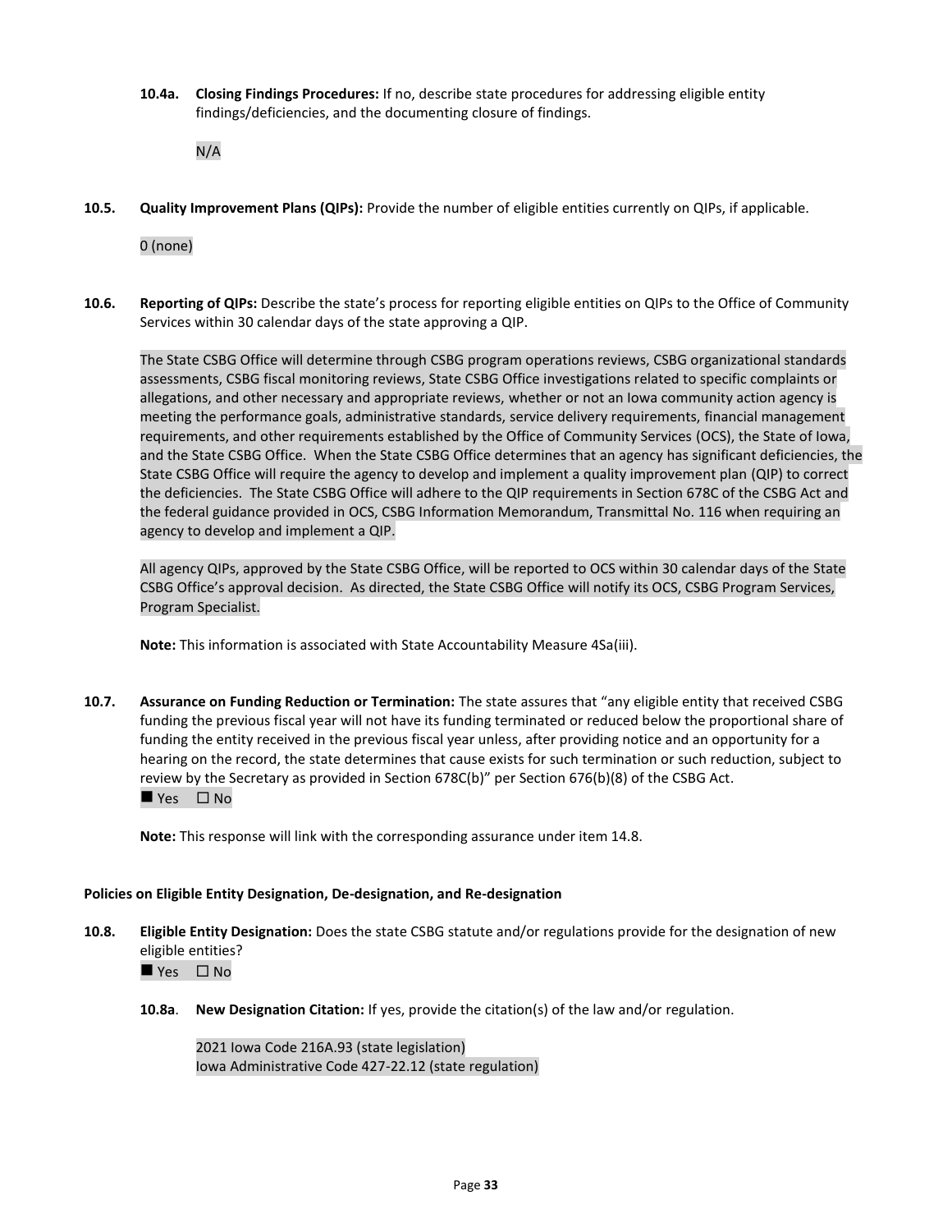**10.4a. Closing Findings Procedures:** If no, describe state procedures for addressing eligible entity findings/deficiencies, and the documenting closure of findings.

N/A

**10.5. Quality Improvement Plans (QIPs):** Provide the number of eligible entities currently on QIPs, if applicable.

0 (none)

**10.6. Reporting of QIPs:** Describe the state's process for reporting eligible entities on QIPs to the Office of Community Services within 30 calendar days of the state approving a QIP.

The State CSBG Office will determine through CSBG program operations reviews, CSBG organizational standards assessments, CSBG fiscal monitoring reviews, State CSBG Office investigations related to specific complaints or allegations, and other necessary and appropriate reviews, whether or not an Iowa community action agency is meeting the performance goals, administrative standards, service delivery requirements, financial management requirements, and other requirements established by the Office of Community Services (OCS), the State of Iowa, and the State CSBG Office. When the State CSBG Office determines that an agency has significant deficiencies, the State CSBG Office will require the agency to develop and implement a quality improvement plan (QIP) to correct the deficiencies. The State CSBG Office will adhere to the QIP requirements in Section 678C of the CSBG Act and the federal guidance provided in OCS, CSBG Information Memorandum, Transmittal No. 116 when requiring an agency to develop and implement a QIP.

All agency QIPs, approved by the State CSBG Office, will be reported to OCS within 30 calendar days of the State CSBG Office's approval decision. As directed, the State CSBG Office will notify its OCS, CSBG Program Services, Program Specialist.

**Note:** This information is associated with State Accountability Measure 4Sa(iii).

**10.7. Assurance on Funding Reduction or Termination:** The state assures that "any eligible entity that received CSBG funding the previous fiscal year will not have its funding terminated or reduced below the proportional share of funding the entity received in the previous fiscal year unless, after providing notice and an opportunity for a hearing on the record, the state determines that cause exists for such termination or such reduction, subject to review by the Secretary as provided in Section 678C(b)" per Section 676(b)(8) of the CSBG Act.

■ Yes ☐ No

**Note:** This response will link with the corresponding assurance under item 14.8.

**Policies on Eligible Entity Designation, De-designation, and Re-designation**

**10.8. Eligible Entity Designation:** Does the state CSBG statute and/or regulations provide for the designation of new eligible entities?

■ Yes ☐ No

**10.8a. New Designation Citation:** If yes, provide the citation(s) of the law and/or regulation.

2021 Iowa Code 216A.93 (state legislation)
Iowa Administrative Code 427-22.12 (state regulation)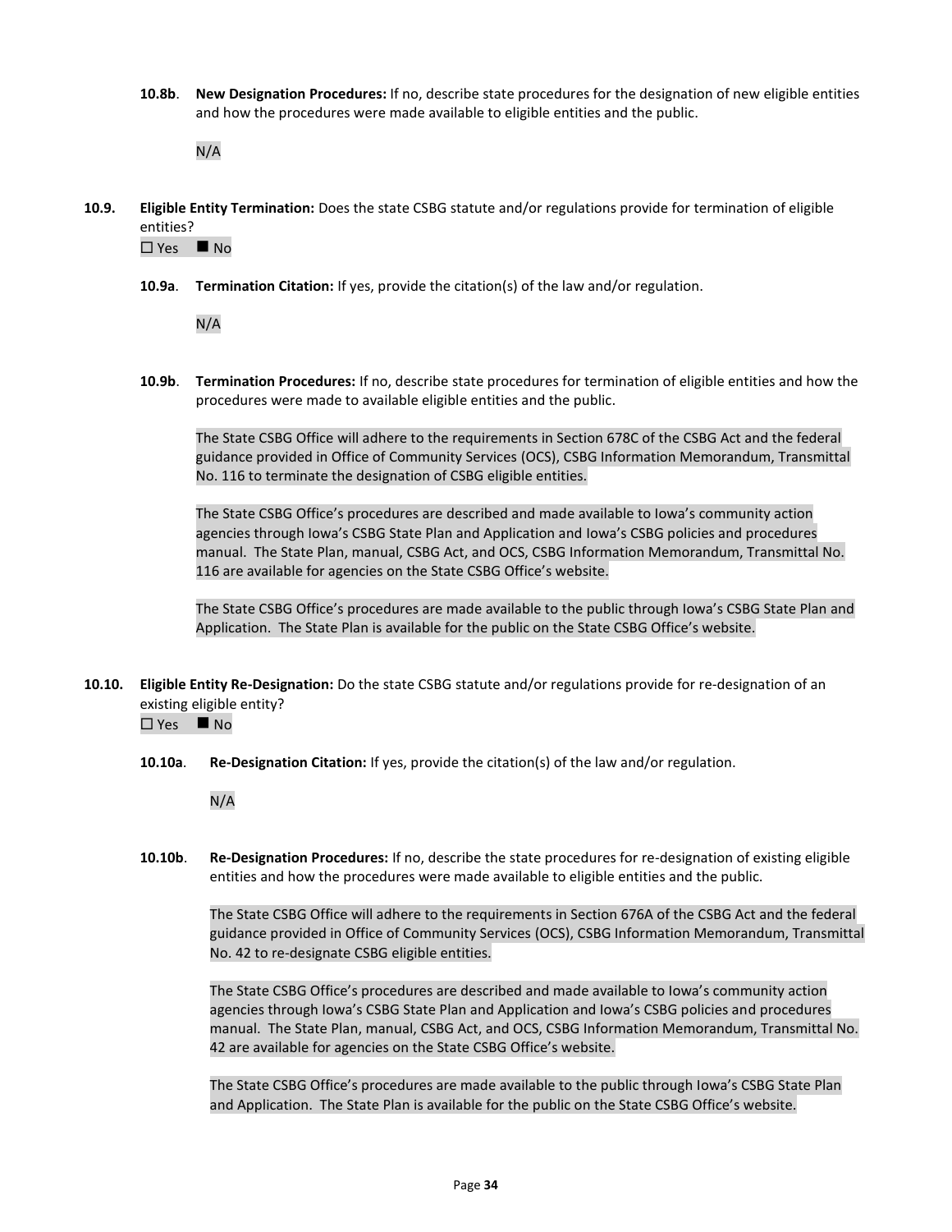**10.8b**. **New Designation Procedures:** If no, describe state procedures for the designation of new eligible entities and how the procedures were made available to eligible entities and the public.

N/A

**10.9. Eligible Entity Termination:** Does the state CSBG statute and/or regulations provide for termination of eligible entities?

☐ Yes ■ No

**10.9a**. **Termination Citation:** If yes, provide the citation(s) of the law and/or regulation.

N/A

**10.9b**. **Termination Procedures:** If no, describe state procedures for termination of eligible entities and how the procedures were made to available eligible entities and the public.

The State CSBG Office will adhere to the requirements in Section 678C of the CSBG Act and the federal guidance provided in Office of Community Services (OCS), CSBG Information Memorandum, Transmittal No. 116 to terminate the designation of CSBG eligible entities.

The State CSBG Office's procedures are described and made available to Iowa's community action agencies through Iowa's CSBG State Plan and Application and Iowa's CSBG policies and procedures manual. The State Plan, manual, CSBG Act, and OCS, CSBG Information Memorandum, Transmittal No. 116 are available for agencies on the State CSBG Office's website.

The State CSBG Office's procedures are made available to the public through Iowa's CSBG State Plan and Application. The State Plan is available for the public on the State CSBG Office's website.

**10.10. Eligible Entity Re-Designation:** Do the state CSBG statute and/or regulations provide for re-designation of an existing eligible entity?

☐ Yes ■ No

**10.10a**. **Re-Designation Citation:** If yes, provide the citation(s) of the law and/or regulation.

N/A

**10.10b**. **Re-Designation Procedures:** If no, describe the state procedures for re-designation of existing eligible entities and how the procedures were made available to eligible entities and the public.

The State CSBG Office will adhere to the requirements in Section 676A of the CSBG Act and the federal guidance provided in Office of Community Services (OCS), CSBG Information Memorandum, Transmittal No. 42 to re-designate CSBG eligible entities.

The State CSBG Office's procedures are described and made available to Iowa's community action agencies through Iowa's CSBG State Plan and Application and Iowa's CSBG policies and procedures manual. The State Plan, manual, CSBG Act, and OCS, CSBG Information Memorandum, Transmittal No. 42 are available for agencies on the State CSBG Office's website.

The State CSBG Office's procedures are made available to the public through Iowa's CSBG State Plan and Application. The State Plan is available for the public on the State CSBG Office's website.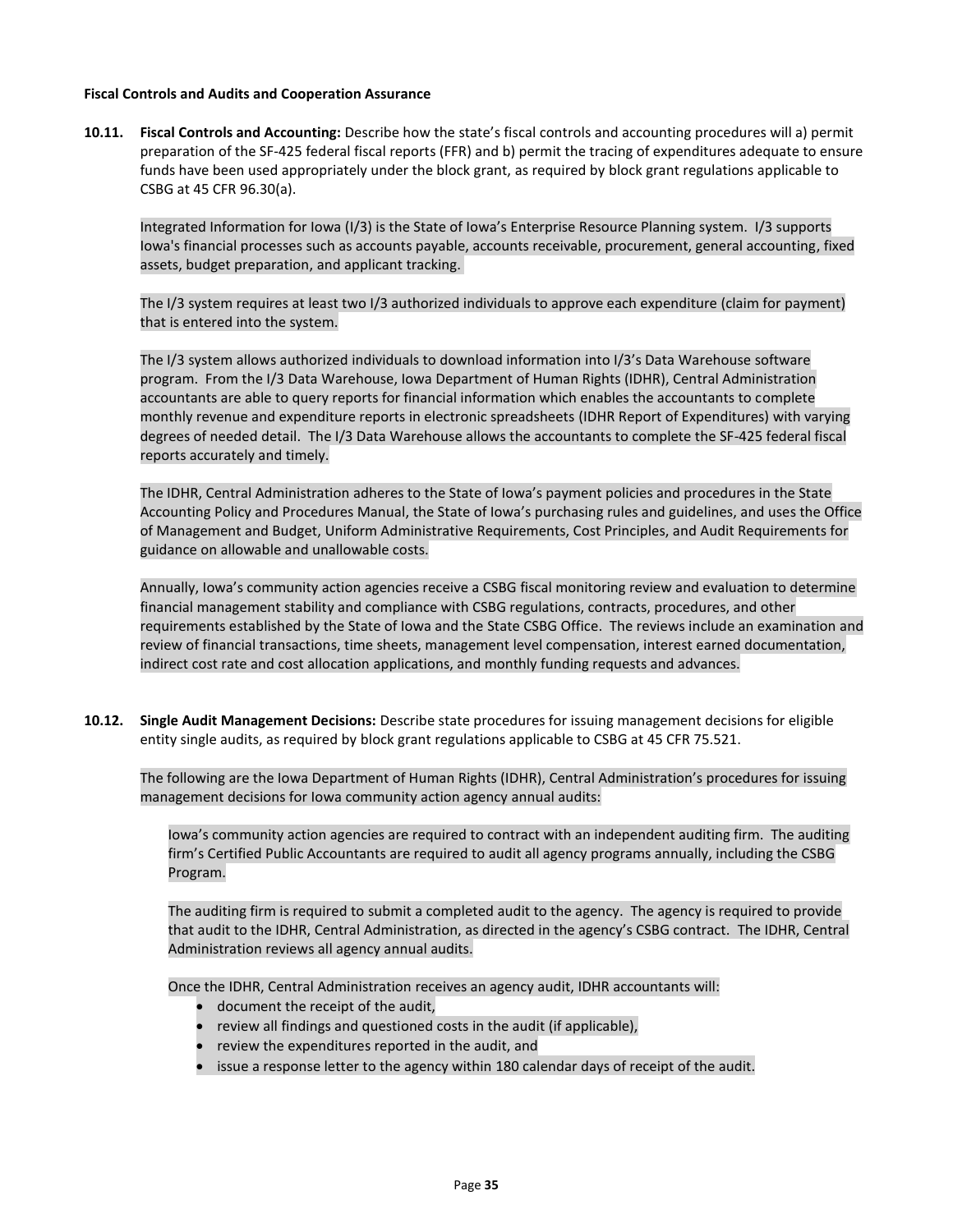**Fiscal Controls and Audits and Cooperation Assurance**

**10.11. Fiscal Controls and Accounting:** Describe how the state's fiscal controls and accounting procedures will a) permit preparation of the SF-425 federal fiscal reports (FFR) and b) permit the tracing of expenditures adequate to ensure funds have been used appropriately under the block grant, as required by block grant regulations applicable to CSBG at 45 CFR 96.30(a).

Integrated Information for Iowa (I/3) is the State of Iowa's Enterprise Resource Planning system. I/3 supports Iowa's financial processes such as accounts payable, accounts receivable, procurement, general accounting, fixed assets, budget preparation, and applicant tracking.

The I/3 system requires at least two I/3 authorized individuals to approve each expenditure (claim for payment) that is entered into the system.

The I/3 system allows authorized individuals to download information into I/3's Data Warehouse software program. From the I/3 Data Warehouse, Iowa Department of Human Rights (IDHR), Central Administration accountants are able to query reports for financial information which enables the accountants to complete monthly revenue and expenditure reports in electronic spreadsheets (IDHR Report of Expenditures) with varying degrees of needed detail. The I/3 Data Warehouse allows the accountants to complete the SF-425 federal fiscal reports accurately and timely.

The IDHR, Central Administration adheres to the State of Iowa's payment policies and procedures in the State Accounting Policy and Procedures Manual, the State of Iowa's purchasing rules and guidelines, and uses the Office of Management and Budget, Uniform Administrative Requirements, Cost Principles, and Audit Requirements for guidance on allowable and unallowable costs.

Annually, Iowa's community action agencies receive a CSBG fiscal monitoring review and evaluation to determine financial management stability and compliance with CSBG regulations, contracts, procedures, and other requirements established by the State of Iowa and the State CSBG Office. The reviews include an examination and review of financial transactions, time sheets, management level compensation, interest earned documentation, indirect cost rate and cost allocation applications, and monthly funding requests and advances.

**10.12. Single Audit Management Decisions:** Describe state procedures for issuing management decisions for eligible entity single audits, as required by block grant regulations applicable to CSBG at 45 CFR 75.521.

The following are the Iowa Department of Human Rights (IDHR), Central Administration's procedures for issuing management decisions for Iowa community action agency annual audits:

Iowa's community action agencies are required to contract with an independent auditing firm. The auditing firm's Certified Public Accountants are required to audit all agency programs annually, including the CSBG Program.

The auditing firm is required to submit a completed audit to the agency. The agency is required to provide that audit to the IDHR, Central Administration, as directed in the agency's CSBG contract. The IDHR, Central Administration reviews all agency annual audits.

Once the IDHR, Central Administration receives an agency audit, IDHR accountants will:

- document the receipt of the audit,
- review all findings and questioned costs in the audit (if applicable),
- review the expenditures reported in the audit, and
- issue a response letter to the agency within 180 calendar days of receipt of the audit.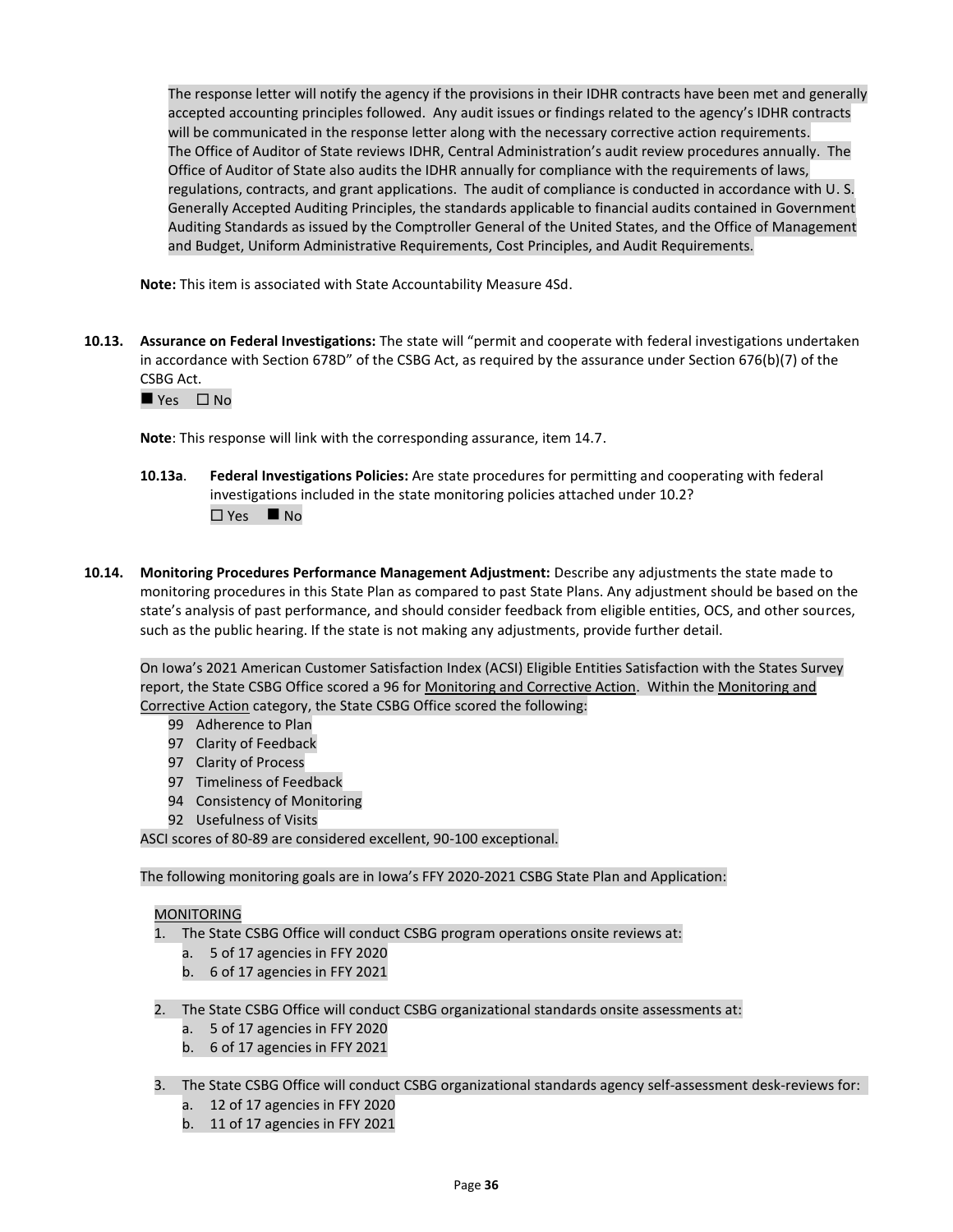The response letter will notify the agency if the provisions in their IDHR contracts have been met and generally accepted accounting principles followed. Any audit issues or findings related to the agency's IDHR contracts will be communicated in the response letter along with the necessary corrective action requirements. The Office of Auditor of State reviews IDHR, Central Administration's audit review procedures annually. The Office of Auditor of State also audits the IDHR annually for compliance with the requirements of laws, regulations, contracts, and grant applications. The audit of compliance is conducted in accordance with U. S. Generally Accepted Auditing Principles, the standards applicable to financial audits contained in Government Auditing Standards as issued by the Comptroller General of the United States, and the Office of Management and Budget, Uniform Administrative Requirements, Cost Principles, and Audit Requirements.

**Note:** This item is associated with State Accountability Measure 4Sd.

**10.13. Assurance on Federal Investigations:** The state will "permit and cooperate with federal investigations undertaken in accordance with Section 678D" of the CSBG Act, as required by the assurance under Section 676(b)(7) of the CSBG Act.

■ Yes ☐ No

**Note**: This response will link with the corresponding assurance, item 14.7.

**10.13a**. **Federal Investigations Policies:** Are state procedures for permitting and cooperating with federal investigations included in the state monitoring policies attached under 10.2?

☐ Yes ■ No

**10.14. Monitoring Procedures Performance Management Adjustment:** Describe any adjustments the state made to monitoring procedures in this State Plan as compared to past State Plans. Any adjustment should be based on the state's analysis of past performance, and should consider feedback from eligible entities, OCS, and other sources, such as the public hearing. If the state is not making any adjustments, provide further detail.

On Iowa's 2021 American Customer Satisfaction Index (ACSI) Eligible Entities Satisfaction with the States Survey report, the State CSBG Office scored a 96 for Monitoring and Corrective Action. Within the Monitoring and Corrective Action category, the State CSBG Office scored the following:

- 99 Adherence to Plan
- 97 Clarity of Feedback
- 97 Clarity of Process
- 97 Timeliness of Feedback
- 94 Consistency of Monitoring
- 92 Usefulness of Visits

ASCI scores of 80-89 are considered excellent, 90-100 exceptional.

The following monitoring goals are in Iowa's FFY 2020-2021 CSBG State Plan and Application:

MONITORING

1. The State CSBG Office will conduct CSBG program operations onsite reviews at:
   a. 5 of 17 agencies in FFY 2020
   b. 6 of 17 agencies in FFY 2021
2. The State CSBG Office will conduct CSBG organizational standards onsite assessments at:
   a. 5 of 17 agencies in FFY 2020
   b. 6 of 17 agencies in FFY 2021
3. The State CSBG Office will conduct CSBG organizational standards agency self-assessment desk-reviews for:
   a. 12 of 17 agencies in FFY 2020
   b. 11 of 17 agencies in FFY 2021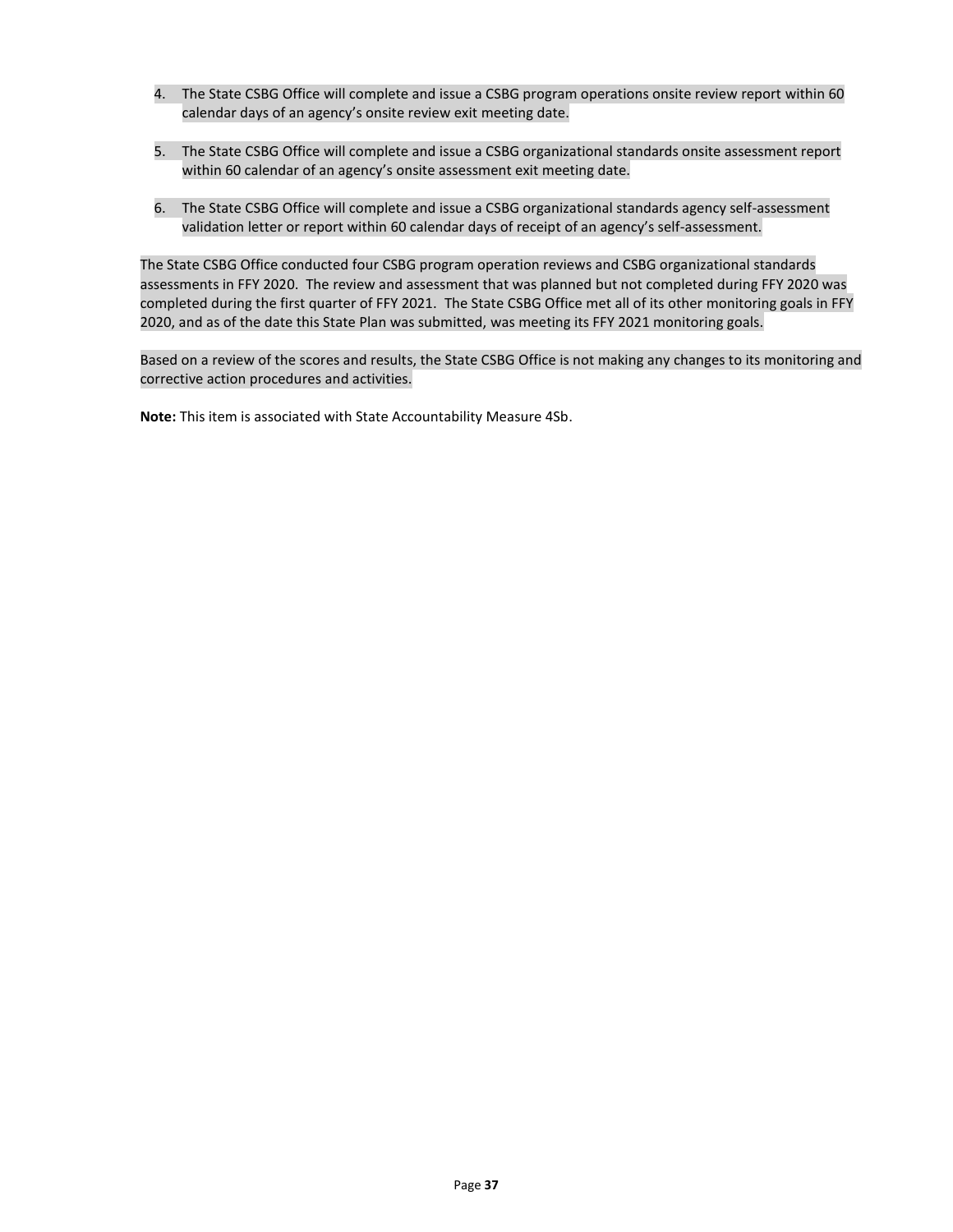4. The State CSBG Office will complete and issue a CSBG program operations onsite review report within 60 calendar days of an agency's onsite review exit meeting date.

5. The State CSBG Office will complete and issue a CSBG organizational standards onsite assessment report within 60 calendar of an agency's onsite assessment exit meeting date.

6. The State CSBG Office will complete and issue a CSBG organizational standards agency self-assessment validation letter or report within 60 calendar days of receipt of an agency's self-assessment.

The State CSBG Office conducted four CSBG program operation reviews and CSBG organizational standards assessments in FFY 2020. The review and assessment that was planned but not completed during FFY 2020 was completed during the first quarter of FFY 2021. The State CSBG Office met all of its other monitoring goals in FFY 2020, and as of the date this State Plan was submitted, was meeting its FFY 2021 monitoring goals.

Based on a review of the scores and results, the State CSBG Office is not making any changes to its monitoring and corrective action procedures and activities.

**Note:** This item is associated with State Accountability Measure 4Sb.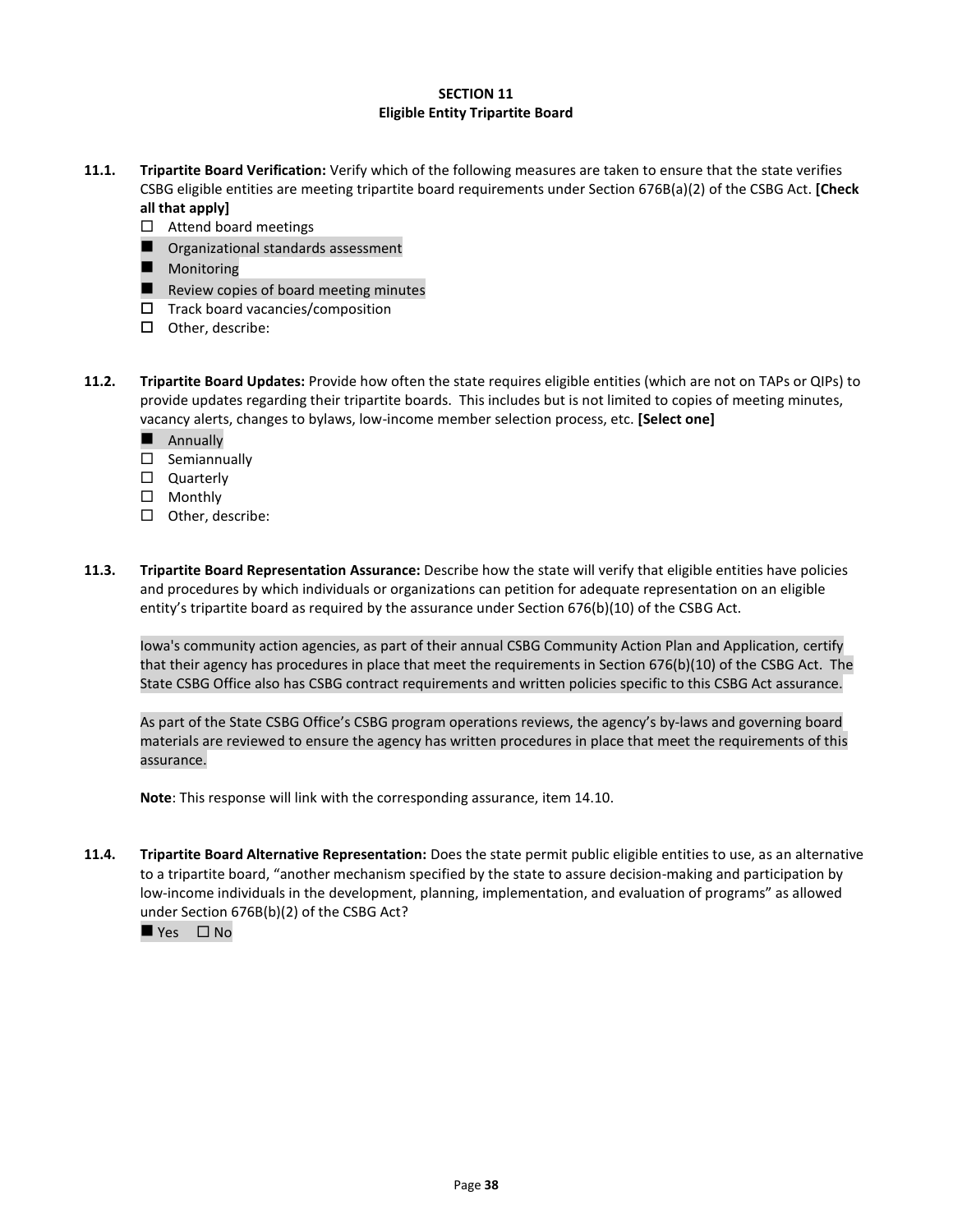## SECTION 11
## Eligible Entity Tripartite Board

**11.1. Tripartite Board Verification:** Verify which of the following measures are taken to ensure that the state verifies CSBG eligible entities are meeting tripartite board requirements under Section 676B(a)(2) of the CSBG Act. **[Check all that apply]**

- ☐ Attend board meetings
- ■ Organizational standards assessment
- ■ Monitoring
- ■ Review copies of board meeting minutes
- ☐ Track board vacancies/composition
- ☐ Other, describe:

**11.2. Tripartite Board Updates:** Provide how often the state requires eligible entities (which are not on TAPs or QIPs) to provide updates regarding their tripartite boards. This includes but is not limited to copies of meeting minutes, vacancy alerts, changes to bylaws, low-income member selection process, etc. **[Select one]**

- ■ Annually
- ☐ Semiannually
- ☐ Quarterly
- ☐ Monthly
- ☐ Other, describe:

**11.3. Tripartite Board Representation Assurance:** Describe how the state will verify that eligible entities have policies and procedures by which individuals or organizations can petition for adequate representation on an eligible entity's tripartite board as required by the assurance under Section 676(b)(10) of the CSBG Act.

Iowa's community action agencies, as part of their annual CSBG Community Action Plan and Application, certify that their agency has procedures in place that meet the requirements in Section 676(b)(10) of the CSBG Act. The State CSBG Office also has CSBG contract requirements and written policies specific to this CSBG Act assurance.

As part of the State CSBG Office's CSBG program operations reviews, the agency's by-laws and governing board materials are reviewed to ensure the agency has written procedures in place that meet the requirements of this assurance.

**Note**: This response will link with the corresponding assurance, item 14.10.

**11.4. Tripartite Board Alternative Representation:** Does the state permit public eligible entities to use, as an alternative to a tripartite board, "another mechanism specified by the state to assure decision-making and participation by low-income individuals in the development, planning, implementation, and evaluation of programs" as allowed under Section 676B(b)(2) of the CSBG Act?

■ Yes ☐ No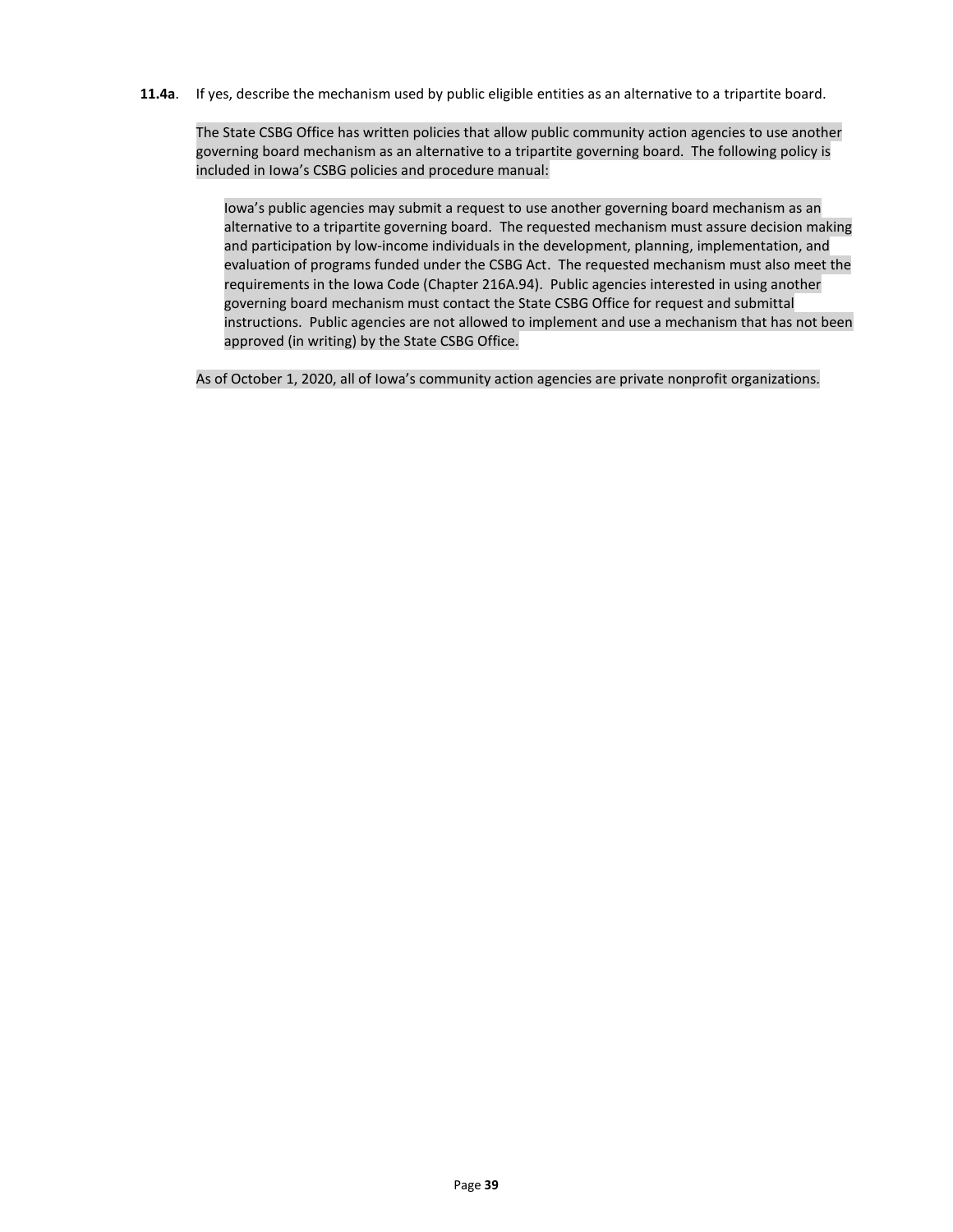**11.4a**. If yes, describe the mechanism used by public eligible entities as an alternative to a tripartite board.

The State CSBG Office has written policies that allow public community action agencies to use another governing board mechanism as an alternative to a tripartite governing board. The following policy is included in Iowa's CSBG policies and procedure manual:

> Iowa's public agencies may submit a request to use another governing board mechanism as an alternative to a tripartite governing board. The requested mechanism must assure decision making and participation by low-income individuals in the development, planning, implementation, and evaluation of programs funded under the CSBG Act. The requested mechanism must also meet the requirements in the Iowa Code (Chapter 216A.94). Public agencies interested in using another governing board mechanism must contact the State CSBG Office for request and submittal instructions. Public agencies are not allowed to implement and use a mechanism that has not been approved (in writing) by the State CSBG Office.

As of October 1, 2020, all of Iowa's community action agencies are private nonprofit organizations.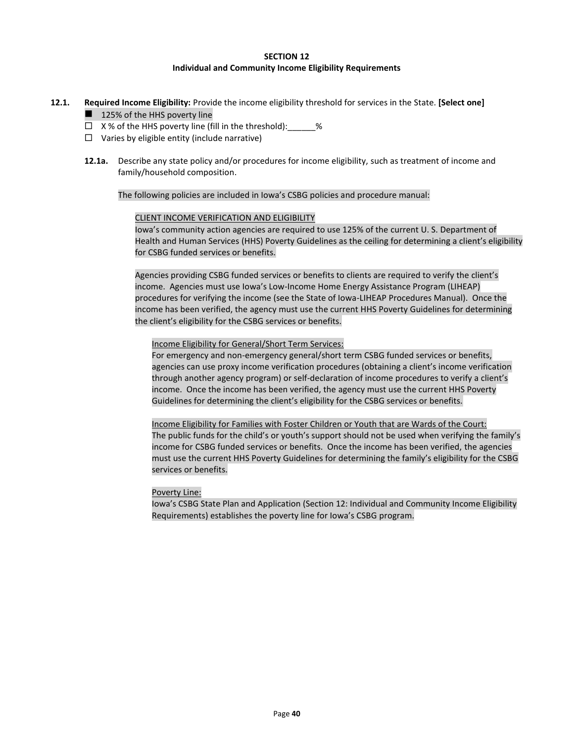## SECTION 12
### Individual and Community Income Eligibility Requirements

**12.1. Required Income Eligibility:** Provide the income eligibility threshold for services in the State. **[Select one]**

- ■ 125% of the HHS poverty line
- ☐ X % of the HHS poverty line (fill in the threshold):______%
- ☐ Varies by eligible entity (include narrative)

**12.1a.** Describe any state policy and/or procedures for income eligibility, such as treatment of income and family/household composition.

The following policies are included in Iowa's CSBG policies and procedure manual:

<u>CLIENT INCOME VERIFICATION AND ELIGIBILITY</u>

Iowa's community action agencies are required to use 125% of the current U. S. Department of Health and Human Services (HHS) Poverty Guidelines as the ceiling for determining a client's eligibility for CSBG funded services or benefits.

Agencies providing CSBG funded services or benefits to clients are required to verify the client's income. Agencies must use Iowa's Low-Income Home Energy Assistance Program (LIHEAP) procedures for verifying the income (see the State of Iowa-LIHEAP Procedures Manual). Once the income has been verified, the agency must use the current HHS Poverty Guidelines for determining the client's eligibility for the CSBG services or benefits.

<u>Income Eligibility for General/Short Term Services:</u>

For emergency and non-emergency general/short term CSBG funded services or benefits, agencies can use proxy income verification procedures (obtaining a client's income verification through another agency program) or self-declaration of income procedures to verify a client's income. Once the income has been verified, the agency must use the current HHS Poverty Guidelines for determining the client's eligibility for the CSBG services or benefits.

<u>Income Eligibility for Families with Foster Children or Youth that are Wards of the Court:</u>

The public funds for the child's or youth's support should not be used when verifying the family's income for CSBG funded services or benefits. Once the income has been verified, the agencies must use the current HHS Poverty Guidelines for determining the family's eligibility for the CSBG services or benefits.

<u>Poverty Line:</u>

Iowa's CSBG State Plan and Application (Section 12: Individual and Community Income Eligibility Requirements) establishes the poverty line for Iowa's CSBG program.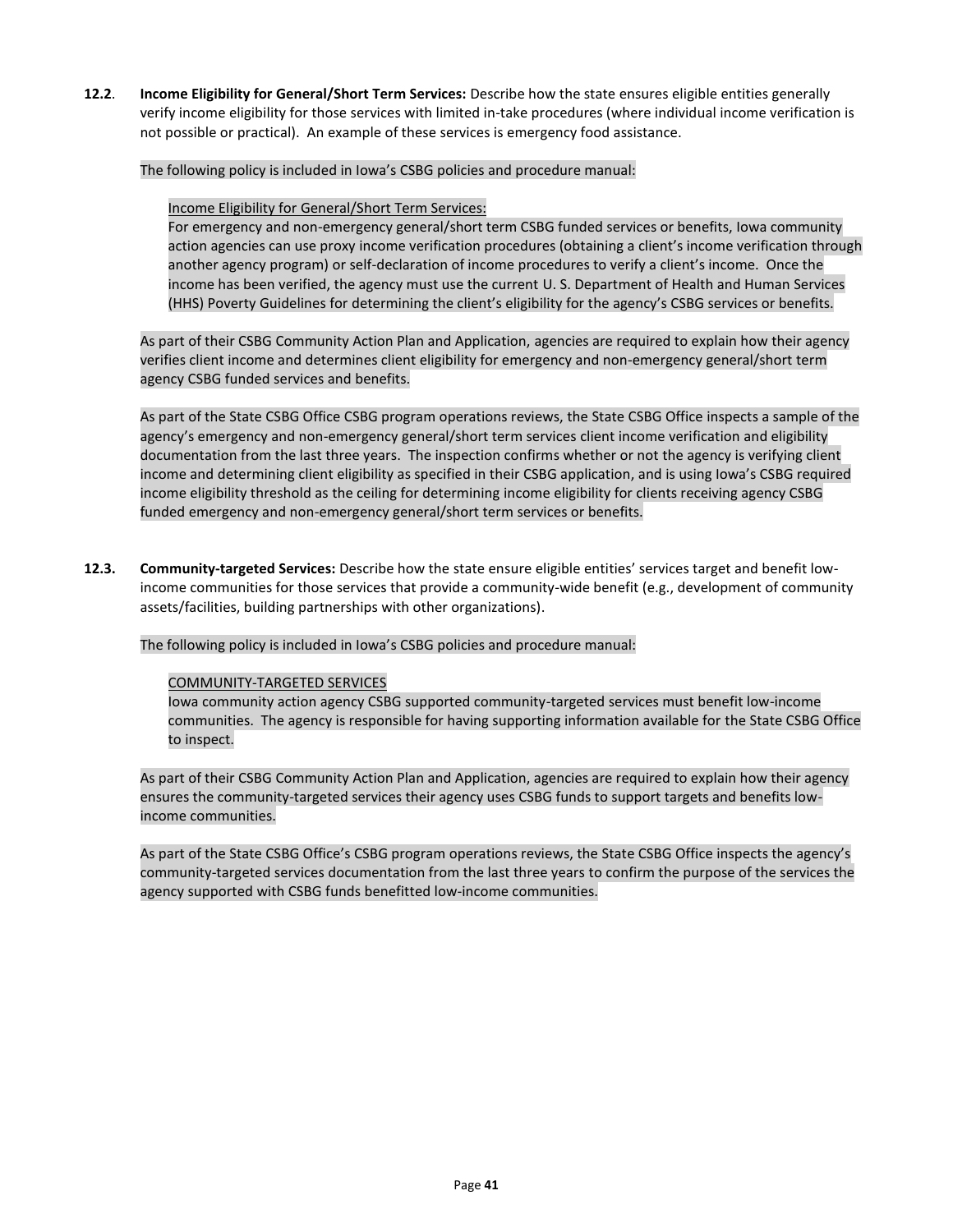**12.2**. **Income Eligibility for General/Short Term Services:** Describe how the state ensures eligible entities generally verify income eligibility for those services with limited in-take procedures (where individual income verification is not possible or practical). An example of these services is emergency food assistance.

The following policy is included in Iowa's CSBG policies and procedure manual:

> <u>Income Eligibility for General/Short Term Services:</u>
> For emergency and non-emergency general/short term CSBG funded services or benefits, Iowa community action agencies can use proxy income verification procedures (obtaining a client's income verification through another agency program) or self-declaration of income procedures to verify a client's income. Once the income has been verified, the agency must use the current U. S. Department of Health and Human Services (HHS) Poverty Guidelines for determining the client's eligibility for the agency's CSBG services or benefits.

As part of their CSBG Community Action Plan and Application, agencies are required to explain how their agency verifies client income and determines client eligibility for emergency and non-emergency general/short term agency CSBG funded services and benefits.

As part of the State CSBG Office CSBG program operations reviews, the State CSBG Office inspects a sample of the agency's emergency and non-emergency general/short term services client income verification and eligibility documentation from the last three years. The inspection confirms whether or not the agency is verifying client income and determining client eligibility as specified in their CSBG application, and is using Iowa's CSBG required income eligibility threshold as the ceiling for determining income eligibility for clients receiving agency CSBG funded emergency and non-emergency general/short term services or benefits.

**12.3.** **Community-targeted Services:** Describe how the state ensure eligible entities' services target and benefit low-income communities for those services that provide a community-wide benefit (e.g., development of community assets/facilities, building partnerships with other organizations).

The following policy is included in Iowa's CSBG policies and procedure manual:

> <u>COMMUNITY-TARGETED SERVICES</u>
> Iowa community action agency CSBG supported community-targeted services must benefit low-income communities. The agency is responsible for having supporting information available for the State CSBG Office to inspect.

As part of their CSBG Community Action Plan and Application, agencies are required to explain how their agency ensures the community-targeted services their agency uses CSBG funds to support targets and benefits low-income communities.

As part of the State CSBG Office's CSBG program operations reviews, the State CSBG Office inspects the agency's community-targeted services documentation from the last three years to confirm the purpose of the services the agency supported with CSBG funds benefitted low-income communities.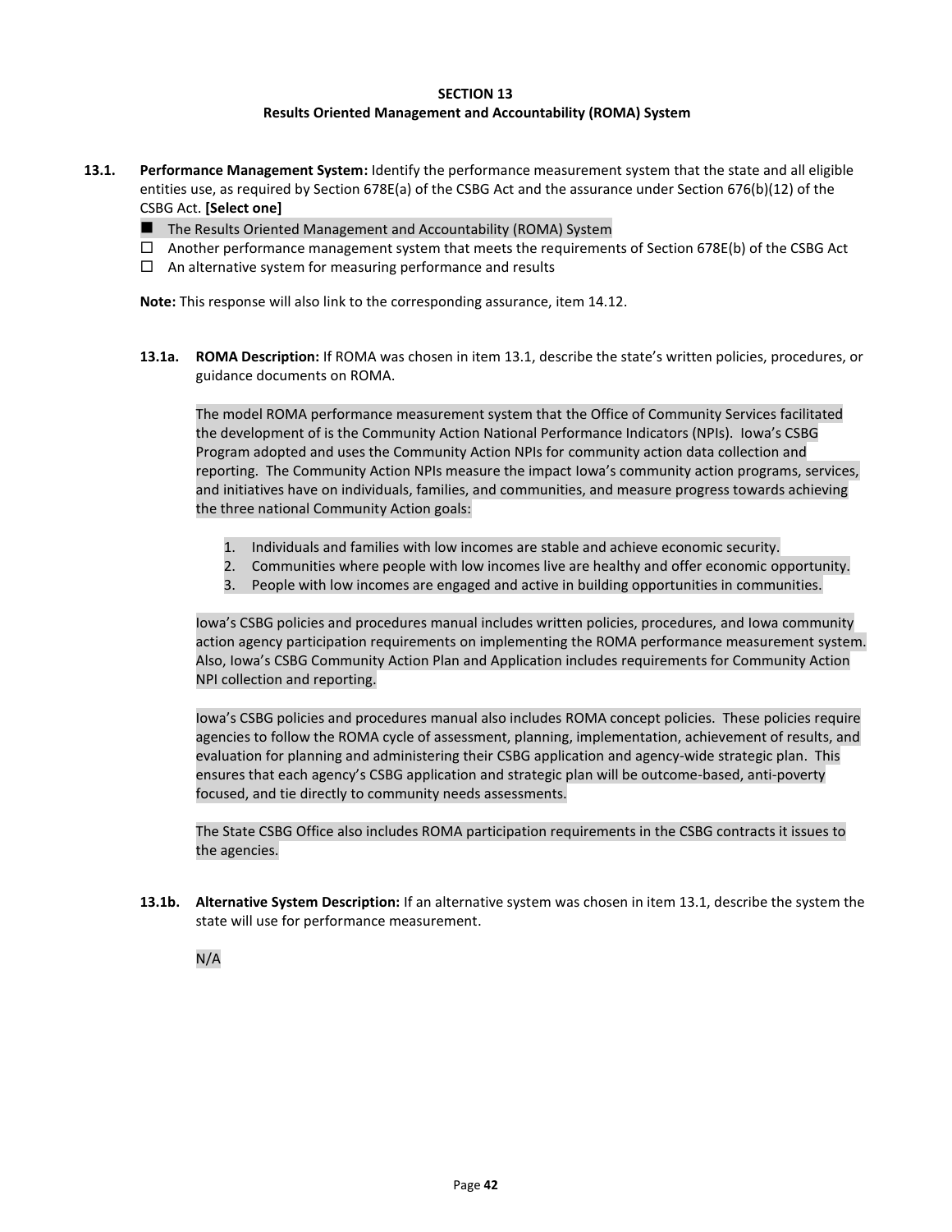## SECTION 13
## Results Oriented Management and Accountability (ROMA) System

**13.1. Performance Management System:** Identify the performance measurement system that the state and all eligible entities use, as required by Section 678E(a) of the CSBG Act and the assurance under Section 676(b)(12) of the CSBG Act. **[Select one]**

- ■ The Results Oriented Management and Accountability (ROMA) System
- ☐ Another performance management system that meets the requirements of Section 678E(b) of the CSBG Act
- ☐ An alternative system for measuring performance and results

**Note:** This response will also link to the corresponding assurance, item 14.12.

**13.1a. ROMA Description:** If ROMA was chosen in item 13.1, describe the state's written policies, procedures, or guidance documents on ROMA.

The model ROMA performance measurement system that the Office of Community Services facilitated the development of is the Community Action National Performance Indicators (NPIs). Iowa's CSBG Program adopted and uses the Community Action NPIs for community action data collection and reporting. The Community Action NPIs measure the impact Iowa's community action programs, services, and initiatives have on individuals, families, and communities, and measure progress towards achieving the three national Community Action goals:

1. Individuals and families with low incomes are stable and achieve economic security.
2. Communities where people with low incomes live are healthy and offer economic opportunity.
3. People with low incomes are engaged and active in building opportunities in communities.

Iowa's CSBG policies and procedures manual includes written policies, procedures, and Iowa community action agency participation requirements on implementing the ROMA performance measurement system. Also, Iowa's CSBG Community Action Plan and Application includes requirements for Community Action NPI collection and reporting.

Iowa's CSBG policies and procedures manual also includes ROMA concept policies. These policies require agencies to follow the ROMA cycle of assessment, planning, implementation, achievement of results, and evaluation for planning and administering their CSBG application and agency-wide strategic plan. This ensures that each agency's CSBG application and strategic plan will be outcome-based, anti-poverty focused, and tie directly to community needs assessments.

The State CSBG Office also includes ROMA participation requirements in the CSBG contracts it issues to the agencies.

**13.1b. Alternative System Description:** If an alternative system was chosen in item 13.1, describe the system the state will use for performance measurement.

N/A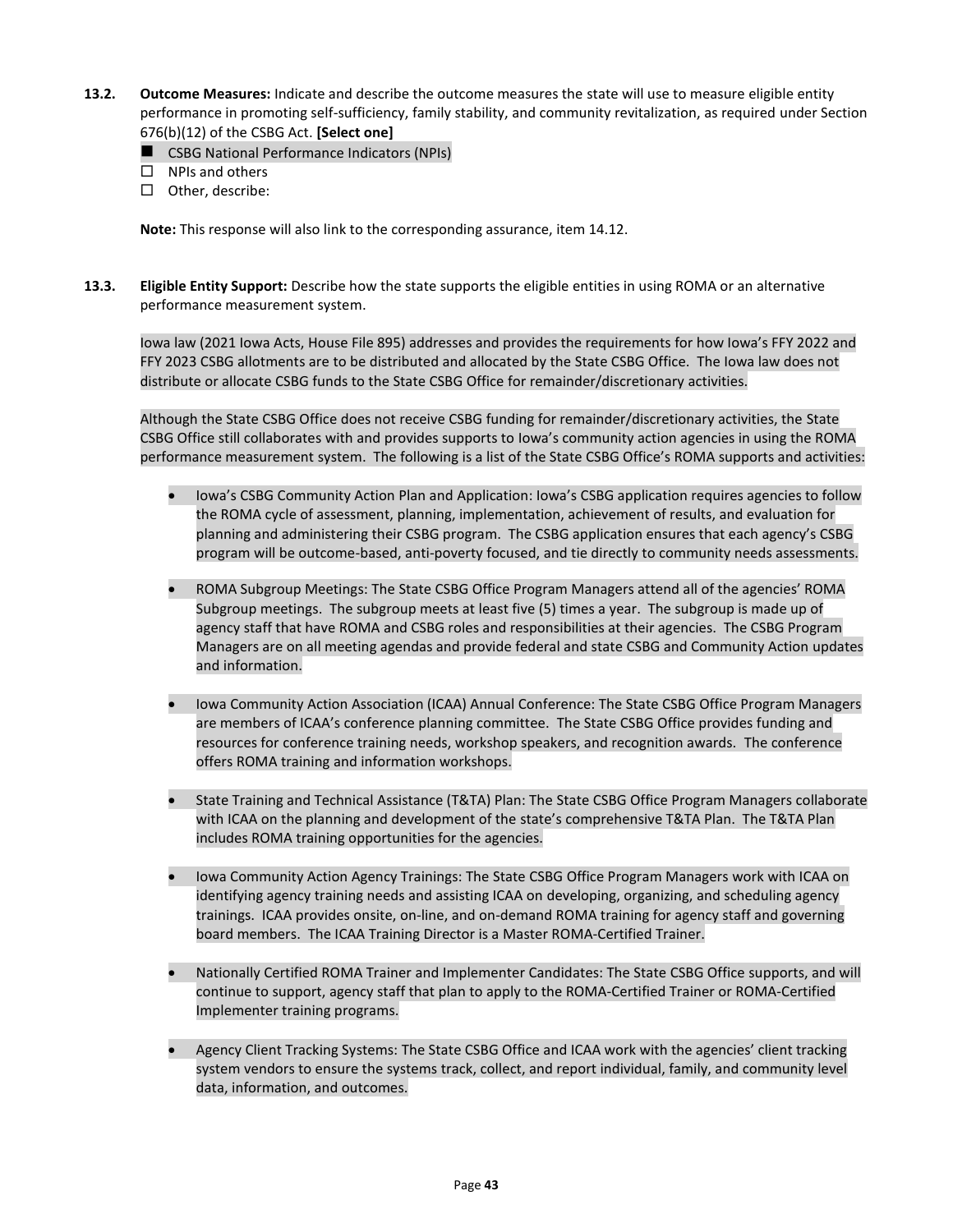**13.2. Outcome Measures:** Indicate and describe the outcome measures the state will use to measure eligible entity performance in promoting self-sufficiency, family stability, and community revitalization, as required under Section 676(b)(12) of the CSBG Act. **[Select one]**

- ■ CSBG National Performance Indicators (NPIs)
- ☐ NPIs and others
- ☐ Other, describe:

**Note:** This response will also link to the corresponding assurance, item 14.12.

**13.3. Eligible Entity Support:** Describe how the state supports the eligible entities in using ROMA or an alternative performance measurement system.

Iowa law (2021 Iowa Acts, House File 895) addresses and provides the requirements for how Iowa's FFY 2022 and FFY 2023 CSBG allotments are to be distributed and allocated by the State CSBG Office. The Iowa law does not distribute or allocate CSBG funds to the State CSBG Office for remainder/discretionary activities.

Although the State CSBG Office does not receive CSBG funding for remainder/discretionary activities, the State CSBG Office still collaborates with and provides supports to Iowa's community action agencies in using the ROMA performance measurement system. The following is a list of the State CSBG Office's ROMA supports and activities:

- Iowa's CSBG Community Action Plan and Application: Iowa's CSBG application requires agencies to follow the ROMA cycle of assessment, planning, implementation, achievement of results, and evaluation for planning and administering their CSBG program. The CSBG application ensures that each agency's CSBG program will be outcome-based, anti-poverty focused, and tie directly to community needs assessments.

- ROMA Subgroup Meetings: The State CSBG Office Program Managers attend all of the agencies' ROMA Subgroup meetings. The subgroup meets at least five (5) times a year. The subgroup is made up of agency staff that have ROMA and CSBG roles and responsibilities at their agencies. The CSBG Program Managers are on all meeting agendas and provide federal and state CSBG and Community Action updates and information.

- Iowa Community Action Association (ICAA) Annual Conference: The State CSBG Office Program Managers are members of ICAA's conference planning committee. The State CSBG Office provides funding and resources for conference training needs, workshop speakers, and recognition awards. The conference offers ROMA training and information workshops.

- State Training and Technical Assistance (T&TA) Plan: The State CSBG Office Program Managers collaborate with ICAA on the planning and development of the state's comprehensive T&TA Plan. The T&TA Plan includes ROMA training opportunities for the agencies.

- Iowa Community Action Agency Trainings: The State CSBG Office Program Managers work with ICAA on identifying agency training needs and assisting ICAA on developing, organizing, and scheduling agency trainings. ICAA provides onsite, on-line, and on-demand ROMA training for agency staff and governing board members. The ICAA Training Director is a Master ROMA-Certified Trainer.

- Nationally Certified ROMA Trainer and Implementer Candidates: The State CSBG Office supports, and will continue to support, agency staff that plan to apply to the ROMA-Certified Trainer or ROMA-Certified Implementer training programs.

- Agency Client Tracking Systems: The State CSBG Office and ICAA work with the agencies' client tracking system vendors to ensure the systems track, collect, and report individual, family, and community level data, information, and outcomes.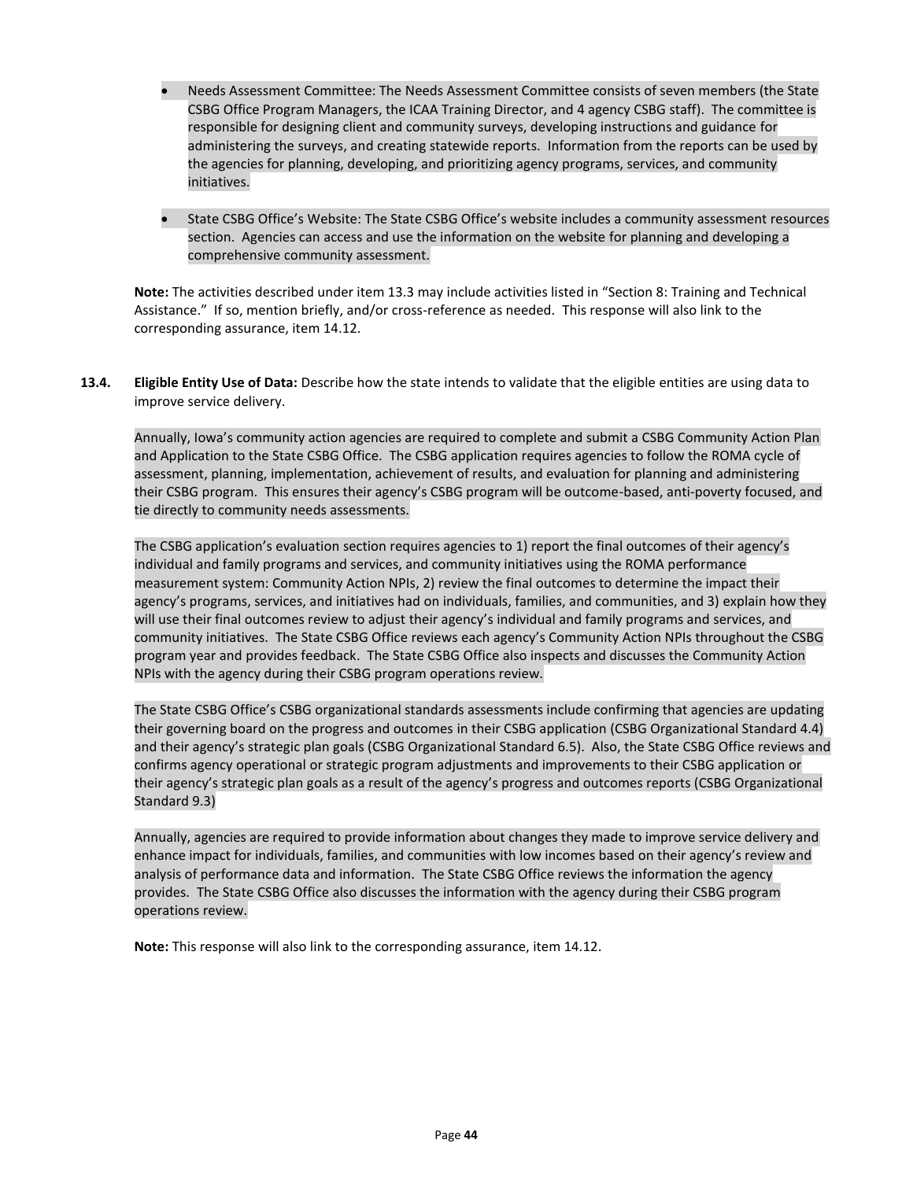- Needs Assessment Committee: The Needs Assessment Committee consists of seven members (the State CSBG Office Program Managers, the ICAA Training Director, and 4 agency CSBG staff). The committee is responsible for designing client and community surveys, developing instructions and guidance for administering the surveys, and creating statewide reports. Information from the reports can be used by the agencies for planning, developing, and prioritizing agency programs, services, and community initiatives.

- State CSBG Office's Website: The State CSBG Office's website includes a community assessment resources section. Agencies can access and use the information on the website for planning and developing a comprehensive community assessment.

**Note:** The activities described under item 13.3 may include activities listed in "Section 8: Training and Technical Assistance." If so, mention briefly, and/or cross-reference as needed. This response will also link to the corresponding assurance, item 14.12.

**13.4. Eligible Entity Use of Data:** Describe how the state intends to validate that the eligible entities are using data to improve service delivery.

Annually, Iowa's community action agencies are required to complete and submit a CSBG Community Action Plan and Application to the State CSBG Office. The CSBG application requires agencies to follow the ROMA cycle of assessment, planning, implementation, achievement of results, and evaluation for planning and administering their CSBG program. This ensures their agency's CSBG program will be outcome-based, anti-poverty focused, and tie directly to community needs assessments.

The CSBG application's evaluation section requires agencies to 1) report the final outcomes of their agency's individual and family programs and services, and community initiatives using the ROMA performance measurement system: Community Action NPIs, 2) review the final outcomes to determine the impact their agency's programs, services, and initiatives had on individuals, families, and communities, and 3) explain how they will use their final outcomes review to adjust their agency's individual and family programs and services, and community initiatives. The State CSBG Office reviews each agency's Community Action NPIs throughout the CSBG program year and provides feedback. The State CSBG Office also inspects and discusses the Community Action NPIs with the agency during their CSBG program operations review.

The State CSBG Office's CSBG organizational standards assessments include confirming that agencies are updating their governing board on the progress and outcomes in their CSBG application (CSBG Organizational Standard 4.4) and their agency's strategic plan goals (CSBG Organizational Standard 6.5). Also, the State CSBG Office reviews and confirms agency operational or strategic program adjustments and improvements to their CSBG application or their agency's strategic plan goals as a result of the agency's progress and outcomes reports (CSBG Organizational Standard 9.3)

Annually, agencies are required to provide information about changes they made to improve service delivery and enhance impact for individuals, families, and communities with low incomes based on their agency's review and analysis of performance data and information. The State CSBG Office reviews the information the agency provides. The State CSBG Office also discusses the information with the agency during their CSBG program operations review.

**Note:** This response will also link to the corresponding assurance, item 14.12.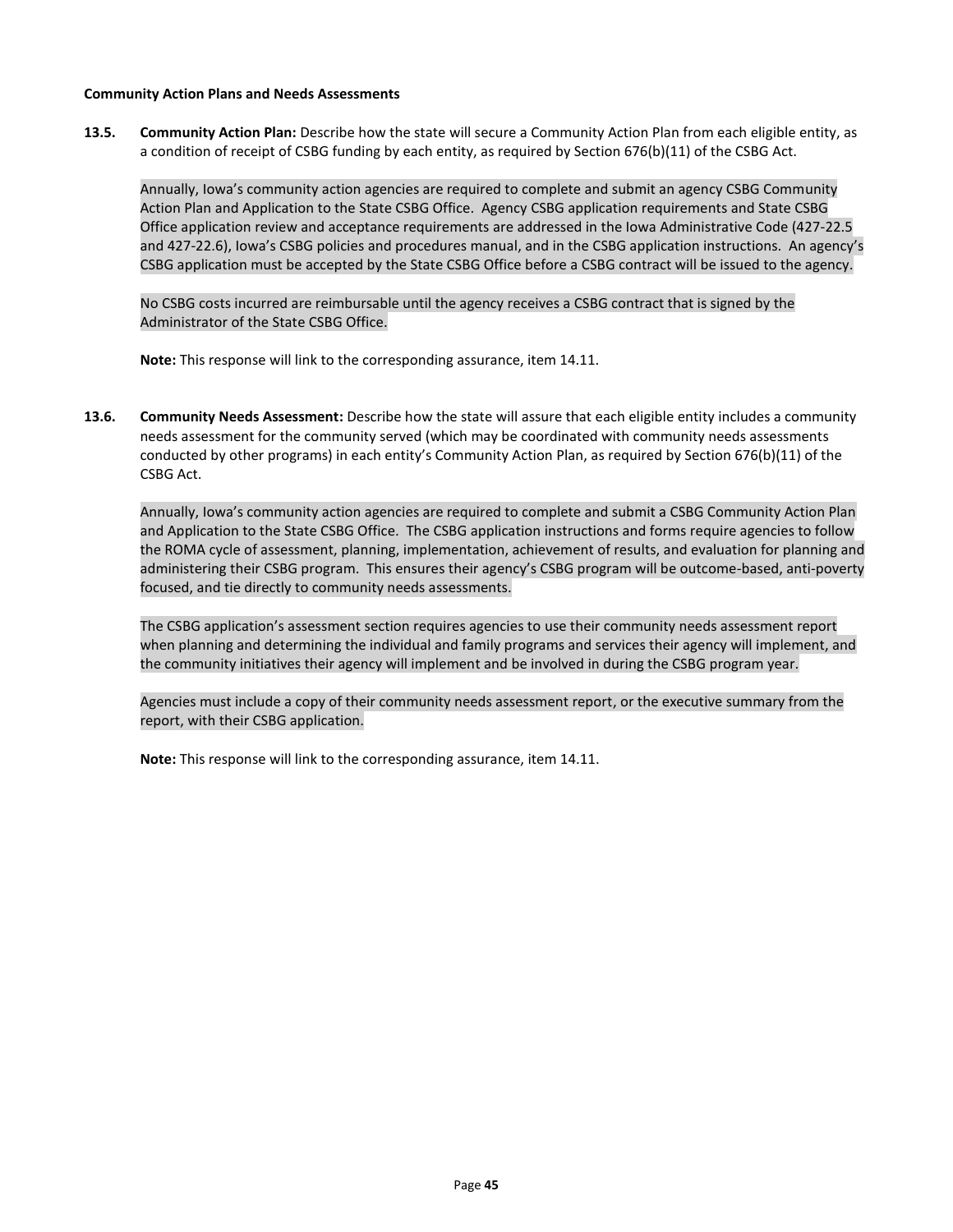**Community Action Plans and Needs Assessments**

**13.5. Community Action Plan:** Describe how the state will secure a Community Action Plan from each eligible entity, as a condition of receipt of CSBG funding by each entity, as required by Section 676(b)(11) of the CSBG Act.

Annually, Iowa's community action agencies are required to complete and submit an agency CSBG Community Action Plan and Application to the State CSBG Office. Agency CSBG application requirements and State CSBG Office application review and acceptance requirements are addressed in the Iowa Administrative Code (427-22.5 and 427-22.6), Iowa's CSBG policies and procedures manual, and in the CSBG application instructions. An agency's CSBG application must be accepted by the State CSBG Office before a CSBG contract will be issued to the agency.

No CSBG costs incurred are reimbursable until the agency receives a CSBG contract that is signed by the Administrator of the State CSBG Office.

**Note:** This response will link to the corresponding assurance, item 14.11.

**13.6. Community Needs Assessment:** Describe how the state will assure that each eligible entity includes a community needs assessment for the community served (which may be coordinated with community needs assessments conducted by other programs) in each entity's Community Action Plan, as required by Section 676(b)(11) of the CSBG Act.

Annually, Iowa's community action agencies are required to complete and submit a CSBG Community Action Plan and Application to the State CSBG Office. The CSBG application instructions and forms require agencies to follow the ROMA cycle of assessment, planning, implementation, achievement of results, and evaluation for planning and administering their CSBG program. This ensures their agency's CSBG program will be outcome-based, anti-poverty focused, and tie directly to community needs assessments.

The CSBG application's assessment section requires agencies to use their community needs assessment report when planning and determining the individual and family programs and services their agency will implement, and the community initiatives their agency will implement and be involved in during the CSBG program year.

Agencies must include a copy of their community needs assessment report, or the executive summary from the report, with their CSBG application.

**Note:** This response will link to the corresponding assurance, item 14.11.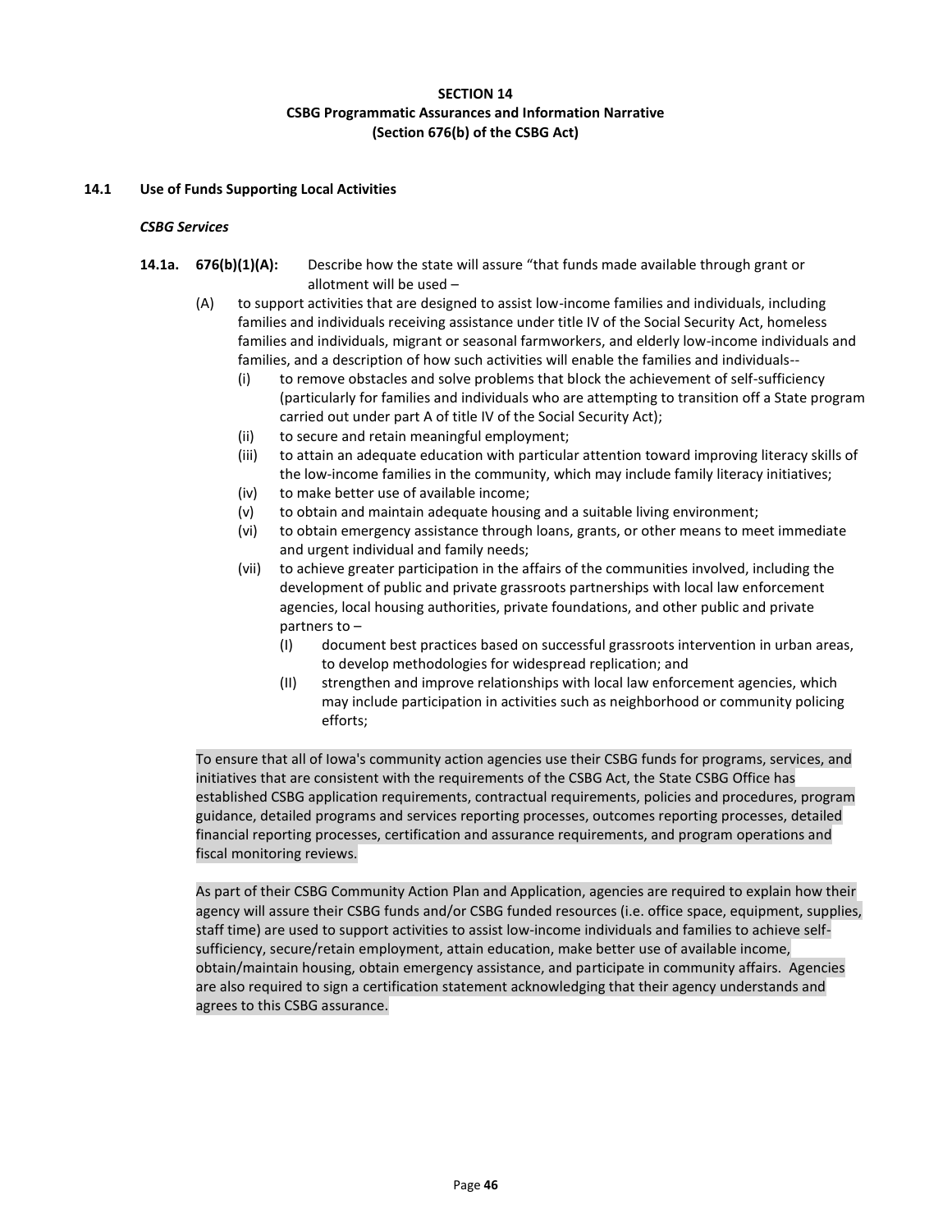# SECTION 14
## CSBG Programmatic Assurances and Information Narrative
## (Section 676(b) of the CSBG Act)

### 14.1 Use of Funds Supporting Local Activities

***CSBG Services***

**14.1a. 676(b)(1)(A):** Describe how the state will assure "that funds made available through grant or allotment will be used –

(A) to support activities that are designed to assist low-income families and individuals, including families and individuals receiving assistance under title IV of the Social Security Act, homeless families and individuals, migrant or seasonal farmworkers, and elderly low-income individuals and families, and a description of how such activities will enable the families and individuals--

- (i) to remove obstacles and solve problems that block the achievement of self-sufficiency (particularly for families and individuals who are attempting to transition off a State program carried out under part A of title IV of the Social Security Act);
- (ii) to secure and retain meaningful employment;
- (iii) to attain an adequate education with particular attention toward improving literacy skills of the low-income families in the community, which may include family literacy initiatives;
- (iv) to make better use of available income;
- (v) to obtain and maintain adequate housing and a suitable living environment;
- (vi) to obtain emergency assistance through loans, grants, or other means to meet immediate and urgent individual and family needs;
- (vii) to achieve greater participation in the affairs of the communities involved, including the development of public and private grassroots partnerships with local law enforcement agencies, local housing authorities, private foundations, and other public and private partners to –
  - (I) document best practices based on successful grassroots intervention in urban areas, to develop methodologies for widespread replication; and
  - (II) strengthen and improve relationships with local law enforcement agencies, which may include participation in activities such as neighborhood or community policing efforts;

To ensure that all of Iowa's community action agencies use their CSBG funds for programs, services, and initiatives that are consistent with the requirements of the CSBG Act, the State CSBG Office has established CSBG application requirements, contractual requirements, policies and procedures, program guidance, detailed programs and services reporting processes, outcomes reporting processes, detailed financial reporting processes, certification and assurance requirements, and program operations and fiscal monitoring reviews.

As part of their CSBG Community Action Plan and Application, agencies are required to explain how their agency will assure their CSBG funds and/or CSBG funded resources (i.e. office space, equipment, supplies, staff time) are used to support activities to assist low-income individuals and families to achieve self-sufficiency, secure/retain employment, attain education, make better use of available income, obtain/maintain housing, obtain emergency assistance, and participate in community affairs. Agencies are also required to sign a certification statement acknowledging that their agency understands and agrees to this CSBG assurance.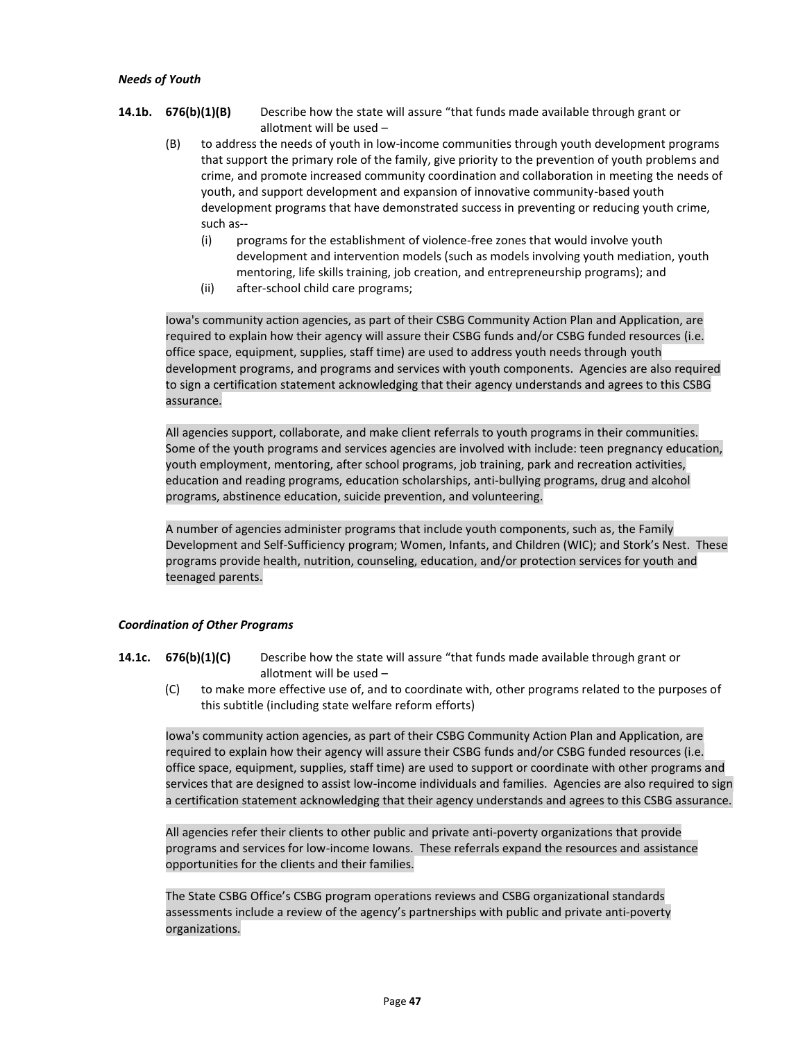*Needs of Youth*

**14.1b. 676(b)(1)(B)** Describe how the state will assure "that funds made available through grant or allotment will be used –

(B) to address the needs of youth in low-income communities through youth development programs that support the primary role of the family, give priority to the prevention of youth problems and crime, and promote increased community coordination and collaboration in meeting the needs of youth, and support development and expansion of innovative community-based youth development programs that have demonstrated success in preventing or reducing youth crime, such as--

(i) programs for the establishment of violence-free zones that would involve youth development and intervention models (such as models involving youth mediation, youth mentoring, life skills training, job creation, and entrepreneurship programs); and

(ii) after-school child care programs;

Iowa's community action agencies, as part of their CSBG Community Action Plan and Application, are required to explain how their agency will assure their CSBG funds and/or CSBG funded resources (i.e. office space, equipment, supplies, staff time) are used to address youth needs through youth development programs, and programs and services with youth components. Agencies are also required to sign a certification statement acknowledging that their agency understands and agrees to this CSBG assurance.

All agencies support, collaborate, and make client referrals to youth programs in their communities. Some of the youth programs and services agencies are involved with include: teen pregnancy education, youth employment, mentoring, after school programs, job training, park and recreation activities, education and reading programs, education scholarships, anti-bullying programs, drug and alcohol programs, abstinence education, suicide prevention, and volunteering.

A number of agencies administer programs that include youth components, such as, the Family Development and Self-Sufficiency program; Women, Infants, and Children (WIC); and Stork's Nest. These programs provide health, nutrition, counseling, education, and/or protection services for youth and teenaged parents.

*Coordination of Other Programs*

**14.1c. 676(b)(1)(C)** Describe how the state will assure "that funds made available through grant or allotment will be used –

(C) to make more effective use of, and to coordinate with, other programs related to the purposes of this subtitle (including state welfare reform efforts)

Iowa's community action agencies, as part of their CSBG Community Action Plan and Application, are required to explain how their agency will assure their CSBG funds and/or CSBG funded resources (i.e. office space, equipment, supplies, staff time) are used to support or coordinate with other programs and services that are designed to assist low-income individuals and families. Agencies are also required to sign a certification statement acknowledging that their agency understands and agrees to this CSBG assurance.

All agencies refer their clients to other public and private anti-poverty organizations that provide programs and services for low-income Iowans. These referrals expand the resources and assistance opportunities for the clients and their families.

The State CSBG Office's CSBG program operations reviews and CSBG organizational standards assessments include a review of the agency's partnerships with public and private anti-poverty organizations.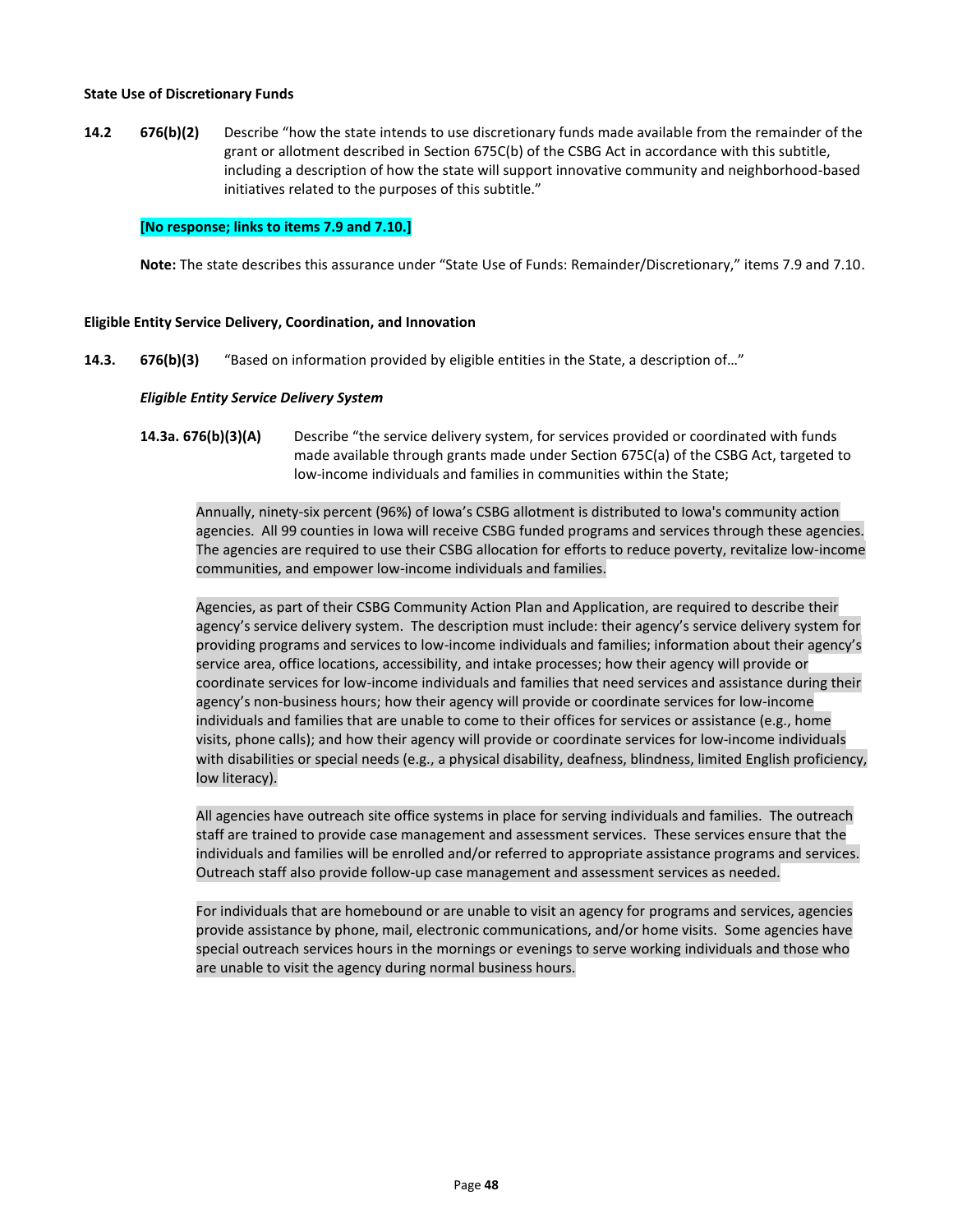**State Use of Discretionary Funds**

**14.2 676(b)(2)** Describe "how the state intends to use discretionary funds made available from the remainder of the grant or allotment described in Section 675C(b) of the CSBG Act in accordance with this subtitle, including a description of how the state will support innovative community and neighborhood-based initiatives related to the purposes of this subtitle."

**[No response; links to items 7.9 and 7.10.]**

**Note:** The state describes this assurance under "State Use of Funds: Remainder/Discretionary," items 7.9 and 7.10.

**Eligible Entity Service Delivery, Coordination, and Innovation**

**14.3. 676(b)(3)** "Based on information provided by eligible entities in the State, a description of…"

***Eligible Entity Service Delivery System***

**14.3a. 676(b)(3)(A)** Describe "the service delivery system, for services provided or coordinated with funds made available through grants made under Section 675C(a) of the CSBG Act, targeted to low-income individuals and families in communities within the State;

Annually, ninety-six percent (96%) of Iowa's CSBG allotment is distributed to Iowa's community action agencies. All 99 counties in Iowa will receive CSBG funded programs and services through these agencies. The agencies are required to use their CSBG allocation for efforts to reduce poverty, revitalize low-income communities, and empower low-income individuals and families.

Agencies, as part of their CSBG Community Action Plan and Application, are required to describe their agency's service delivery system. The description must include: their agency's service delivery system for providing programs and services to low-income individuals and families; information about their agency's service area, office locations, accessibility, and intake processes; how their agency will provide or coordinate services for low-income individuals and families that need services and assistance during their agency's non-business hours; how their agency will provide or coordinate services for low-income individuals and families that are unable to come to their offices for services or assistance (e.g., home visits, phone calls); and how their agency will provide or coordinate services for low-income individuals with disabilities or special needs (e.g., a physical disability, deafness, blindness, limited English proficiency, low literacy).

All agencies have outreach site office systems in place for serving individuals and families. The outreach staff are trained to provide case management and assessment services. These services ensure that the individuals and families will be enrolled and/or referred to appropriate assistance programs and services. Outreach staff also provide follow-up case management and assessment services as needed.

For individuals that are homebound or are unable to visit an agency for programs and services, agencies provide assistance by phone, mail, electronic communications, and/or home visits. Some agencies have special outreach services hours in the mornings or evenings to serve working individuals and those who are unable to visit the agency during normal business hours.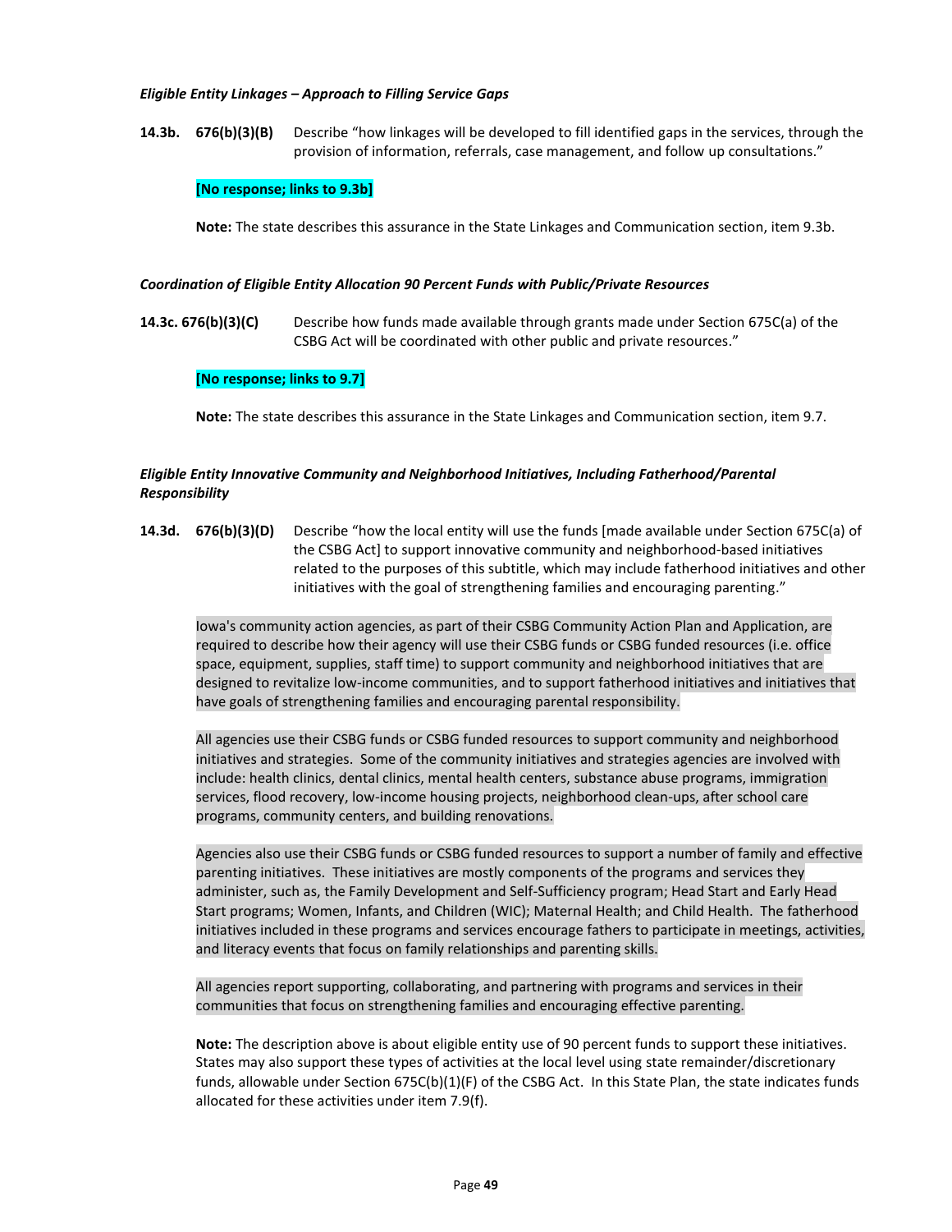*Eligible Entity Linkages – Approach to Filling Service Gaps*

**14.3b. 676(b)(3)(B)** Describe "how linkages will be developed to fill identified gaps in the services, through the provision of information, referrals, case management, and follow up consultations."

**[No response; links to 9.3b]**

**Note:** The state describes this assurance in the State Linkages and Communication section, item 9.3b.

*Coordination of Eligible Entity Allocation 90 Percent Funds with Public/Private Resources*

**14.3c. 676(b)(3)(C)** Describe how funds made available through grants made under Section 675C(a) of the CSBG Act will be coordinated with other public and private resources."

**[No response; links to 9.7]**

**Note:** The state describes this assurance in the State Linkages and Communication section, item 9.7.

*Eligible Entity Innovative Community and Neighborhood Initiatives, Including Fatherhood/Parental Responsibility*

**14.3d. 676(b)(3)(D)** Describe "how the local entity will use the funds [made available under Section 675C(a) of the CSBG Act] to support innovative community and neighborhood-based initiatives related to the purposes of this subtitle, which may include fatherhood initiatives and other initiatives with the goal of strengthening families and encouraging parenting."

Iowa's community action agencies, as part of their CSBG Community Action Plan and Application, are required to describe how their agency will use their CSBG funds or CSBG funded resources (i.e. office space, equipment, supplies, staff time) to support community and neighborhood initiatives that are designed to revitalize low-income communities, and to support fatherhood initiatives and initiatives that have goals of strengthening families and encouraging parental responsibility.

All agencies use their CSBG funds or CSBG funded resources to support community and neighborhood initiatives and strategies. Some of the community initiatives and strategies agencies are involved with include: health clinics, dental clinics, mental health centers, substance abuse programs, immigration services, flood recovery, low-income housing projects, neighborhood clean-ups, after school care programs, community centers, and building renovations.

Agencies also use their CSBG funds or CSBG funded resources to support a number of family and effective parenting initiatives. These initiatives are mostly components of the programs and services they administer, such as, the Family Development and Self-Sufficiency program; Head Start and Early Head Start programs; Women, Infants, and Children (WIC); Maternal Health; and Child Health. The fatherhood initiatives included in these programs and services encourage fathers to participate in meetings, activities, and literacy events that focus on family relationships and parenting skills.

All agencies report supporting, collaborating, and partnering with programs and services in their communities that focus on strengthening families and encouraging effective parenting.

**Note:** The description above is about eligible entity use of 90 percent funds to support these initiatives. States may also support these types of activities at the local level using state remainder/discretionary funds, allowable under Section 675C(b)(1)(F) of the CSBG Act. In this State Plan, the state indicates funds allocated for these activities under item 7.9(f).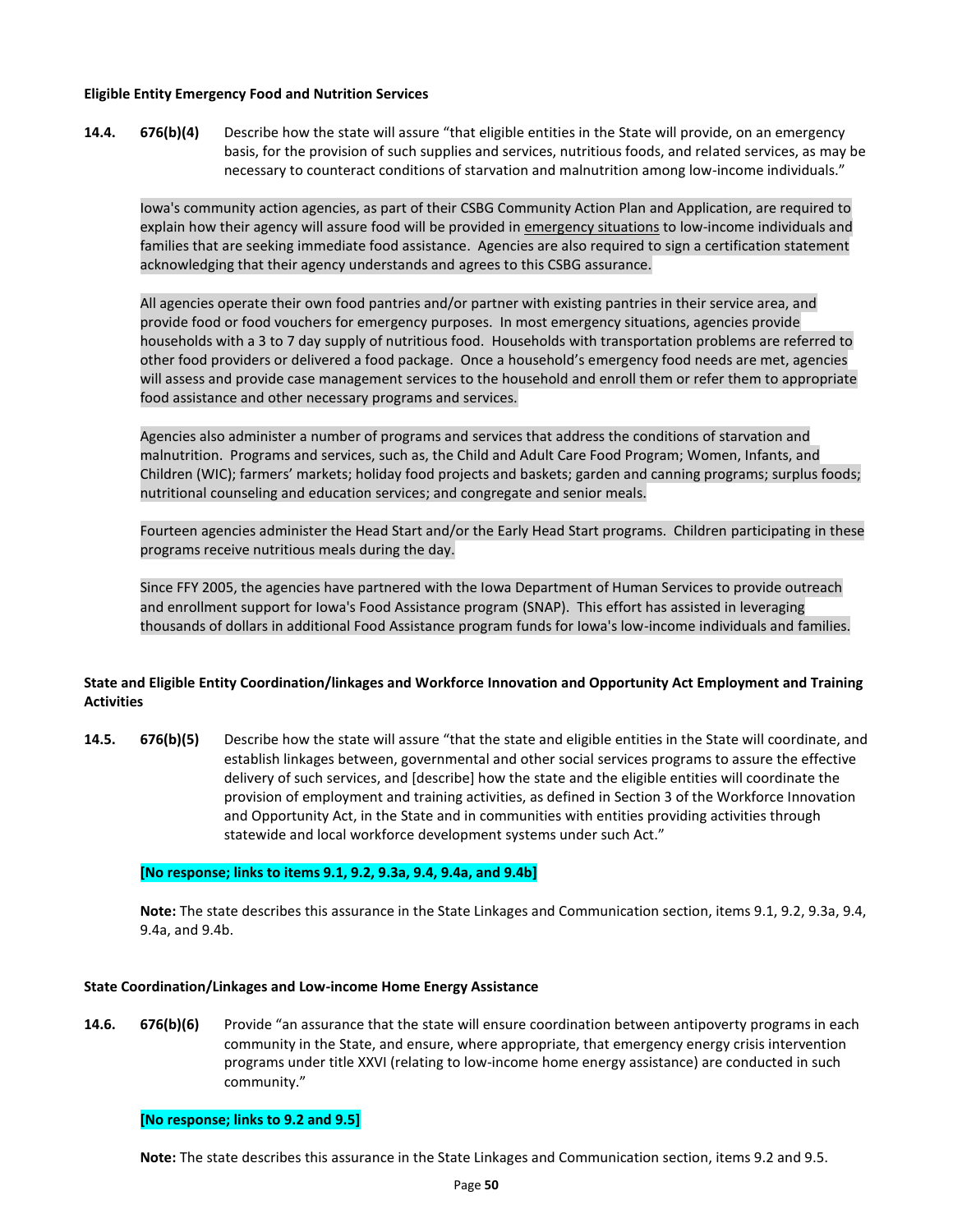**Eligible Entity Emergency Food and Nutrition Services**

**14.4.** **676(b)(4)** Describe how the state will assure "that eligible entities in the State will provide, on an emergency basis, for the provision of such supplies and services, nutritious foods, and related services, as may be necessary to counteract conditions of starvation and malnutrition among low-income individuals."

Iowa's community action agencies, as part of their CSBG Community Action Plan and Application, are required to explain how their agency will assure food will be provided in emergency situations to low-income individuals and families that are seeking immediate food assistance. Agencies are also required to sign a certification statement acknowledging that their agency understands and agrees to this CSBG assurance.

All agencies operate their own food pantries and/or partner with existing pantries in their service area, and provide food or food vouchers for emergency purposes. In most emergency situations, agencies provide households with a 3 to 7 day supply of nutritious food. Households with transportation problems are referred to other food providers or delivered a food package. Once a household's emergency food needs are met, agencies will assess and provide case management services to the household and enroll them or refer them to appropriate food assistance and other necessary programs and services.

Agencies also administer a number of programs and services that address the conditions of starvation and malnutrition. Programs and services, such as, the Child and Adult Care Food Program; Women, Infants, and Children (WIC); farmers' markets; holiday food projects and baskets; garden and canning programs; surplus foods; nutritional counseling and education services; and congregate and senior meals.

Fourteen agencies administer the Head Start and/or the Early Head Start programs. Children participating in these programs receive nutritious meals during the day.

Since FFY 2005, the agencies have partnered with the Iowa Department of Human Services to provide outreach and enrollment support for Iowa's Food Assistance program (SNAP). This effort has assisted in leveraging thousands of dollars in additional Food Assistance program funds for Iowa's low-income individuals and families.

**State and Eligible Entity Coordination/linkages and Workforce Innovation and Opportunity Act Employment and Training Activities**

**14.5.** **676(b)(5)** Describe how the state will assure "that the state and eligible entities in the State will coordinate, and establish linkages between, governmental and other social services programs to assure the effective delivery of such services, and [describe] how the state and the eligible entities will coordinate the provision of employment and training activities, as defined in Section 3 of the Workforce Innovation and Opportunity Act, in the State and in communities with entities providing activities through statewide and local workforce development systems under such Act."

**[No response; links to items 9.1, 9.2, 9.3a, 9.4, 9.4a, and 9.4b]**

**Note:** The state describes this assurance in the State Linkages and Communication section, items 9.1, 9.2, 9.3a, 9.4, 9.4a, and 9.4b.

**State Coordination/Linkages and Low-income Home Energy Assistance**

**14.6.** **676(b)(6)** Provide "an assurance that the state will ensure coordination between antipoverty programs in each community in the State, and ensure, where appropriate, that emergency energy crisis intervention programs under title XXVI (relating to low-income home energy assistance) are conducted in such community."

**[No response; links to 9.2 and 9.5]**

**Note:** The state describes this assurance in the State Linkages and Communication section, items 9.2 and 9.5.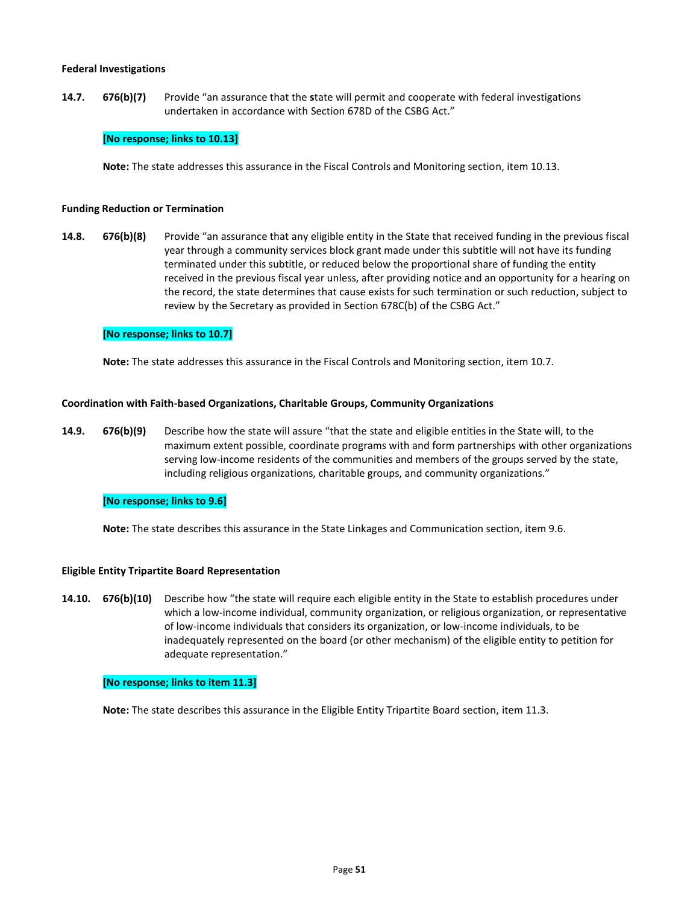**Federal Investigations**

**14.7.** **676(b)(7)** Provide "an assurance that the **s**tate will permit and cooperate with federal investigations undertaken in accordance with Section 678D of the CSBG Act."

**[No response; links to 10.13]**

**Note:** The state addresses this assurance in the Fiscal Controls and Monitoring section, item 10.13.

**Funding Reduction or Termination**

**14.8.** **676(b)(8)** Provide "an assurance that any eligible entity in the State that received funding in the previous fiscal year through a community services block grant made under this subtitle will not have its funding terminated under this subtitle, or reduced below the proportional share of funding the entity received in the previous fiscal year unless, after providing notice and an opportunity for a hearing on the record, the state determines that cause exists for such termination or such reduction, subject to review by the Secretary as provided in Section 678C(b) of the CSBG Act."

**[No response; links to 10.7]**

**Note:** The state addresses this assurance in the Fiscal Controls and Monitoring section, item 10.7.

**Coordination with Faith-based Organizations, Charitable Groups, Community Organizations**

**14.9.** **676(b)(9)** Describe how the state will assure "that the state and eligible entities in the State will, to the maximum extent possible, coordinate programs with and form partnerships with other organizations serving low-income residents of the communities and members of the groups served by the state, including religious organizations, charitable groups, and community organizations."

**[No response; links to 9.6]**

**Note:** The state describes this assurance in the State Linkages and Communication section, item 9.6.

**Eligible Entity Tripartite Board Representation**

**14.10.** **676(b)(10)** Describe how "the state will require each eligible entity in the State to establish procedures under which a low-income individual, community organization, or religious organization, or representative of low-income individuals that considers its organization, or low-income individuals, to be inadequately represented on the board (or other mechanism) of the eligible entity to petition for adequate representation."

**[No response; links to item 11.3]**

**Note:** The state describes this assurance in the Eligible Entity Tripartite Board section, item 11.3.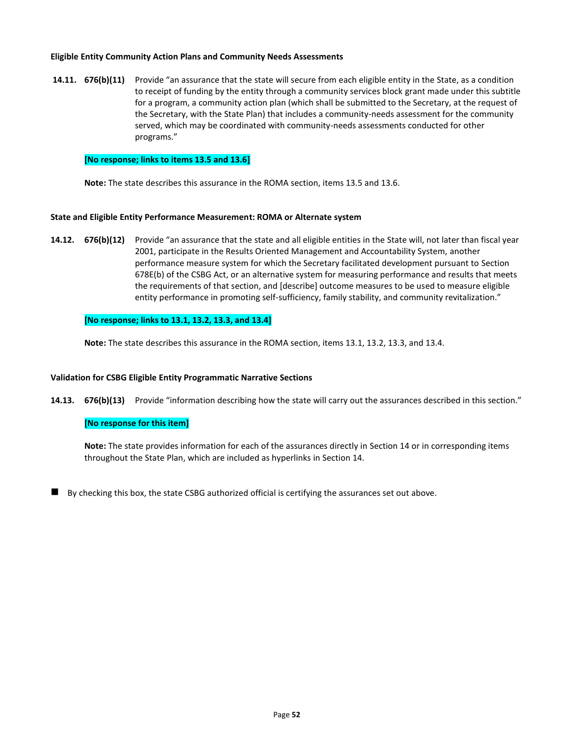**Eligible Entity Community Action Plans and Community Needs Assessments**

**14.11. 676(b)(11)** Provide "an assurance that the state will secure from each eligible entity in the State, as a condition to receipt of funding by the entity through a community services block grant made under this subtitle for a program, a community action plan (which shall be submitted to the Secretary, at the request of the Secretary, with the State Plan) that includes a community-needs assessment for the community served, which may be coordinated with community-needs assessments conducted for other programs."

**[No response; links to items 13.5 and 13.6]**

**Note:** The state describes this assurance in the ROMA section, items 13.5 and 13.6.

**State and Eligible Entity Performance Measurement: ROMA or Alternate system**

**14.12. 676(b)(12)** Provide "an assurance that the state and all eligible entities in the State will, not later than fiscal year 2001, participate in the Results Oriented Management and Accountability System, another performance measure system for which the Secretary facilitated development pursuant to Section 678E(b) of the CSBG Act, or an alternative system for measuring performance and results that meets the requirements of that section, and [describe] outcome measures to be used to measure eligible entity performance in promoting self-sufficiency, family stability, and community revitalization."

**[No response; links to 13.1, 13.2, 13.3, and 13.4]**

**Note:** The state describes this assurance in the ROMA section, items 13.1, 13.2, 13.3, and 13.4.

**Validation for CSBG Eligible Entity Programmatic Narrative Sections**

**14.13. 676(b)(13)** Provide "information describing how the state will carry out the assurances described in this section."

**[No response for this item]**

**Note:** The state provides information for each of the assurances directly in Section 14 or in corresponding items throughout the State Plan, which are included as hyperlinks in Section 14.

■ By checking this box, the state CSBG authorized official is certifying the assurances set out above.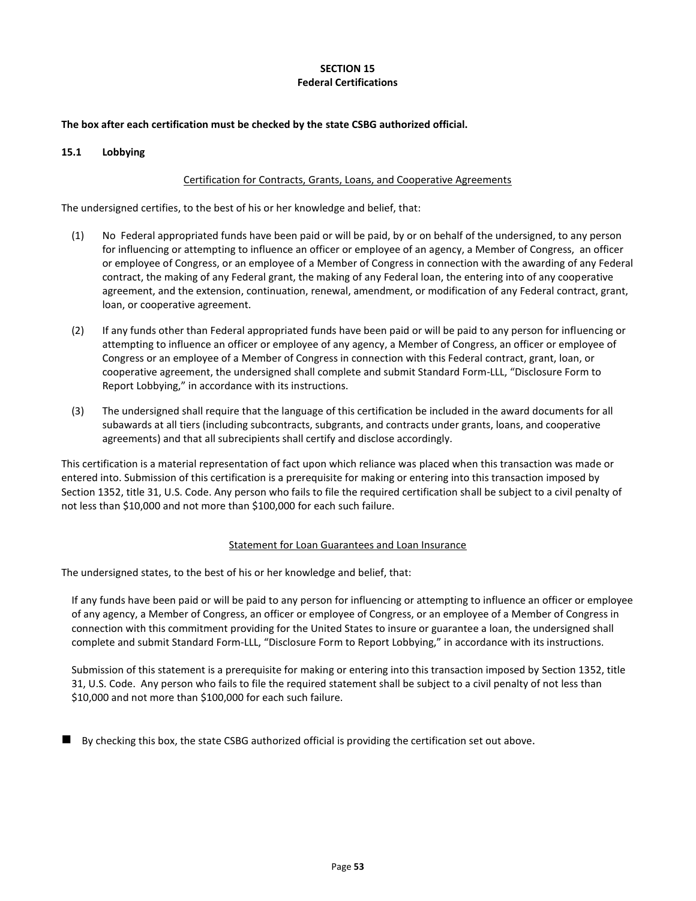## SECTION 15
## Federal Certifications

**The box after each certification must be checked by the state CSBG authorized official.**

### 15.1 Lobbying

Certification for Contracts, Grants, Loans, and Cooperative Agreements

The undersigned certifies, to the best of his or her knowledge and belief, that:

(1) No Federal appropriated funds have been paid or will be paid, by or on behalf of the undersigned, to any person for influencing or attempting to influence an officer or employee of an agency, a Member of Congress, an officer or employee of Congress, or an employee of a Member of Congress in connection with the awarding of any Federal contract, the making of any Federal grant, the making of any Federal loan, the entering into of any cooperative agreement, and the extension, continuation, renewal, amendment, or modification of any Federal contract, grant, loan, or cooperative agreement.

(2) If any funds other than Federal appropriated funds have been paid or will be paid to any person for influencing or attempting to influence an officer or employee of any agency, a Member of Congress, an officer or employee of Congress or an employee of a Member of Congress in connection with this Federal contract, grant, loan, or cooperative agreement, the undersigned shall complete and submit Standard Form-LLL, "Disclosure Form to Report Lobbying," in accordance with its instructions.

(3) The undersigned shall require that the language of this certification be included in the award documents for all subawards at all tiers (including subcontracts, subgrants, and contracts under grants, loans, and cooperative agreements) and that all subrecipients shall certify and disclose accordingly.

This certification is a material representation of fact upon which reliance was placed when this transaction was made or entered into. Submission of this certification is a prerequisite for making or entering into this transaction imposed by Section 1352, title 31, U.S. Code. Any person who fails to file the required certification shall be subject to a civil penalty of not less than $10,000 and not more than $100,000 for each such failure.

Statement for Loan Guarantees and Loan Insurance

The undersigned states, to the best of his or her knowledge and belief, that:

If any funds have been paid or will be paid to any person for influencing or attempting to influence an officer or employee of any agency, a Member of Congress, an officer or employee of Congress, or an employee of a Member of Congress in connection with this commitment providing for the United States to insure or guarantee a loan, the undersigned shall complete and submit Standard Form-LLL, "Disclosure Form to Report Lobbying," in accordance with its instructions.

Submission of this statement is a prerequisite for making or entering into this transaction imposed by Section 1352, title 31, U.S. Code. Any person who fails to file the required statement shall be subject to a civil penalty of not less than $10,000 and not more than $100,000 for each such failure.

■ By checking this box, the state CSBG authorized official is providing the certification set out above.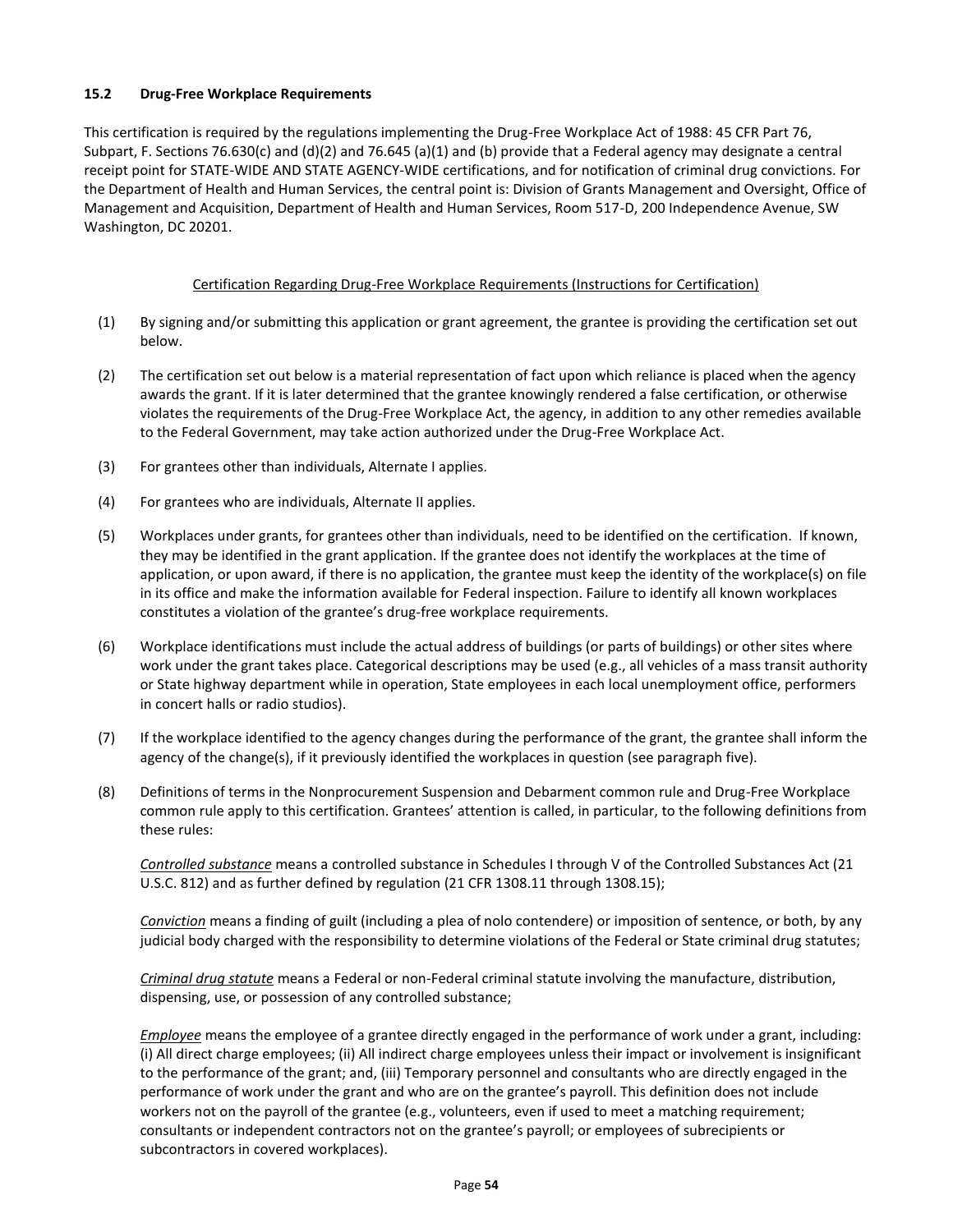### 15.2 Drug-Free Workplace Requirements

This certification is required by the regulations implementing the Drug-Free Workplace Act of 1988: 45 CFR Part 76, Subpart, F. Sections 76.630(c) and (d)(2) and 76.645 (a)(1) and (b) provide that a Federal agency may designate a central receipt point for STATE-WIDE AND STATE AGENCY-WIDE certifications, and for notification of criminal drug convictions. For the Department of Health and Human Services, the central point is: Division of Grants Management and Oversight, Office of Management and Acquisition, Department of Health and Human Services, Room 517-D, 200 Independence Avenue, SW Washington, DC 20201.

<u>Certification Regarding Drug-Free Workplace Requirements (Instructions for Certification)</u>

(1) By signing and/or submitting this application or grant agreement, the grantee is providing the certification set out below.

(2) The certification set out below is a material representation of fact upon which reliance is placed when the agency awards the grant. If it is later determined that the grantee knowingly rendered a false certification, or otherwise violates the requirements of the Drug-Free Workplace Act, the agency, in addition to any other remedies available to the Federal Government, may take action authorized under the Drug-Free Workplace Act.

(3) For grantees other than individuals, Alternate I applies.

(4) For grantees who are individuals, Alternate II applies.

(5) Workplaces under grants, for grantees other than individuals, need to be identified on the certification. If known, they may be identified in the grant application. If the grantee does not identify the workplaces at the time of application, or upon award, if there is no application, the grantee must keep the identity of the workplace(s) on file in its office and make the information available for Federal inspection. Failure to identify all known workplaces constitutes a violation of the grantee's drug-free workplace requirements.

(6) Workplace identifications must include the actual address of buildings (or parts of buildings) or other sites where work under the grant takes place. Categorical descriptions may be used (e.g., all vehicles of a mass transit authority or State highway department while in operation, State employees in each local unemployment office, performers in concert halls or radio studios).

(7) If the workplace identified to the agency changes during the performance of the grant, the grantee shall inform the agency of the change(s), if it previously identified the workplaces in question (see paragraph five).

(8) Definitions of terms in the Nonprocurement Suspension and Debarment common rule and Drug-Free Workplace common rule apply to this certification. Grantees' attention is called, in particular, to the following definitions from these rules:

*Controlled substance* means a controlled substance in Schedules I through V of the Controlled Substances Act (21 U.S.C. 812) and as further defined by regulation (21 CFR 1308.11 through 1308.15);

*Conviction* means a finding of guilt (including a plea of nolo contendere) or imposition of sentence, or both, by any judicial body charged with the responsibility to determine violations of the Federal or State criminal drug statutes;

*Criminal drug statute* means a Federal or non-Federal criminal statute involving the manufacture, distribution, dispensing, use, or possession of any controlled substance;

*Employee* means the employee of a grantee directly engaged in the performance of work under a grant, including: (i) All direct charge employees; (ii) All indirect charge employees unless their impact or involvement is insignificant to the performance of the grant; and, (iii) Temporary personnel and consultants who are directly engaged in the performance of work under the grant and who are on the grantee's payroll. This definition does not include workers not on the payroll of the grantee (e.g., volunteers, even if used to meet a matching requirement; consultants or independent contractors not on the grantee's payroll; or employees of subrecipients or subcontractors in covered workplaces).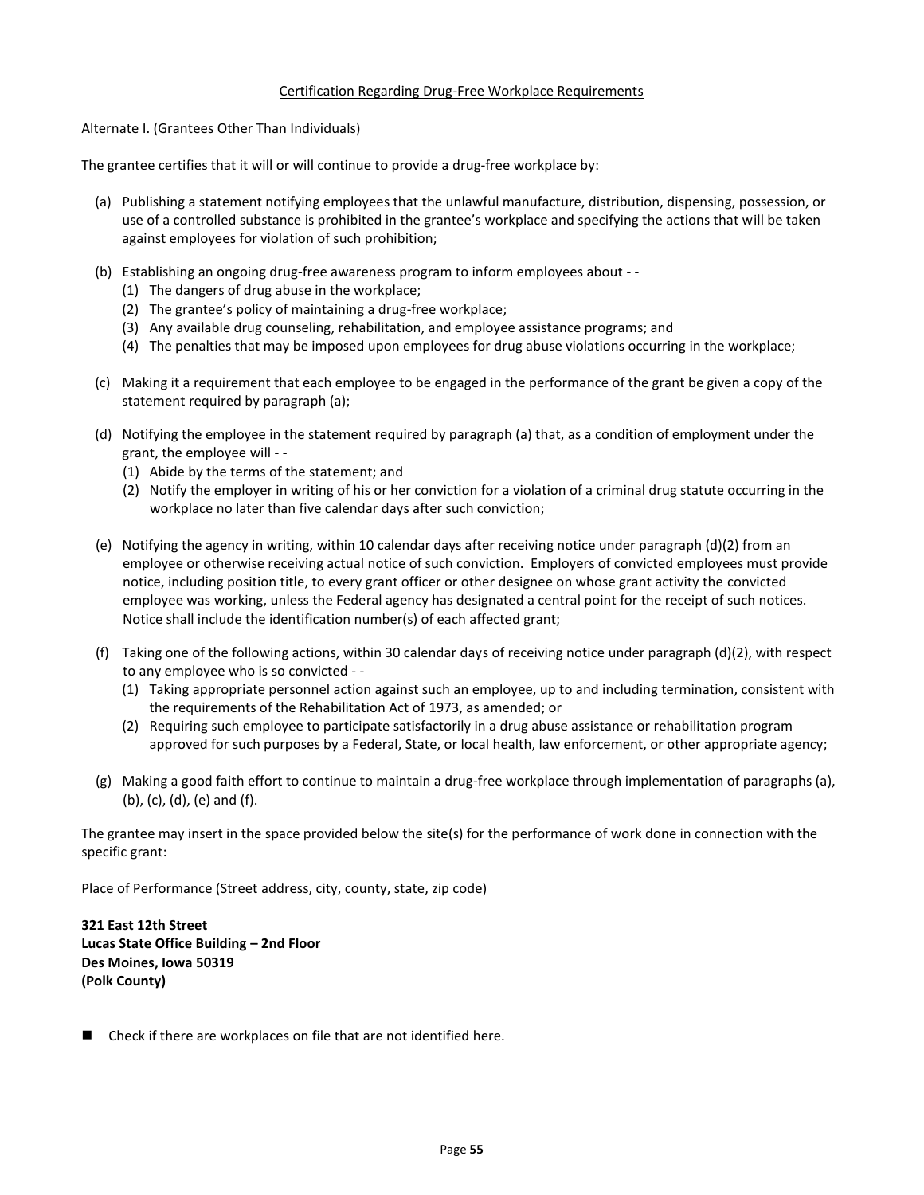Certification Regarding Drug-Free Workplace Requirements

Alternate I. (Grantees Other Than Individuals)

The grantee certifies that it will or will continue to provide a drug-free workplace by:

(a) Publishing a statement notifying employees that the unlawful manufacture, distribution, dispensing, possession, or use of a controlled substance is prohibited in the grantee's workplace and specifying the actions that will be taken against employees for violation of such prohibition;

(b) Establishing an ongoing drug-free awareness program to inform employees about - -
   (1) The dangers of drug abuse in the workplace;
   (2) The grantee's policy of maintaining a drug-free workplace;
   (3) Any available drug counseling, rehabilitation, and employee assistance programs; and
   (4) The penalties that may be imposed upon employees for drug abuse violations occurring in the workplace;

(c) Making it a requirement that each employee to be engaged in the performance of the grant be given a copy of the statement required by paragraph (a);

(d) Notifying the employee in the statement required by paragraph (a) that, as a condition of employment under the grant, the employee will - -
   (1) Abide by the terms of the statement; and
   (2) Notify the employer in writing of his or her conviction for a violation of a criminal drug statute occurring in the workplace no later than five calendar days after such conviction;

(e) Notifying the agency in writing, within 10 calendar days after receiving notice under paragraph (d)(2) from an employee or otherwise receiving actual notice of such conviction. Employers of convicted employees must provide notice, including position title, to every grant officer or other designee on whose grant activity the convicted employee was working, unless the Federal agency has designated a central point for the receipt of such notices. Notice shall include the identification number(s) of each affected grant;

(f) Taking one of the following actions, within 30 calendar days of receiving notice under paragraph (d)(2), with respect to any employee who is so convicted - -
   (1) Taking appropriate personnel action against such an employee, up to and including termination, consistent with the requirements of the Rehabilitation Act of 1973, as amended; or
   (2) Requiring such employee to participate satisfactorily in a drug abuse assistance or rehabilitation program approved for such purposes by a Federal, State, or local health, law enforcement, or other appropriate agency;

(g) Making a good faith effort to continue to maintain a drug-free workplace through implementation of paragraphs (a), (b), (c), (d), (e) and (f).

The grantee may insert in the space provided below the site(s) for the performance of work done in connection with the specific grant:

Place of Performance (Street address, city, county, state, zip code)

**321 East 12th Street**
**Lucas State Office Building – 2nd Floor**
**Des Moines, Iowa 50319**
**(Polk County)**

■ Check if there are workplaces on file that are not identified here.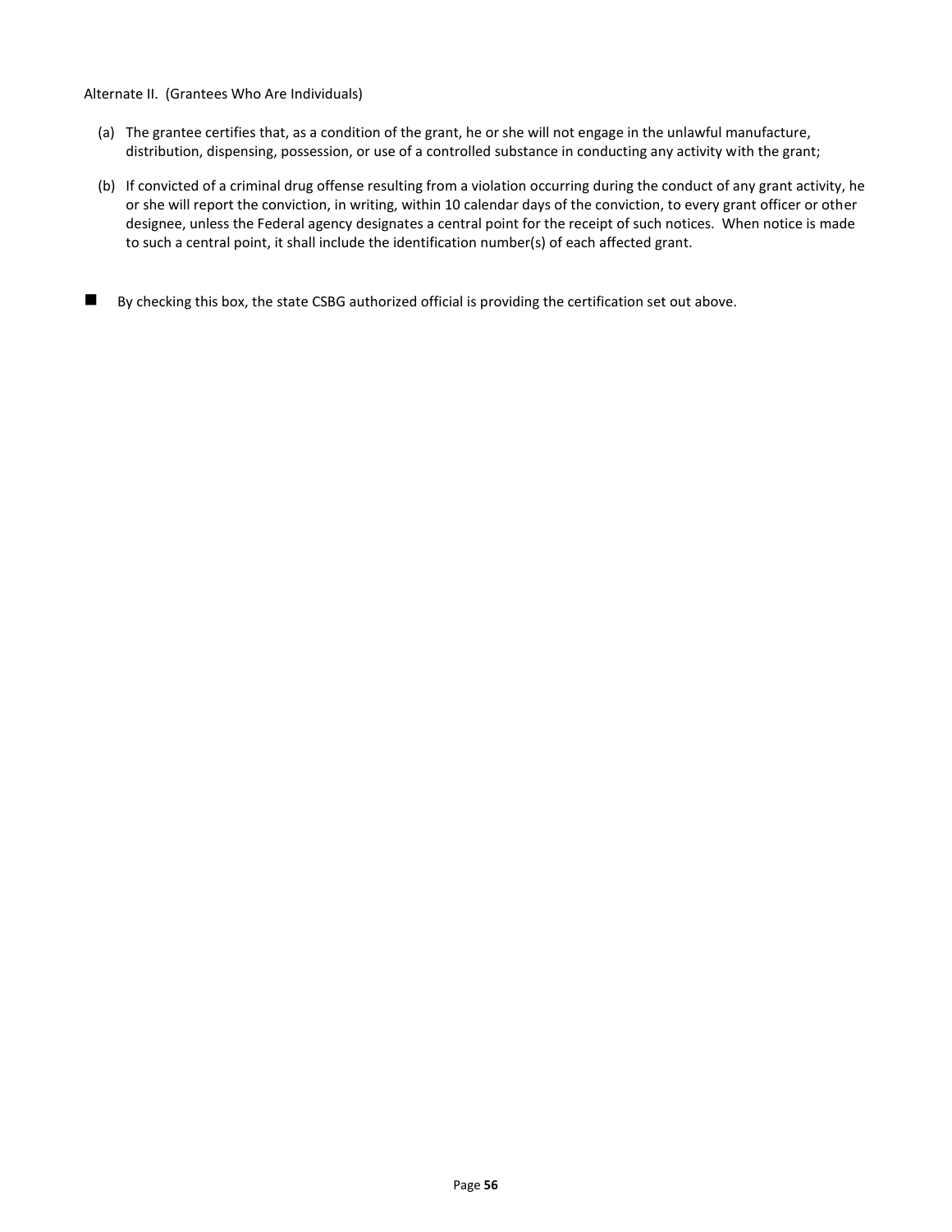Alternate II. (Grantees Who Are Individuals)

(a) The grantee certifies that, as a condition of the grant, he or she will not engage in the unlawful manufacture, distribution, dispensing, possession, or use of a controlled substance in conducting any activity with the grant;

(b) If convicted of a criminal drug offense resulting from a violation occurring during the conduct of any grant activity, he or she will report the conviction, in writing, within 10 calendar days of the conviction, to every grant officer or other designee, unless the Federal agency designates a central point for the receipt of such notices. When notice is made to such a central point, it shall include the identification number(s) of each affected grant.

■ By checking this box, the state CSBG authorized official is providing the certification set out above.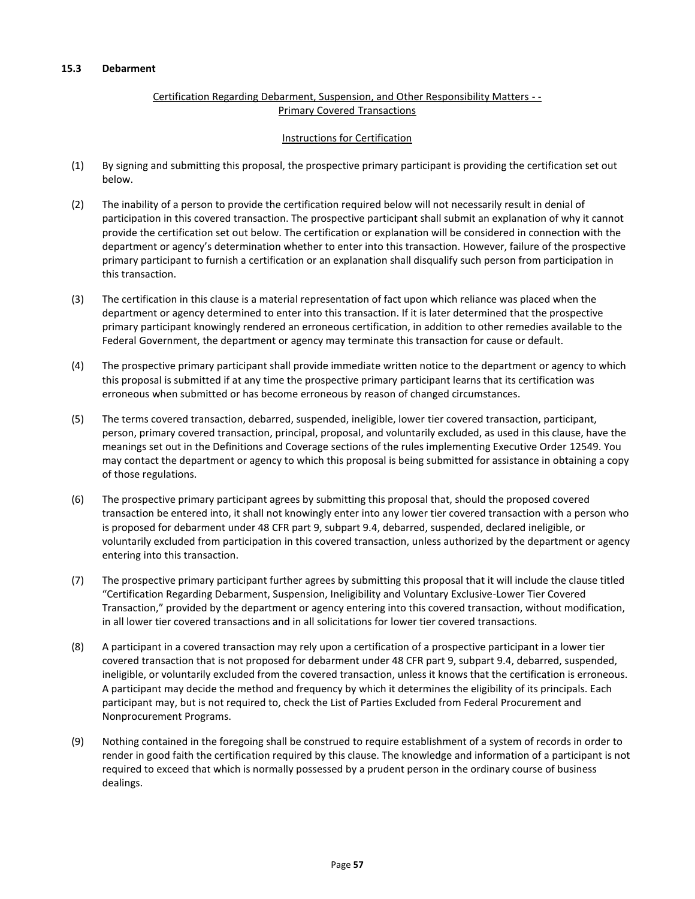### 15.3 Debarment

<u>Certification Regarding Debarment, Suspension, and Other Responsibility Matters - - Primary Covered Transactions</u>

<u>Instructions for Certification</u>

(1) By signing and submitting this proposal, the prospective primary participant is providing the certification set out below.

(2) The inability of a person to provide the certification required below will not necessarily result in denial of participation in this covered transaction. The prospective participant shall submit an explanation of why it cannot provide the certification set out below. The certification or explanation will be considered in connection with the department or agency's determination whether to enter into this transaction. However, failure of the prospective primary participant to furnish a certification or an explanation shall disqualify such person from participation in this transaction.

(3) The certification in this clause is a material representation of fact upon which reliance was placed when the department or agency determined to enter into this transaction. If it is later determined that the prospective primary participant knowingly rendered an erroneous certification, in addition to other remedies available to the Federal Government, the department or agency may terminate this transaction for cause or default.

(4) The prospective primary participant shall provide immediate written notice to the department or agency to which this proposal is submitted if at any time the prospective primary participant learns that its certification was erroneous when submitted or has become erroneous by reason of changed circumstances.

(5) The terms covered transaction, debarred, suspended, ineligible, lower tier covered transaction, participant, person, primary covered transaction, principal, proposal, and voluntarily excluded, as used in this clause, have the meanings set out in the Definitions and Coverage sections of the rules implementing Executive Order 12549. You may contact the department or agency to which this proposal is being submitted for assistance in obtaining a copy of those regulations.

(6) The prospective primary participant agrees by submitting this proposal that, should the proposed covered transaction be entered into, it shall not knowingly enter into any lower tier covered transaction with a person who is proposed for debarment under 48 CFR part 9, subpart 9.4, debarred, suspended, declared ineligible, or voluntarily excluded from participation in this covered transaction, unless authorized by the department or agency entering into this transaction.

(7) The prospective primary participant further agrees by submitting this proposal that it will include the clause titled "Certification Regarding Debarment, Suspension, Ineligibility and Voluntary Exclusive-Lower Tier Covered Transaction," provided by the department or agency entering into this covered transaction, without modification, in all lower tier covered transactions and in all solicitations for lower tier covered transactions.

(8) A participant in a covered transaction may rely upon a certification of a prospective participant in a lower tier covered transaction that is not proposed for debarment under 48 CFR part 9, subpart 9.4, debarred, suspended, ineligible, or voluntarily excluded from the covered transaction, unless it knows that the certification is erroneous. A participant may decide the method and frequency by which it determines the eligibility of its principals. Each participant may, but is not required to, check the List of Parties Excluded from Federal Procurement and Nonprocurement Programs.

(9) Nothing contained in the foregoing shall be construed to require establishment of a system of records in order to render in good faith the certification required by this clause. The knowledge and information of a participant is not required to exceed that which is normally possessed by a prudent person in the ordinary course of business dealings.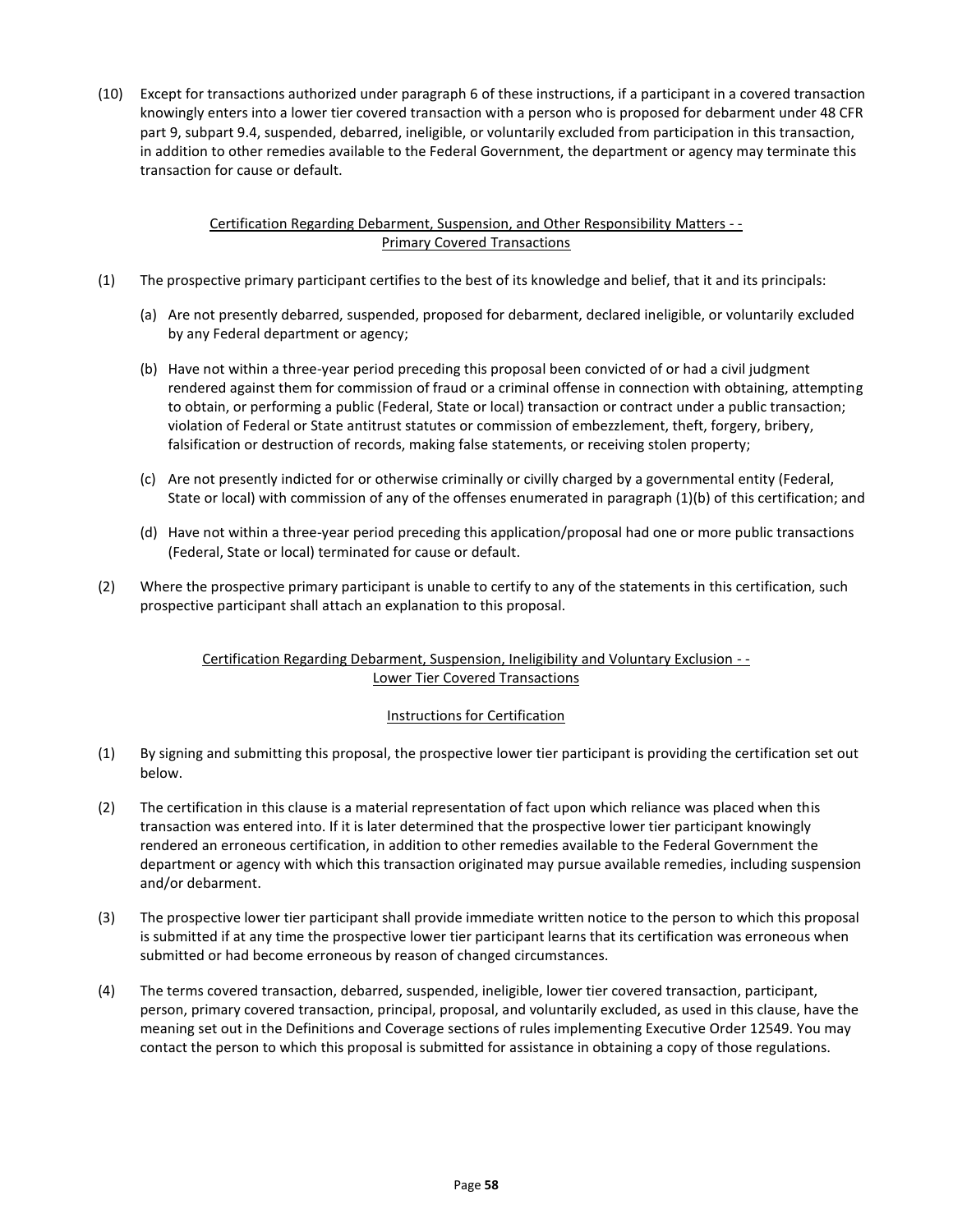(10) Except for transactions authorized under paragraph 6 of these instructions, if a participant in a covered transaction knowingly enters into a lower tier covered transaction with a person who is proposed for debarment under 48 CFR part 9, subpart 9.4, suspended, debarred, ineligible, or voluntarily excluded from participation in this transaction, in addition to other remedies available to the Federal Government, the department or agency may terminate this transaction for cause or default.

<u>Certification Regarding Debarment, Suspension, and Other Responsibility Matters - - Primary Covered Transactions</u>

(1) The prospective primary participant certifies to the best of its knowledge and belief, that it and its principals:

   (a) Are not presently debarred, suspended, proposed for debarment, declared ineligible, or voluntarily excluded by any Federal department or agency;

   (b) Have not within a three-year period preceding this proposal been convicted of or had a civil judgment rendered against them for commission of fraud or a criminal offense in connection with obtaining, attempting to obtain, or performing a public (Federal, State or local) transaction or contract under a public transaction; violation of Federal or State antitrust statutes or commission of embezzlement, theft, forgery, bribery, falsification or destruction of records, making false statements, or receiving stolen property;

   (c) Are not presently indicted for or otherwise criminally or civilly charged by a governmental entity (Federal, State or local) with commission of any of the offenses enumerated in paragraph (1)(b) of this certification; and

   (d) Have not within a three-year period preceding this application/proposal had one or more public transactions (Federal, State or local) terminated for cause or default.

(2) Where the prospective primary participant is unable to certify to any of the statements in this certification, such prospective participant shall attach an explanation to this proposal.

<u>Certification Regarding Debarment, Suspension, Ineligibility and Voluntary Exclusion - - Lower Tier Covered Transactions</u>

<u>Instructions for Certification</u>

(1) By signing and submitting this proposal, the prospective lower tier participant is providing the certification set out below.

(2) The certification in this clause is a material representation of fact upon which reliance was placed when this transaction was entered into. If it is later determined that the prospective lower tier participant knowingly rendered an erroneous certification, in addition to other remedies available to the Federal Government the department or agency with which this transaction originated may pursue available remedies, including suspension and/or debarment.

(3) The prospective lower tier participant shall provide immediate written notice to the person to which this proposal is submitted if at any time the prospective lower tier participant learns that its certification was erroneous when submitted or had become erroneous by reason of changed circumstances.

(4) The terms covered transaction, debarred, suspended, ineligible, lower tier covered transaction, participant, person, primary covered transaction, principal, proposal, and voluntarily excluded, as used in this clause, have the meaning set out in the Definitions and Coverage sections of rules implementing Executive Order 12549. You may contact the person to which this proposal is submitted for assistance in obtaining a copy of those regulations.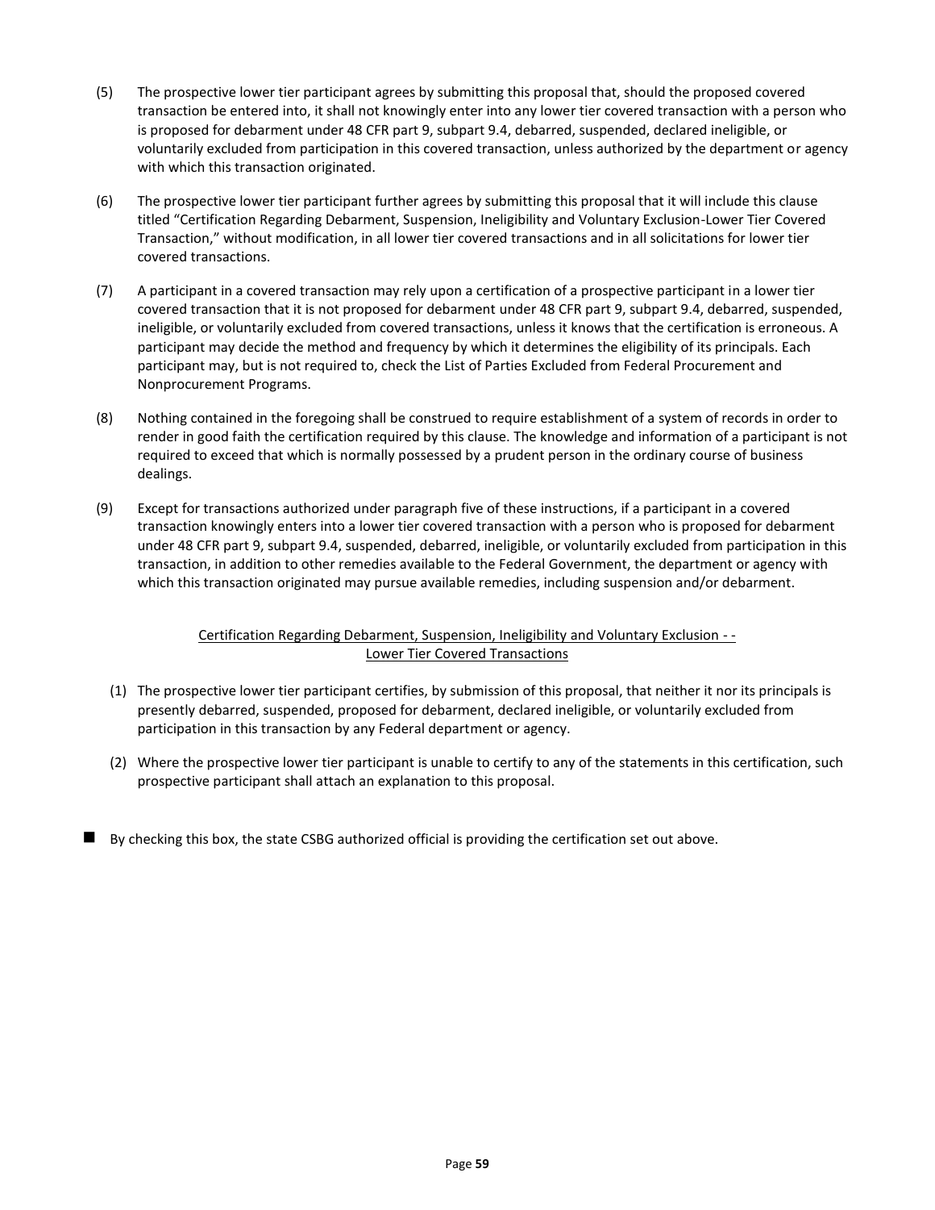(5) The prospective lower tier participant agrees by submitting this proposal that, should the proposed covered transaction be entered into, it shall not knowingly enter into any lower tier covered transaction with a person who is proposed for debarment under 48 CFR part 9, subpart 9.4, debarred, suspended, declared ineligible, or voluntarily excluded from participation in this covered transaction, unless authorized by the department or agency with which this transaction originated.

(6) The prospective lower tier participant further agrees by submitting this proposal that it will include this clause titled "Certification Regarding Debarment, Suspension, Ineligibility and Voluntary Exclusion-Lower Tier Covered Transaction," without modification, in all lower tier covered transactions and in all solicitations for lower tier covered transactions.

(7) A participant in a covered transaction may rely upon a certification of a prospective participant in a lower tier covered transaction that it is not proposed for debarment under 48 CFR part 9, subpart 9.4, debarred, suspended, ineligible, or voluntarily excluded from covered transactions, unless it knows that the certification is erroneous. A participant may decide the method and frequency by which it determines the eligibility of its principals. Each participant may, but is not required to, check the List of Parties Excluded from Federal Procurement and Nonprocurement Programs.

(8) Nothing contained in the foregoing shall be construed to require establishment of a system of records in order to render in good faith the certification required by this clause. The knowledge and information of a participant is not required to exceed that which is normally possessed by a prudent person in the ordinary course of business dealings.

(9) Except for transactions authorized under paragraph five of these instructions, if a participant in a covered transaction knowingly enters into a lower tier covered transaction with a person who is proposed for debarment under 48 CFR part 9, subpart 9.4, suspended, debarred, ineligible, or voluntarily excluded from participation in this transaction, in addition to other remedies available to the Federal Government, the department or agency with which this transaction originated may pursue available remedies, including suspension and/or debarment.

Certification Regarding Debarment, Suspension, Ineligibility and Voluntary Exclusion - - Lower Tier Covered Transactions

(1) The prospective lower tier participant certifies, by submission of this proposal, that neither it nor its principals is presently debarred, suspended, proposed for debarment, declared ineligible, or voluntarily excluded from participation in this transaction by any Federal department or agency.

(2) Where the prospective lower tier participant is unable to certify to any of the statements in this certification, such prospective participant shall attach an explanation to this proposal.

■ By checking this box, the state CSBG authorized official is providing the certification set out above.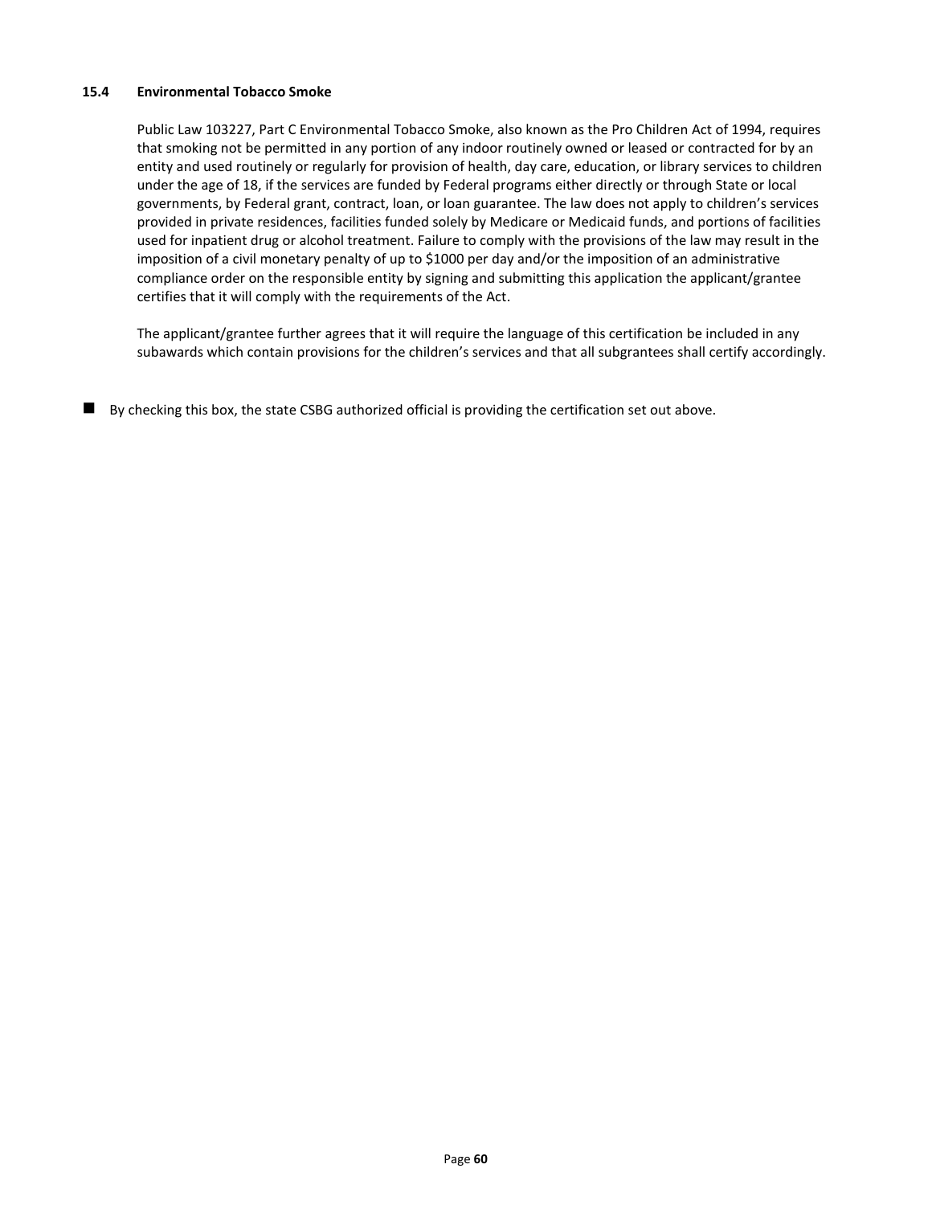### 15.4 Environmental Tobacco Smoke

Public Law 103227, Part C Environmental Tobacco Smoke, also known as the Pro Children Act of 1994, requires that smoking not be permitted in any portion of any indoor routinely owned or leased or contracted for by an entity and used routinely or regularly for provision of health, day care, education, or library services to children under the age of 18, if the services are funded by Federal programs either directly or through State or local governments, by Federal grant, contract, loan, or loan guarantee. The law does not apply to children's services provided in private residences, facilities funded solely by Medicare or Medicaid funds, and portions of facilities used for inpatient drug or alcohol treatment. Failure to comply with the provisions of the law may result in the imposition of a civil monetary penalty of up to $1000 per day and/or the imposition of an administrative compliance order on the responsible entity by signing and submitting this application the applicant/grantee certifies that it will comply with the requirements of the Act.

The applicant/grantee further agrees that it will require the language of this certification be included in any subawards which contain provisions for the children's services and that all subgrantees shall certify accordingly.

■ By checking this box, the state CSBG authorized official is providing the certification set out above.